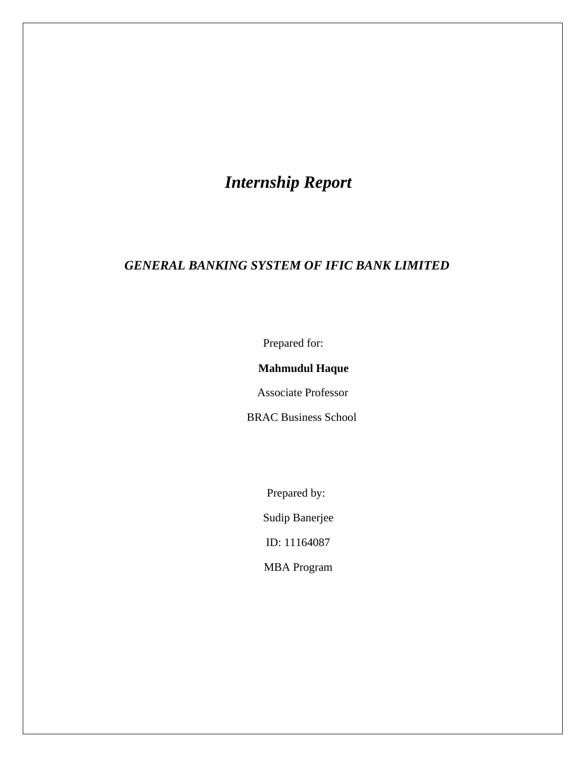# *Internship Report*

## *GENERAL BANKING SYSTEM OF IFIC BANK LIMITED*

Prepared for:

**Mahmudul Haque**

Associate Professor

BRAC Business School

Prepared by:

Sudip Banerjee

ID: 11164087

MBA Program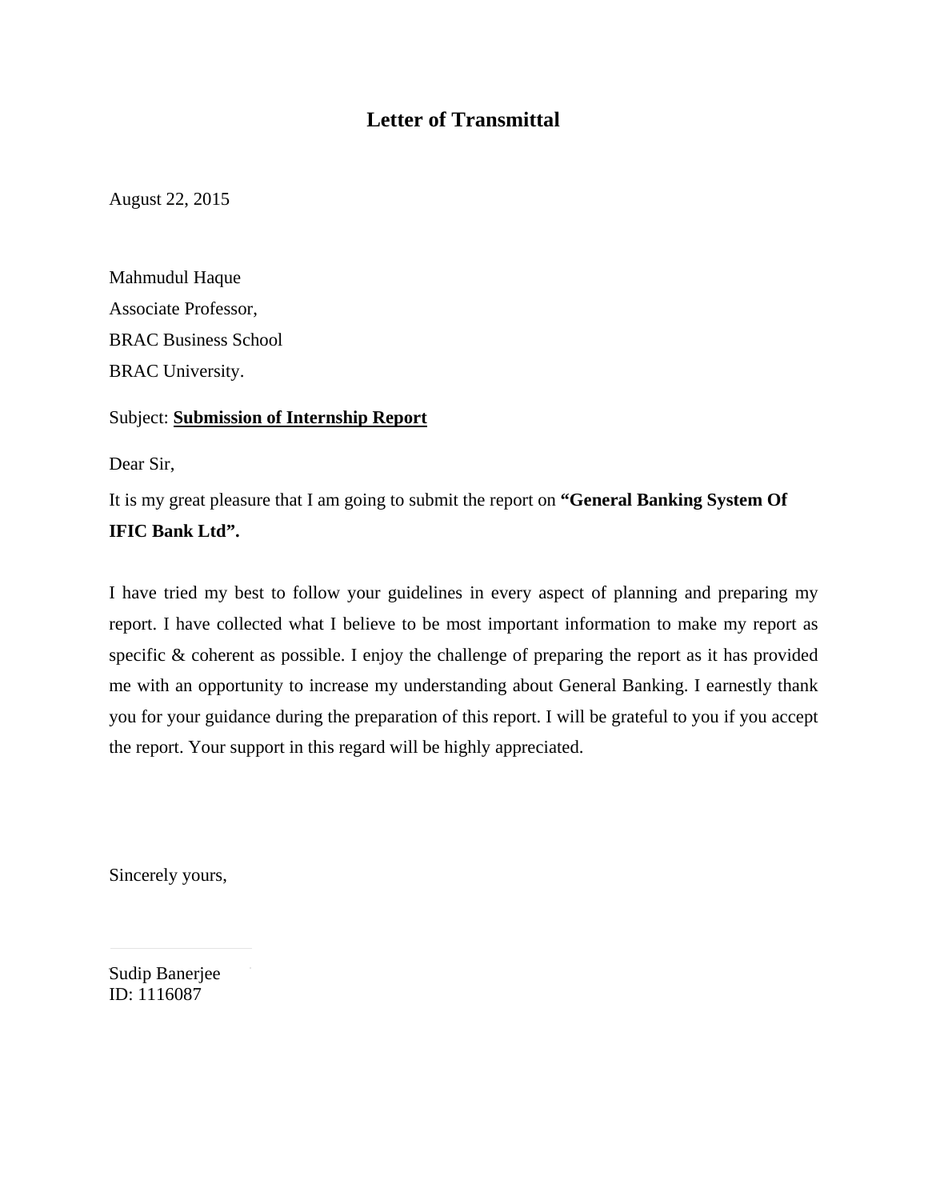# Letter of Transmittal

August 22, 2015

Mahmudul Haque  
Associate Professor,  
BRAC Business School  
BRAC University.

Subject: **Submission of Internship Report**

Dear Sir,

It is my great pleasure that I am going to submit the report on **"General Banking System Of IFIC Bank Ltd".**

I have tried my best to follow your guidelines in every aspect of planning and preparing my report. I have collected what I believe to be most important information to make my report as specific & coherent as possible. I enjoy the challenge of preparing the report as it has provided me with an opportunity to increase my understanding about General Banking. I earnestly thank you for your guidance during the preparation of this report. I will be grateful to you if you accept the report. Your support in this regard will be highly appreciated.

Sincerely yours,

Sudip Banerjee  
ID: 1116087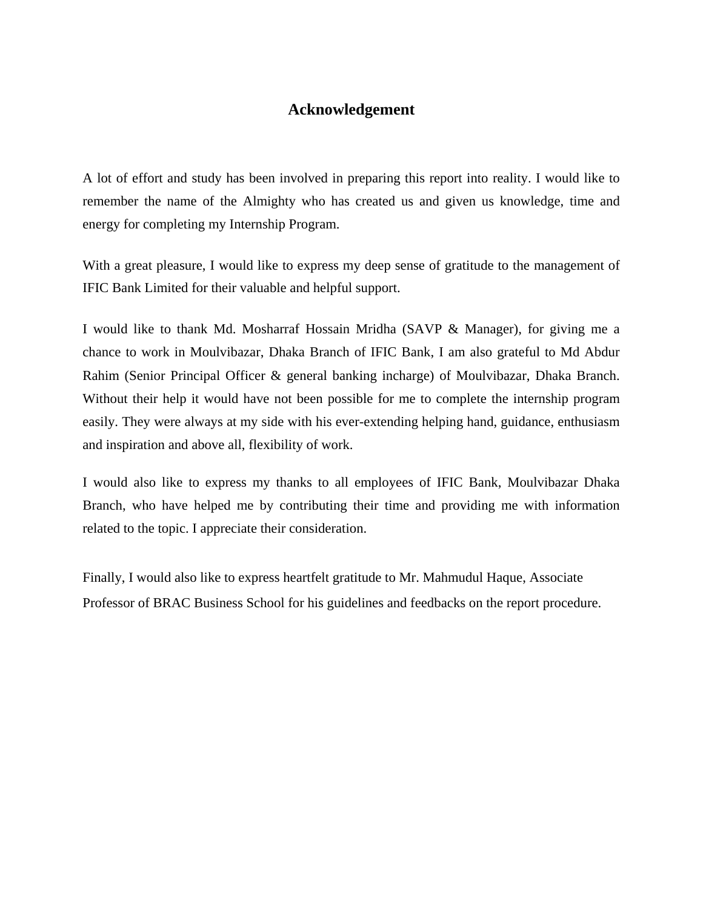# Acknowledgement

A lot of effort and study has been involved in preparing this report into reality. I would like to remember the name of the Almighty who has created us and given us knowledge, time and energy for completing my Internship Program.

With a great pleasure, I would like to express my deep sense of gratitude to the management of IFIC Bank Limited for their valuable and helpful support.

I would like to thank Md. Mosharraf Hossain Mridha (SAVP & Manager), for giving me a chance to work in Moulvibazar, Dhaka Branch of IFIC Bank, I am also grateful to Md Abdur Rahim (Senior Principal Officer & general banking incharge) of Moulvibazar, Dhaka Branch. Without their help it would have not been possible for me to complete the internship program easily. They were always at my side with his ever-extending helping hand, guidance, enthusiasm and inspiration and above all, flexibility of work.

I would also like to express my thanks to all employees of IFIC Bank, Moulvibazar Dhaka Branch, who have helped me by contributing their time and providing me with information related to the topic. I appreciate their consideration.

Finally, I would also like to express heartfelt gratitude to Mr. Mahmudul Haque, Associate Professor of BRAC Business School for his guidelines and feedbacks on the report procedure.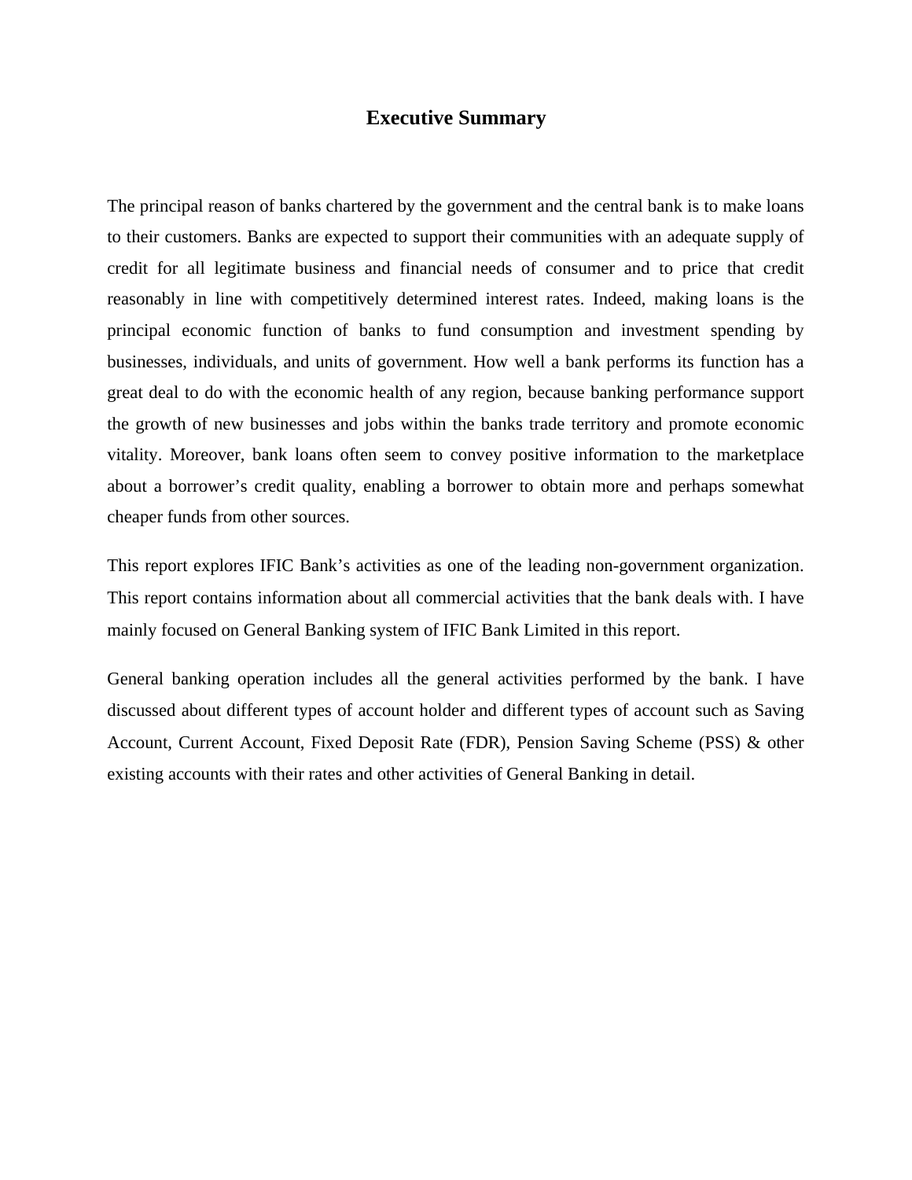# Executive Summary

The principal reason of banks chartered by the government and the central bank is to make loans to their customers. Banks are expected to support their communities with an adequate supply of credit for all legitimate business and financial needs of consumer and to price that credit reasonably in line with competitively determined interest rates. Indeed, making loans is the principal economic function of banks to fund consumption and investment spending by businesses, individuals, and units of government. How well a bank performs its function has a great deal to do with the economic health of any region, because banking performance support the growth of new businesses and jobs within the banks trade territory and promote economic vitality. Moreover, bank loans often seem to convey positive information to the marketplace about a borrower's credit quality, enabling a borrower to obtain more and perhaps somewhat cheaper funds from other sources.

This report explores IFIC Bank's activities as one of the leading non-government organization. This report contains information about all commercial activities that the bank deals with. I have mainly focused on General Banking system of IFIC Bank Limited in this report.

General banking operation includes all the general activities performed by the bank. I have discussed about different types of account holder and different types of account such as Saving Account, Current Account, Fixed Deposit Rate (FDR), Pension Saving Scheme (PSS) & other existing accounts with their rates and other activities of General Banking in detail.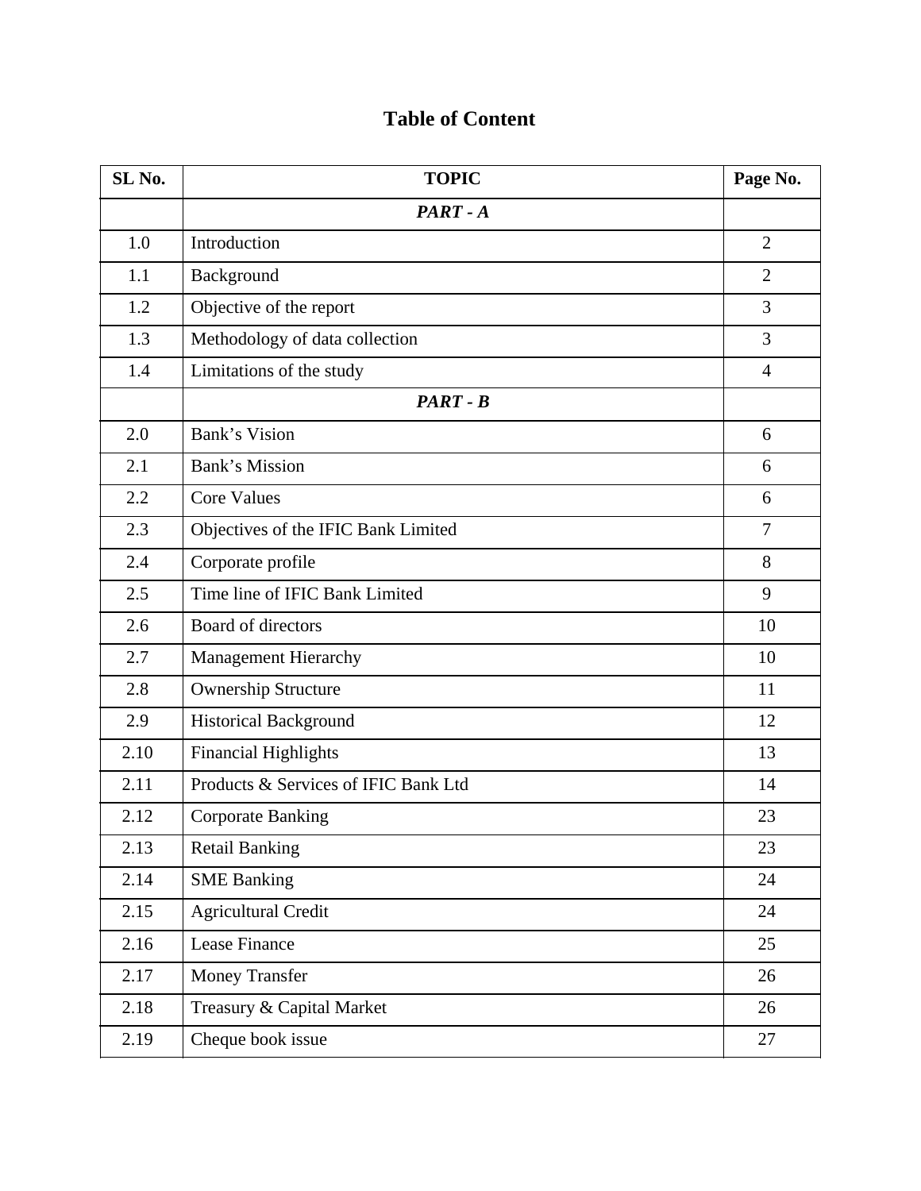# Table of Content

| SL No. | TOPIC | Page No. |
|---|---|---|
| | ***PART - A*** | |
| 1.0 | Introduction | 2 |
| 1.1 | Background | 2 |
| 1.2 | Objective of the report | 3 |
| 1.3 | Methodology of data collection | 3 |
| 1.4 | Limitations of the study | 4 |
| | ***PART - B*** | |
| 2.0 | Bank’s Vision | 6 |
| 2.1 | Bank’s Mission | 6 |
| 2.2 | Core Values | 6 |
| 2.3 | Objectives of the IFIC Bank Limited | 7 |
| 2.4 | Corporate profile | 8 |
| 2.5 | Time line of IFIC Bank Limited | 9 |
| 2.6 | Board of directors | 10 |
| 2.7 | Management Hierarchy | 10 |
| 2.8 | Ownership Structure | 11 |
| 2.9 | Historical Background | 12 |
| 2.10 | Financial Highlights | 13 |
| 2.11 | Products & Services of IFIC Bank Ltd | 14 |
| 2.12 | Corporate Banking | 23 |
| 2.13 | Retail Banking | 23 |
| 2.14 | SME Banking | 24 |
| 2.15 | Agricultural Credit | 24 |
| 2.16 | Lease Finance | 25 |
| 2.17 | Money Transfer | 26 |
| 2.18 | Treasury & Capital Market | 26 |
| 2.19 | Cheque book issue | 27 |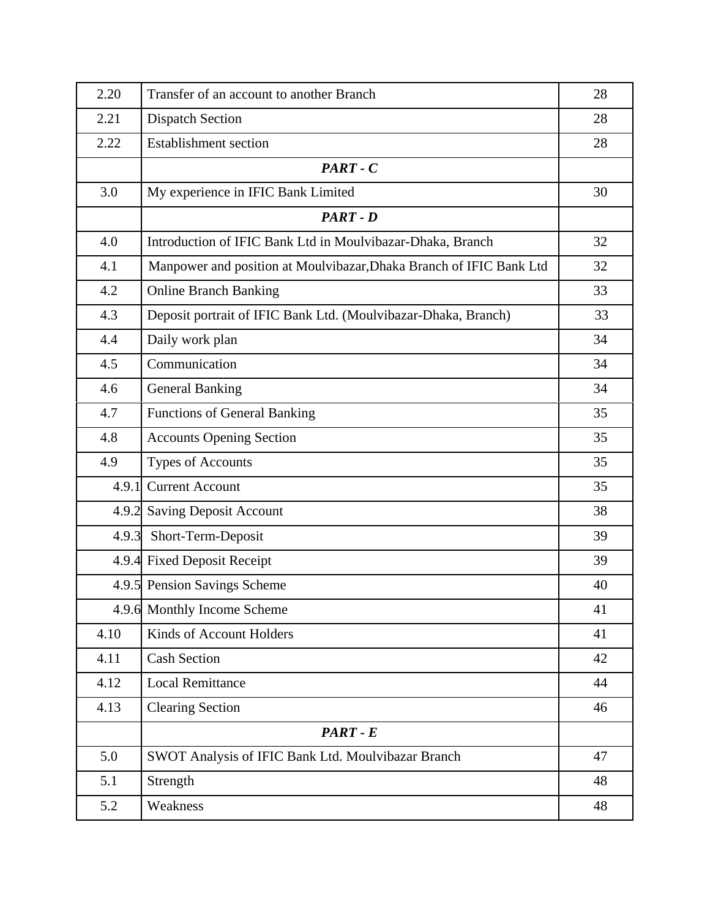| 2.20 | Transfer of an account to another Branch | 28 |
|---|---|---|
| 2.21 | Dispatch Section | 28 |
| 2.22 | Establishment section | 28 |
| | ***PART - C*** | |
| 3.0 | My experience in IFIC Bank Limited | 30 |
| | ***PART - D*** | |
| 4.0 | Introduction of IFIC Bank Ltd in Moulvibazar-Dhaka, Branch | 32 |
| 4.1 | Manpower and position at Moulvibazar,Dhaka Branch of IFIC Bank Ltd | 32 |
| 4.2 | Online Branch Banking | 33 |
| 4.3 | Deposit portrait of IFIC Bank Ltd. (Moulvibazar-Dhaka, Branch) | 33 |
| 4.4 | Daily work plan | 34 |
| 4.5 | Communication | 34 |
| 4.6 | General Banking | 34 |
| 4.7 | Functions of General Banking | 35 |
| 4.8 | Accounts Opening Section | 35 |
| 4.9 | Types of Accounts | 35 |
| 4.9.1 | Current Account | 35 |
| 4.9.2 | Saving Deposit Account | 38 |
| 4.9.3 | Short-Term-Deposit | 39 |
| 4.9.4 | Fixed Deposit Receipt | 39 |
| 4.9.5 | Pension Savings Scheme | 40 |
| 4.9.6 | Monthly Income Scheme | 41 |
| 4.10 | Kinds of Account Holders | 41 |
| 4.11 | Cash Section | 42 |
| 4.12 | Local Remittance | 44 |
| 4.13 | Clearing Section | 46 |
| | ***PART - E*** | |
| 5.0 | SWOT Analysis of IFIC Bank Ltd. Moulvibazar Branch | 47 |
| 5.1 | Strength | 48 |
| 5.2 | Weakness | 48 |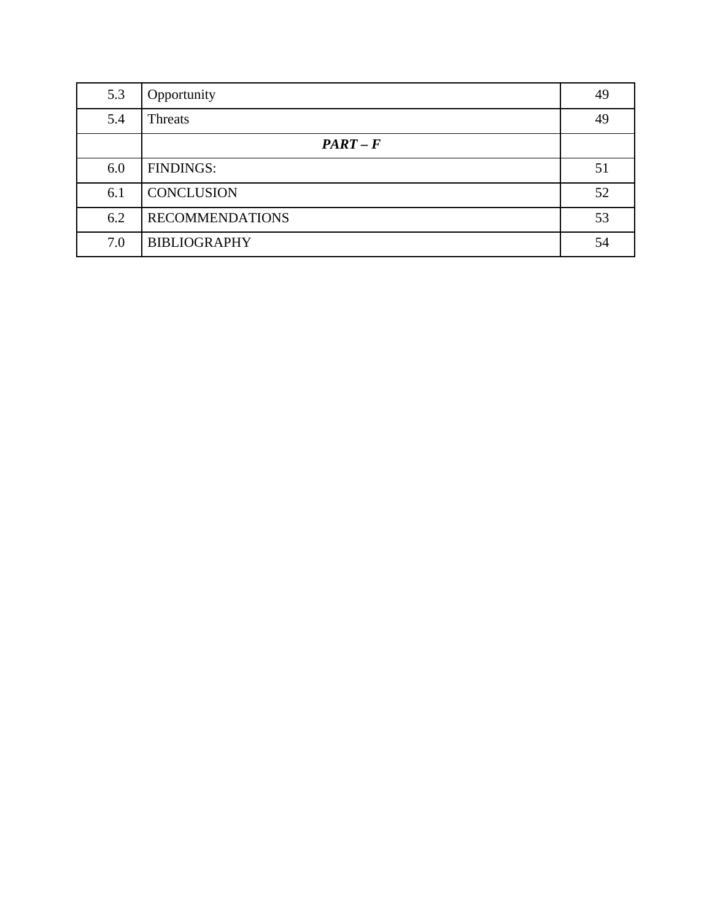| | | |
|---|---|---|
| 5.3 | Opportunity | 49 |
| 5.4 | Threats | 49 |
| | ***PART – F*** | |
| 6.0 | FINDINGS: | 51 |
| 6.1 | CONCLUSION | 52 |
| 6.2 | RECOMMENDATIONS | 53 |
| 7.0 | BIBLIOGRAPHY | 54 |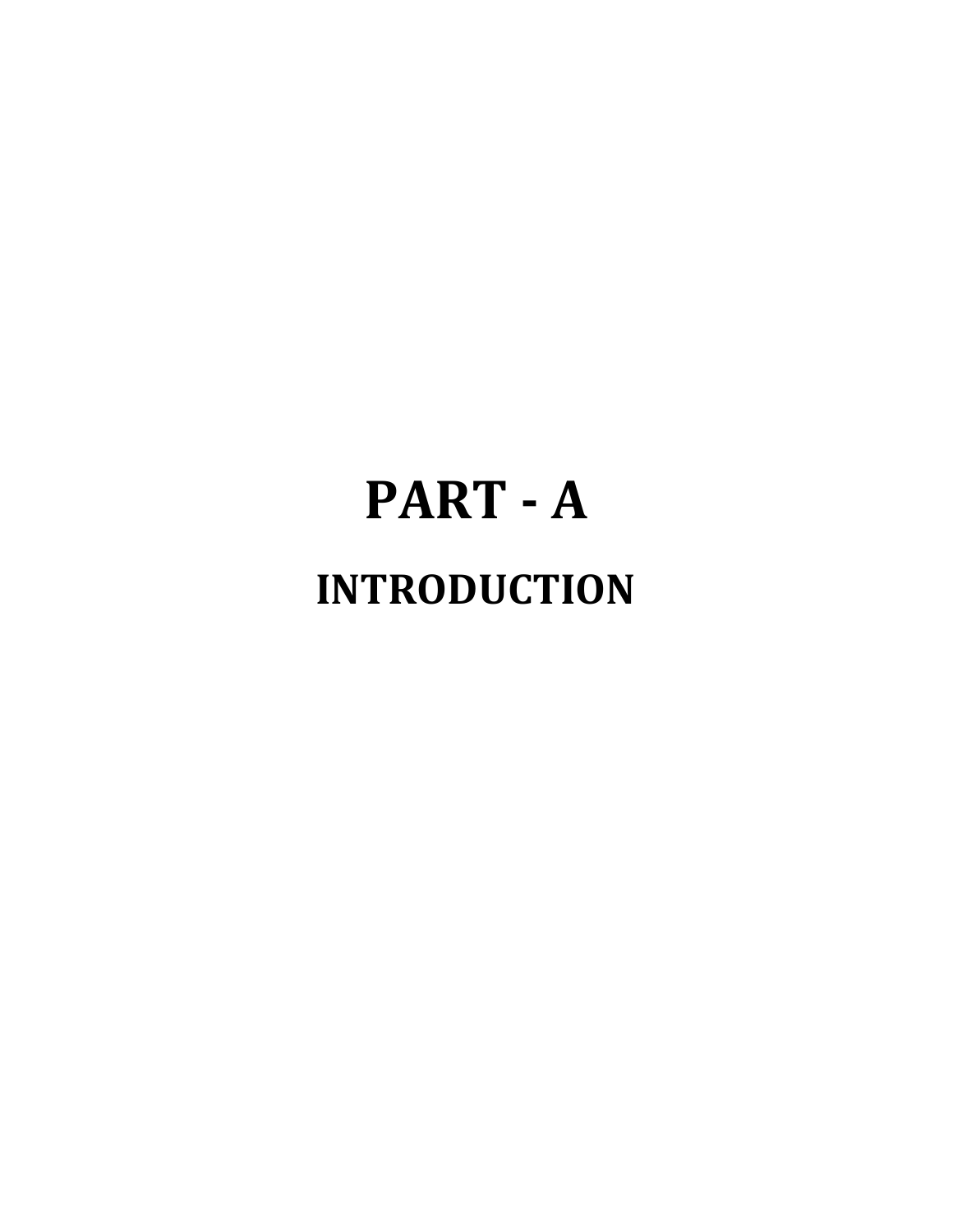# PART - A

## INTRODUCTION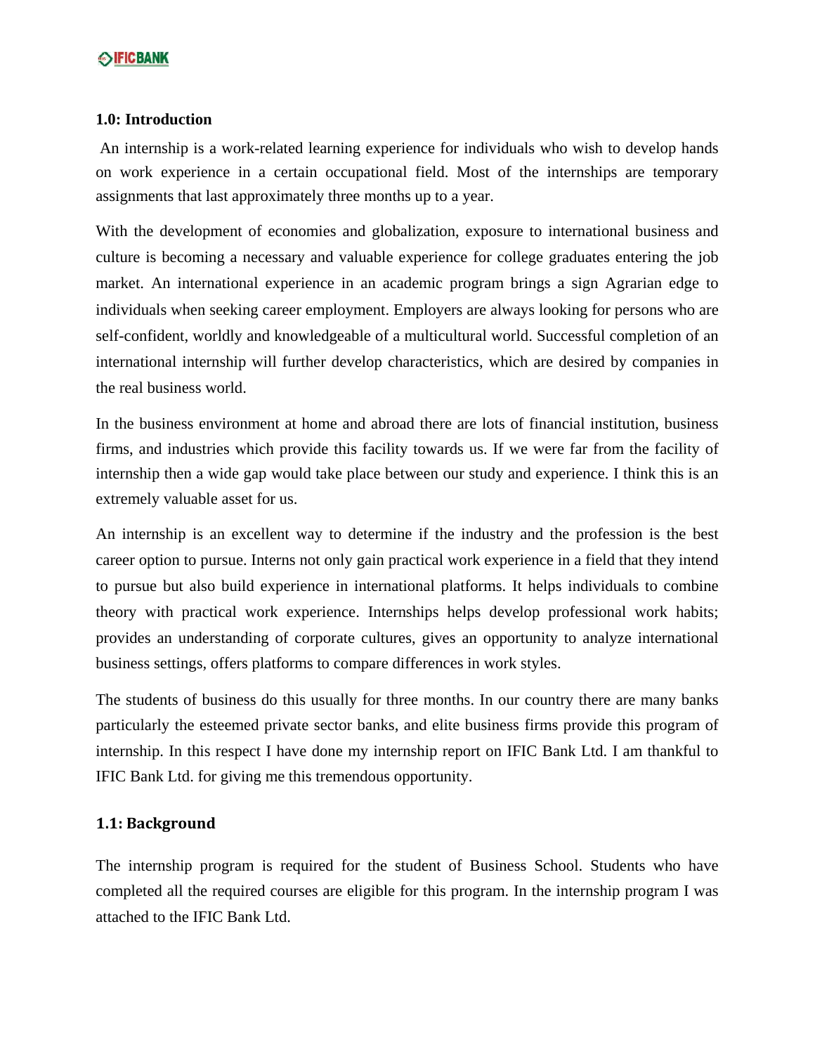## 1.0: Introduction

An internship is a work-related learning experience for individuals who wish to develop hands on work experience in a certain occupational field. Most of the internships are temporary assignments that last approximately three months up to a year.

With the development of economies and globalization, exposure to international business and culture is becoming a necessary and valuable experience for college graduates entering the job market. An international experience in an academic program brings a sign Agrarian edge to individuals when seeking career employment. Employers are always looking for persons who are self-confident, worldly and knowledgeable of a multicultural world. Successful completion of an international internship will further develop characteristics, which are desired by companies in the real business world.

In the business environment at home and abroad there are lots of financial institution, business firms, and industries which provide this facility towards us. If we were far from the facility of internship then a wide gap would take place between our study and experience. I think this is an extremely valuable asset for us.

An internship is an excellent way to determine if the industry and the profession is the best career option to pursue. Interns not only gain practical work experience in a field that they intend to pursue but also build experience in international platforms. It helps individuals to combine theory with practical work experience. Internships helps develop professional work habits; provides an understanding of corporate cultures, gives an opportunity to analyze international business settings, offers platforms to compare differences in work styles.

The students of business do this usually for three months. In our country there are many banks particularly the esteemed private sector banks, and elite business firms provide this program of internship. In this respect I have done my internship report on IFIC Bank Ltd. I am thankful to IFIC Bank Ltd. for giving me this tremendous opportunity.

## 1.1: Background

The internship program is required for the student of Business School. Students who have completed all the required courses are eligible for this program. In the internship program I was attached to the IFIC Bank Ltd.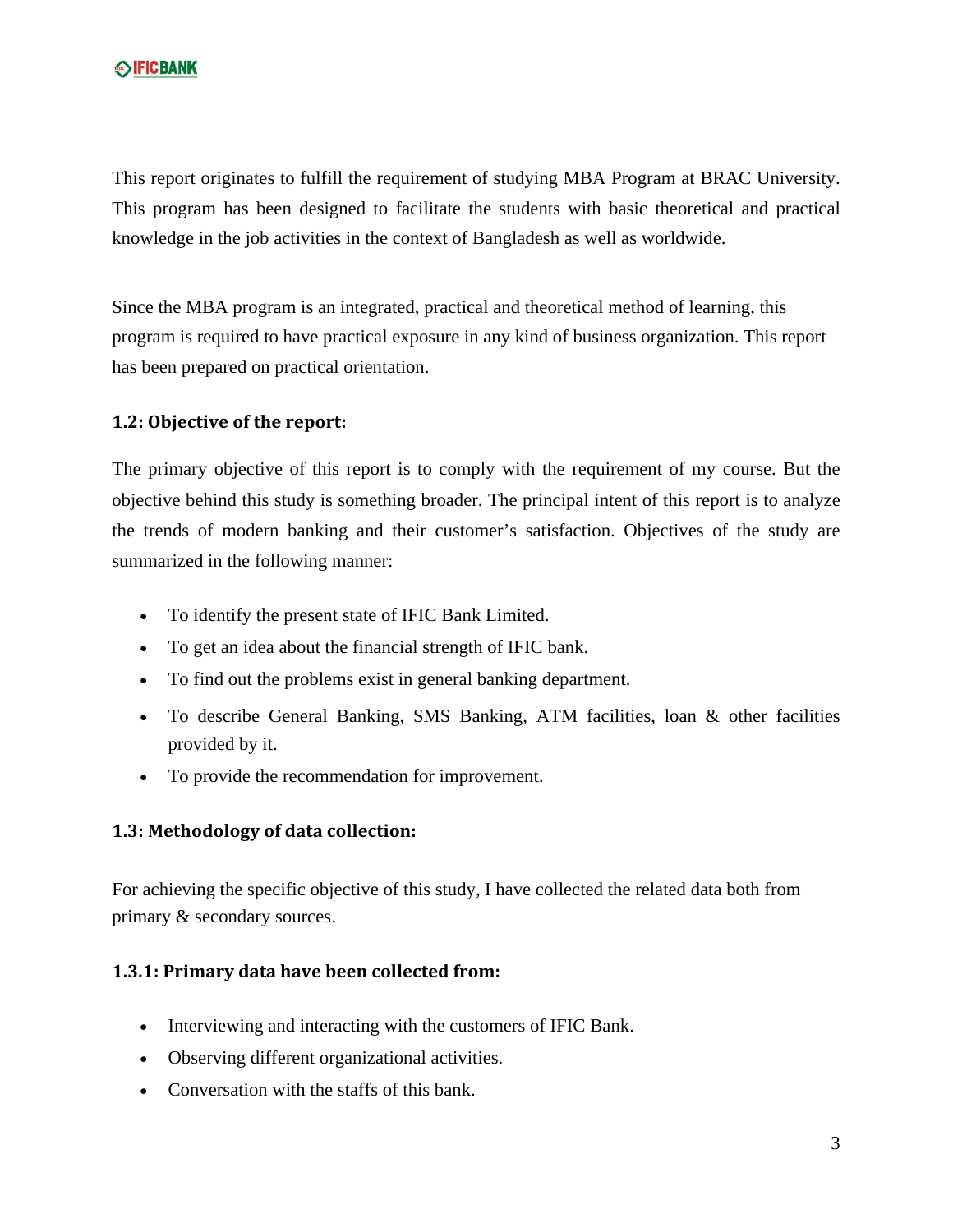This report originates to fulfill the requirement of studying MBA Program at BRAC University. This program has been designed to facilitate the students with basic theoretical and practical knowledge in the job activities in the context of Bangladesh as well as worldwide.

Since the MBA program is an integrated, practical and theoretical method of learning, this program is required to have practical exposure in any kind of business organization. This report has been prepared on practical orientation.

### 1.2: Objective of the report:

The primary objective of this report is to comply with the requirement of my course. But the objective behind this study is something broader. The principal intent of this report is to analyze the trends of modern banking and their customer's satisfaction. Objectives of the study are summarized in the following manner:

- To identify the present state of IFIC Bank Limited.
- To get an idea about the financial strength of IFIC bank.
- To find out the problems exist in general banking department.
- To describe General Banking, SMS Banking, ATM facilities, loan & other facilities provided by it.
- To provide the recommendation for improvement.

### 1.3: Methodology of data collection:

For achieving the specific objective of this study, I have collected the related data both from primary & secondary sources.

#### 1.3.1: Primary data have been collected from:

- Interviewing and interacting with the customers of IFIC Bank.
- Observing different organizational activities.
- Conversation with the staffs of this bank.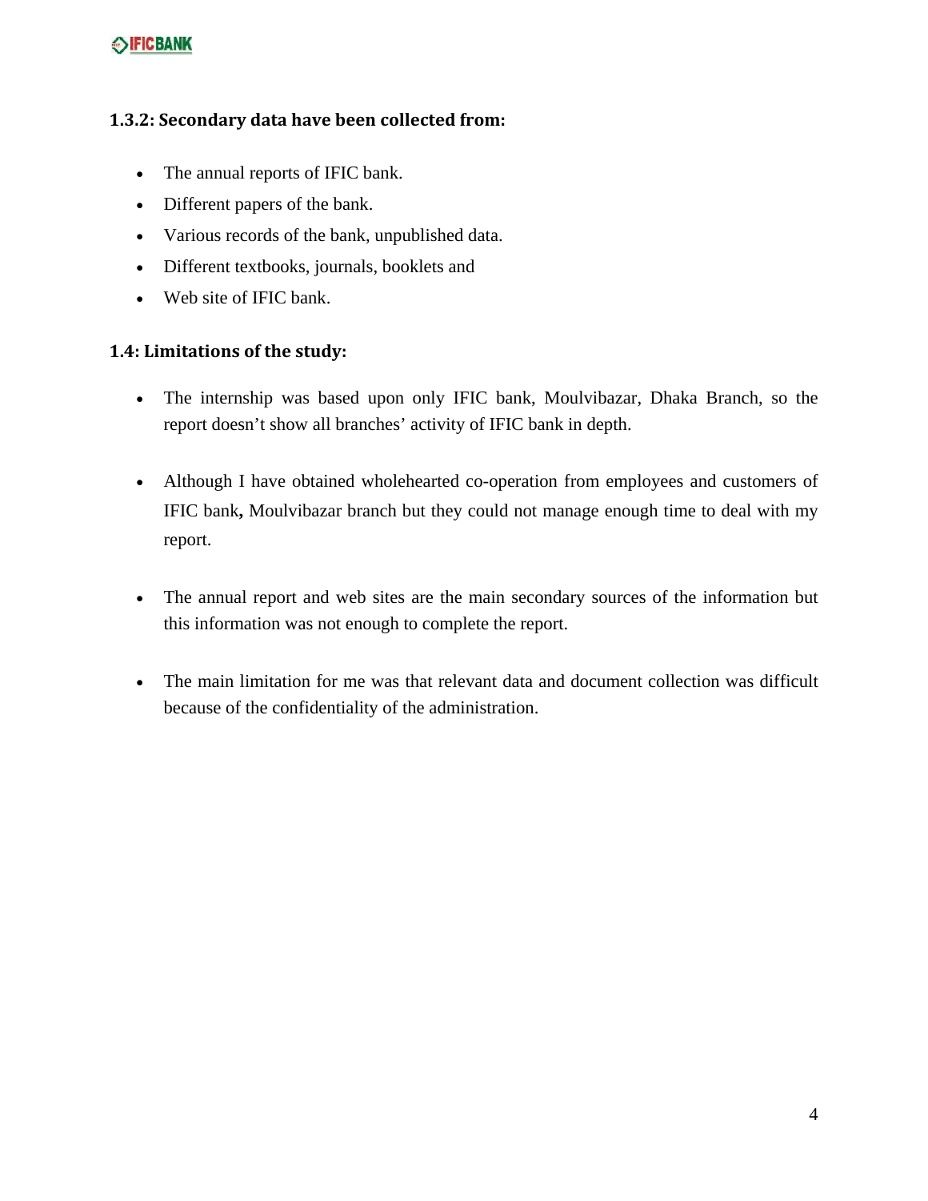### 1.3.2: Secondary data have been collected from:

- The annual reports of IFIC bank.
- Different papers of the bank.
- Various records of the bank, unpublished data.
- Different textbooks, journals, booklets and
- Web site of IFIC bank.

### 1.4: Limitations of the study:

- The internship was based upon only IFIC bank, Moulvibazar, Dhaka Branch, so the report doesn't show all branches' activity of IFIC bank in depth.

- Although I have obtained wholehearted co-operation from employees and customers of IFIC bank**,** Moulvibazar branch but they could not manage enough time to deal with my report.

- The annual report and web sites are the main secondary sources of the information but this information was not enough to complete the report.

- The main limitation for me was that relevant data and document collection was difficult because of the confidentiality of the administration.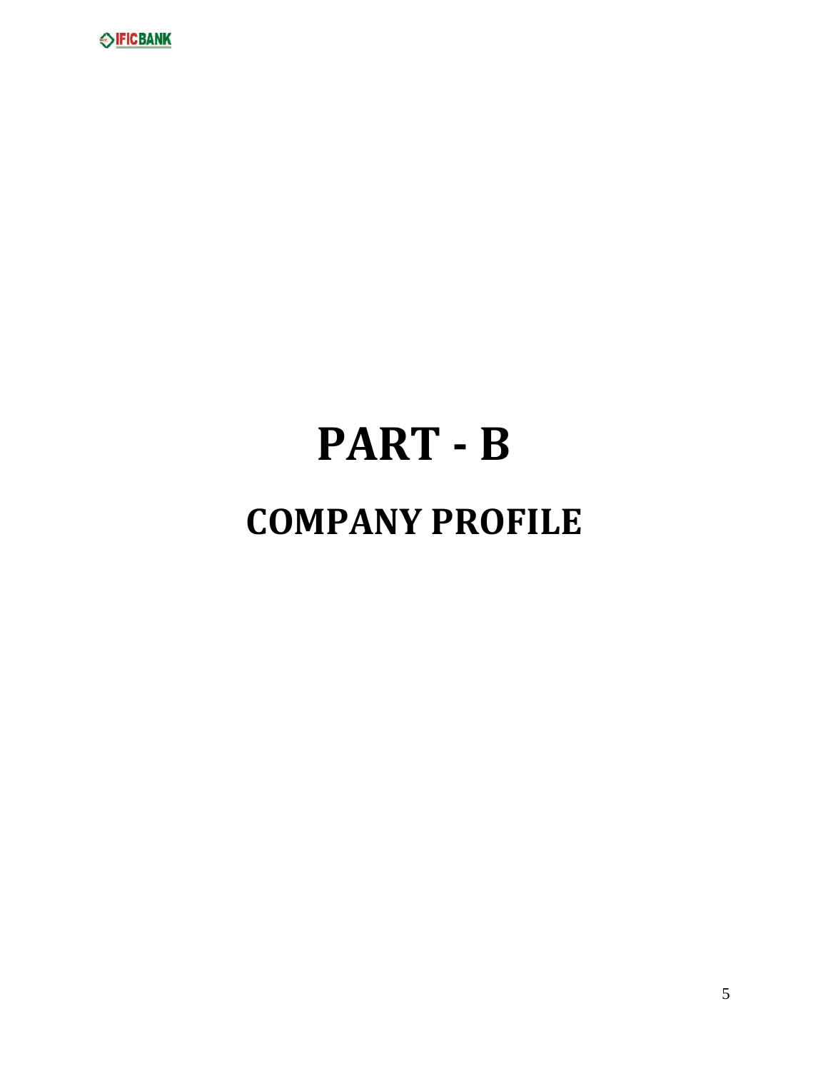# PART - B

## COMPANY PROFILE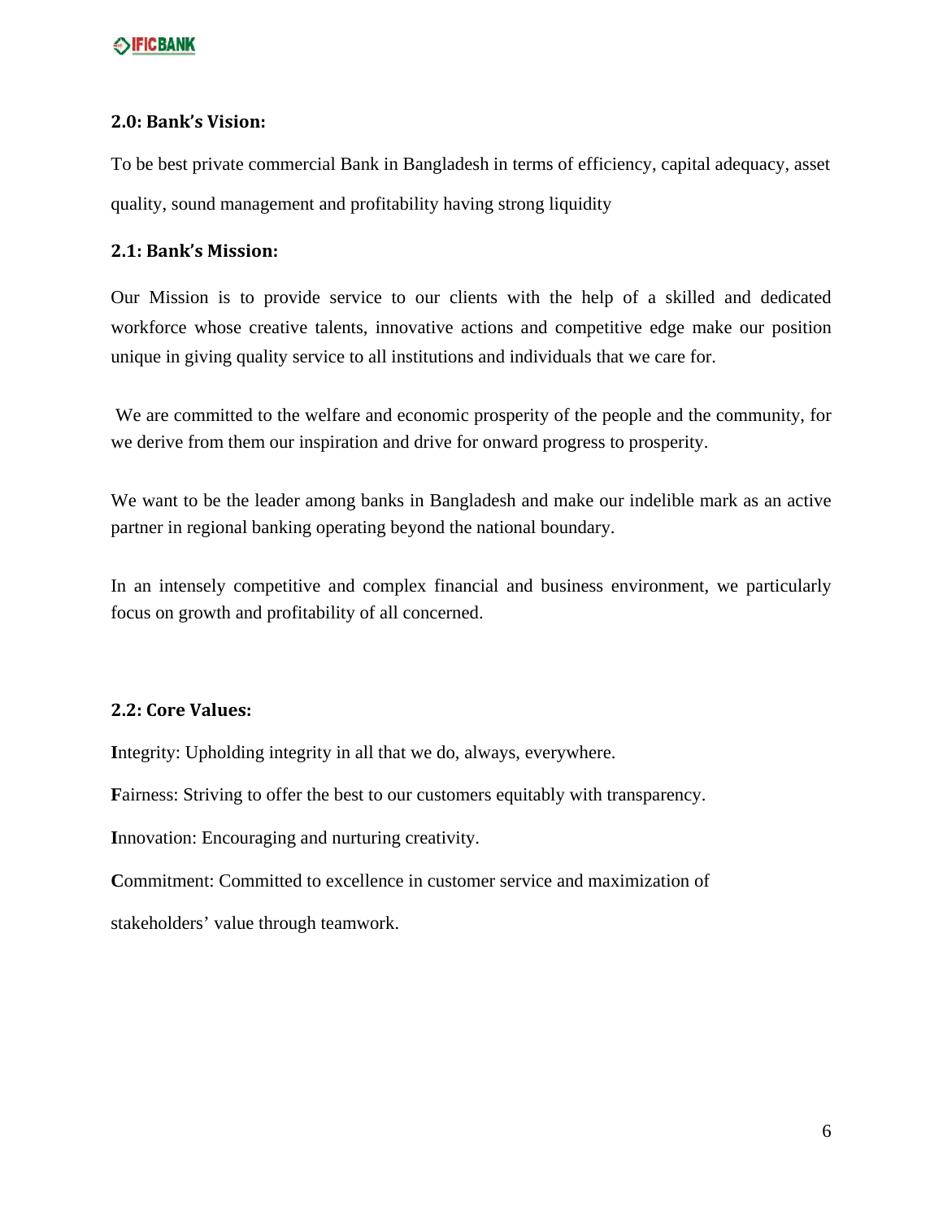### 2.0: Bank's Vision:

To be best private commercial Bank in Bangladesh in terms of efficiency, capital adequacy, asset quality, sound management and profitability having strong liquidity

### 2.1: Bank's Mission:

Our Mission is to provide service to our clients with the help of a skilled and dedicated workforce whose creative talents, innovative actions and competitive edge make our position unique in giving quality service to all institutions and individuals that we care for.

We are committed to the welfare and economic prosperity of the people and the community, for we derive from them our inspiration and drive for onward progress to prosperity.

We want to be the leader among banks in Bangladesh and make our indelible mark as an active partner in regional banking operating beyond the national boundary.

In an intensely competitive and complex financial and business environment, we particularly focus on growth and profitability of all concerned.

### 2.2: Core Values:

**I**ntegrity: Upholding integrity in all that we do, always, everywhere.

**F**airness: Striving to offer the best to our customers equitably with transparency.

**I**nnovation: Encouraging and nurturing creativity.

**C**ommitment: Committed to excellence in customer service and maximization of stakeholders' value through teamwork.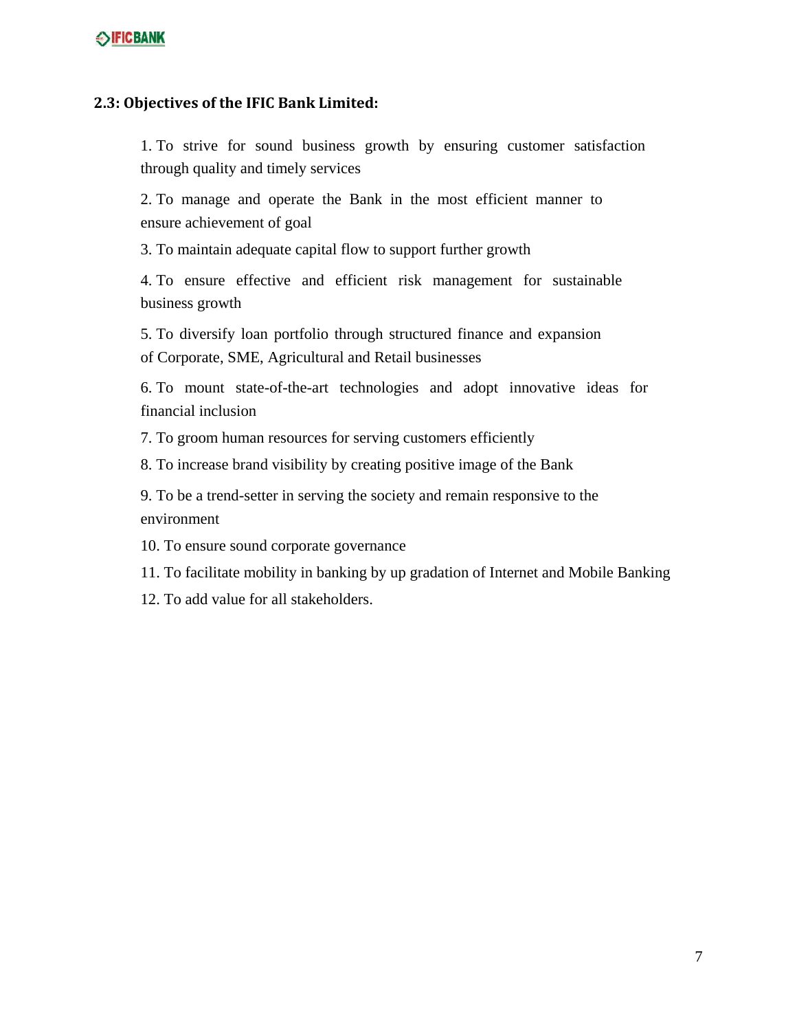## 2.3: Objectives of the IFIC Bank Limited:

1. To strive for sound business growth by ensuring customer satisfaction through quality and timely services
2. To manage and operate the Bank in the most efficient manner to ensure achievement of goal
3. To maintain adequate capital flow to support further growth
4. To ensure effective and efficient risk management for sustainable business growth
5. To diversify loan portfolio through structured finance and expansion of Corporate, SME, Agricultural and Retail businesses
6. To mount state-of-the-art technologies and adopt innovative ideas for financial inclusion
7. To groom human resources for serving customers efficiently
8. To increase brand visibility by creating positive image of the Bank
9. To be a trend-setter in serving the society and remain responsive to the environment
10. To ensure sound corporate governance
11. To facilitate mobility in banking by up gradation of Internet and Mobile Banking
12. To add value for all stakeholders.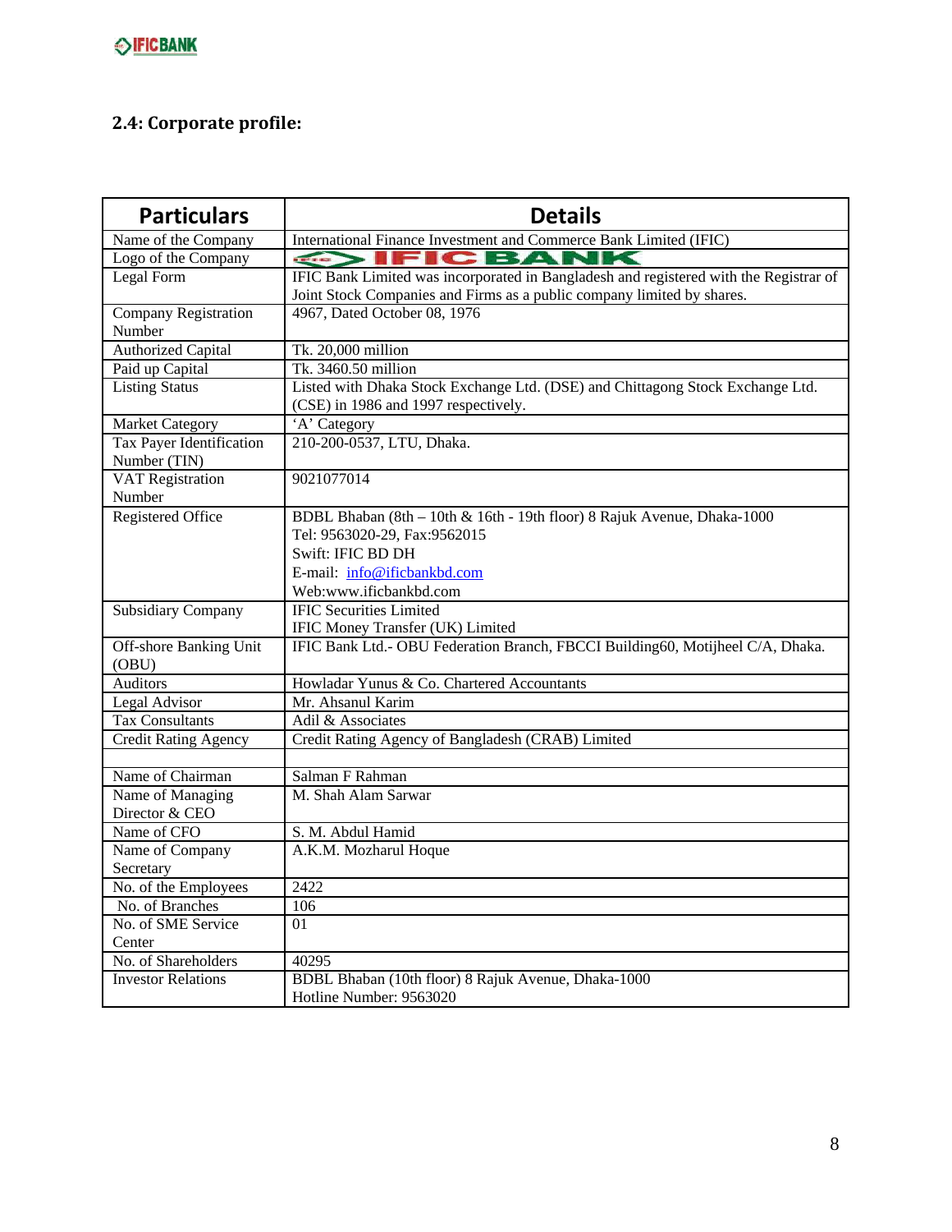## 2.4: Corporate profile:

| Particulars | Details |
|---|---|
| Name of the Company | International Finance Investment and Commerce Bank Limited (IFIC) |
| Logo of the Company | IFIC BANK |
| Legal Form | IFIC Bank Limited was incorporated in Bangladesh and registered with the Registrar of Joint Stock Companies and Firms as a public company limited by shares. |
| Company Registration Number | 4967, Dated October 08, 1976 |
| Authorized Capital | Tk. 20,000 million |
| Paid up Capital | Tk. 3460.50 million |
| Listing Status | Listed with Dhaka Stock Exchange Ltd. (DSE) and Chittagong Stock Exchange Ltd. (CSE) in 1986 and 1997 respectively. |
| Market Category | 'A' Category |
| Tax Payer Identification Number (TIN) | 210-200-0537, LTU, Dhaka. |
| VAT Registration Number | 9021077014 |
| Registered Office | BDBL Bhaban (8th – 10th & 16th - 19th floor) 8 Rajuk Avenue, Dhaka-1000<br>Tel: 9563020-29, Fax:9562015<br>Swift: IFIC BD DH<br>E-mail: info@ificbankbd.com<br>Web:www.ificbankbd.com |
| Subsidiary Company | IFIC Securities Limited<br>IFIC Money Transfer (UK) Limited |
| Off-shore Banking Unit (OBU) | IFIC Bank Ltd.- OBU Federation Branch, FBCCI Building60, Motijheel C/A, Dhaka. |
| Auditors | Howladar Yunus & Co. Chartered Accountants |
| Legal Advisor | Mr. Ahsanul Karim |
| Tax Consultants | Adil & Associates |
| Credit Rating Agency | Credit Rating Agency of Bangladesh (CRAB) Limited |
| | |
| Name of Chairman | Salman F Rahman |
| Name of Managing Director & CEO | M. Shah Alam Sarwar |
| Name of CFO | S. M. Abdul Hamid |
| Name of Company Secretary | A.K.M. Mozharul Hoque |
| No. of the Employees | 2422 |
| No. of Branches | 106 |
| No. of SME Service Center | 01 |
| No. of Shareholders | 40295 |
| Investor Relations | BDBL Bhaban (10th floor) 8 Rajuk Avenue, Dhaka-1000<br>Hotline Number: 9563020 |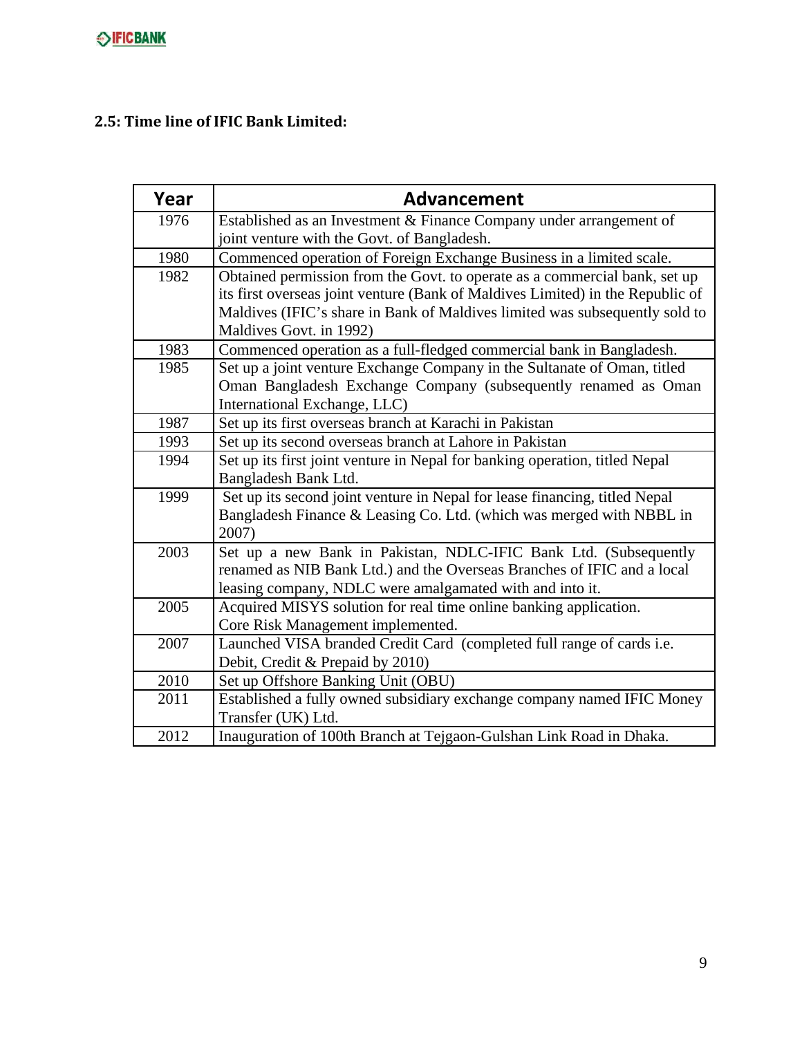## 2.5: Time line of IFIC Bank Limited:

| Year | Advancement |
|---|---|
| 1976 | Established as an Investment & Finance Company under arrangement of joint venture with the Govt. of Bangladesh. |
| 1980 | Commenced operation of Foreign Exchange Business in a limited scale. |
| 1982 | Obtained permission from the Govt. to operate as a commercial bank, set up its first overseas joint venture (Bank of Maldives Limited) in the Republic of Maldives (IFIC's share in Bank of Maldives limited was subsequently sold to Maldives Govt. in 1992) |
| 1983 | Commenced operation as a full-fledged commercial bank in Bangladesh. |
| 1985 | Set up a joint venture Exchange Company in the Sultanate of Oman, titled Oman Bangladesh Exchange Company (subsequently renamed as Oman International Exchange, LLC) |
| 1987 | Set up its first overseas branch at Karachi in Pakistan |
| 1993 | Set up its second overseas branch at Lahore in Pakistan |
| 1994 | Set up its first joint venture in Nepal for banking operation, titled Nepal Bangladesh Bank Ltd. |
| 1999 | Set up its second joint venture in Nepal for lease financing, titled Nepal Bangladesh Finance & Leasing Co. Ltd. (which was merged with NBBL in 2007) |
| 2003 | Set up a new Bank in Pakistan, NDLC-IFIC Bank Ltd. (Subsequently renamed as NIB Bank Ltd.) and the Overseas Branches of IFIC and a local leasing company, NDLC were amalgamated with and into it. |
| 2005 | Acquired MISYS solution for real time online banking application. Core Risk Management implemented. |
| 2007 | Launched VISA branded Credit Card (completed full range of cards i.e. Debit, Credit & Prepaid by 2010) |
| 2010 | Set up Offshore Banking Unit (OBU) |
| 2011 | Established a fully owned subsidiary exchange company named IFIC Money Transfer (UK) Ltd. |
| 2012 | Inauguration of 100th Branch at Tejgaon-Gulshan Link Road in Dhaka. |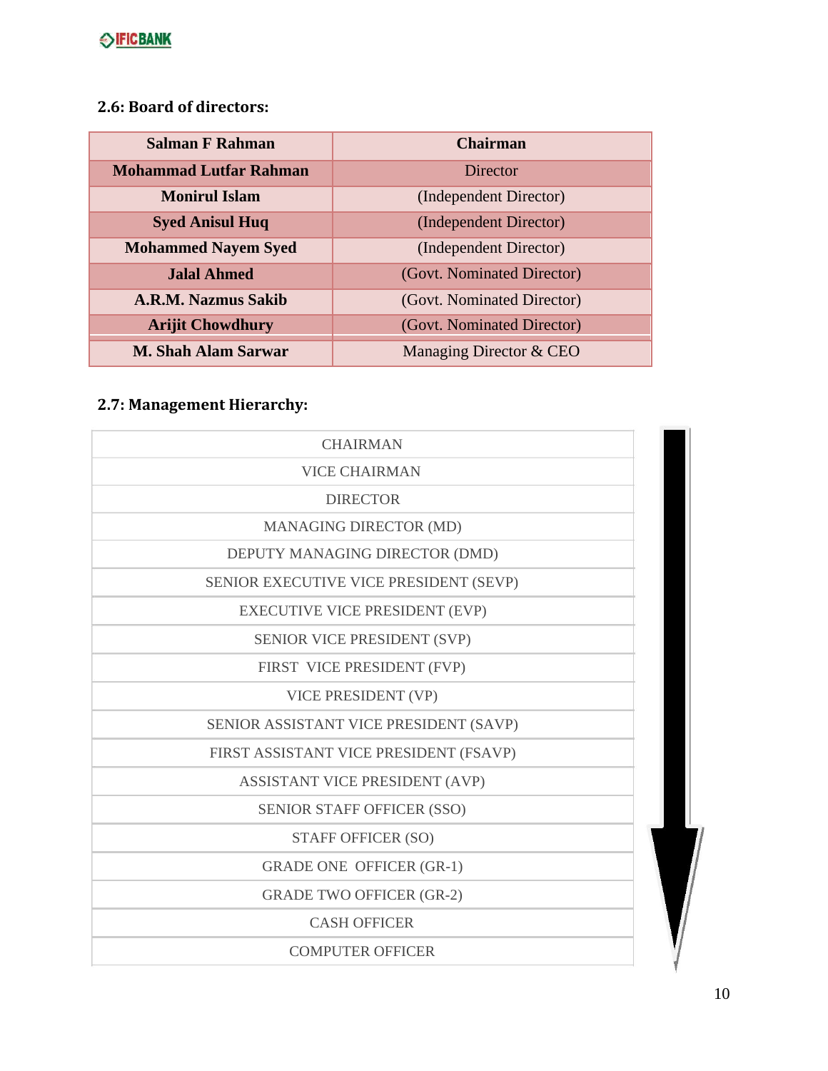## 2.6: Board of directors:

| Salman F Rahman | Chairman |
|---|---|
| Mohammad Lutfar Rahman | Director |
| Monirul Islam | (Independent Director) |
| Syed Anisul Huq | (Independent Director) |
| Mohammed Nayem Syed | (Independent Director) |
| Jalal Ahmed | (Govt. Nominated Director) |
| A.R.M. Nazmus Sakib | (Govt. Nominated Director) |
| Arijit Chowdhury | (Govt. Nominated Director) |
| M. Shah Alam Sarwar | Managing Director & CEO |

## 2.7: Management Hierarchy:

| CHAIRMAN |
|---|
| VICE CHAIRMAN |
| DIRECTOR |
| MANAGING DIRECTOR (MD) |
| DEPUTY MANAGING DIRECTOR (DMD) |
| SENIOR EXECUTIVE VICE PRESIDENT (SEVP) |
| EXECUTIVE VICE PRESIDENT (EVP) |
| SENIOR VICE PRESIDENT (SVP) |
| FIRST VICE PRESIDENT (FVP) |
| VICE PRESIDENT (VP) |
| SENIOR ASSISTANT VICE PRESIDENT (SAVP) |
| FIRST ASSISTANT VICE PRESIDENT (FSAVP) |
| ASSISTANT VICE PRESIDENT (AVP) |
| SENIOR STAFF OFFICER (SSO) |
| STAFF OFFICER (SO) |
| GRADE ONE OFFICER (GR-1) |
| GRADE TWO OFFICER (GR-2) |
| CASH OFFICER |
| COMPUTER OFFICER |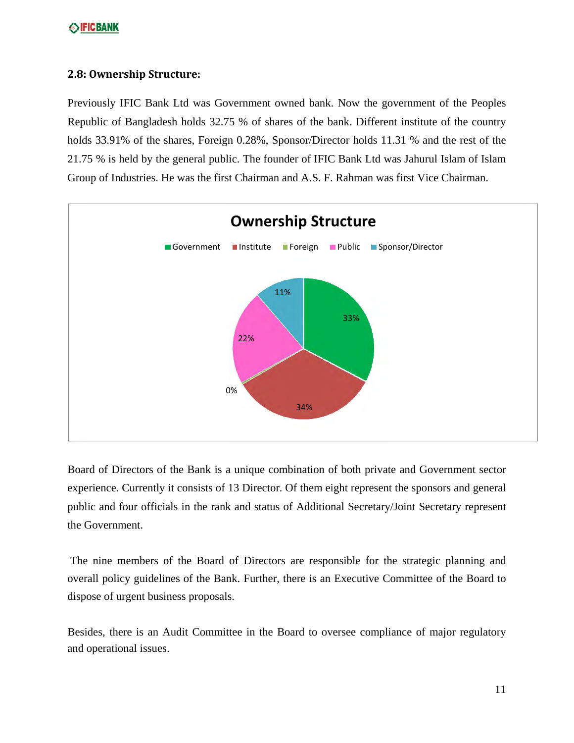### 2.8: Ownership Structure:

Previously IFIC Bank Ltd was Government owned bank. Now the government of the Peoples Republic of Bangladesh holds 32.75 % of shares of the bank. Different institute of the country holds 33.91% of the shares, Foreign 0.28%, Sponsor/Director holds 11.31 % and the rest of the 21.75 % is held by the general public. The founder of IFIC Bank Ltd was Jahurul Islam of Islam Group of Industries. He was the first Chairman and A.S. F. Rahman was first Vice Chairman.

**Ownership Structure**

| Category | Share |
|---|---|
| Government | 33% |
| Institute | 34% |
| Foreign | 0% |
| Public | 22% |
| Sponsor/Director | 11% |

Board of Directors of the Bank is a unique combination of both private and Government sector experience. Currently it consists of 13 Director. Of them eight represent the sponsors and general public and four officials in the rank and status of Additional Secretary/Joint Secretary represent the Government.

The nine members of the Board of Directors are responsible for the strategic planning and overall policy guidelines of the Bank. Further, there is an Executive Committee of the Board to dispose of urgent business proposals.

Besides, there is an Audit Committee in the Board to oversee compliance of major regulatory and operational issues.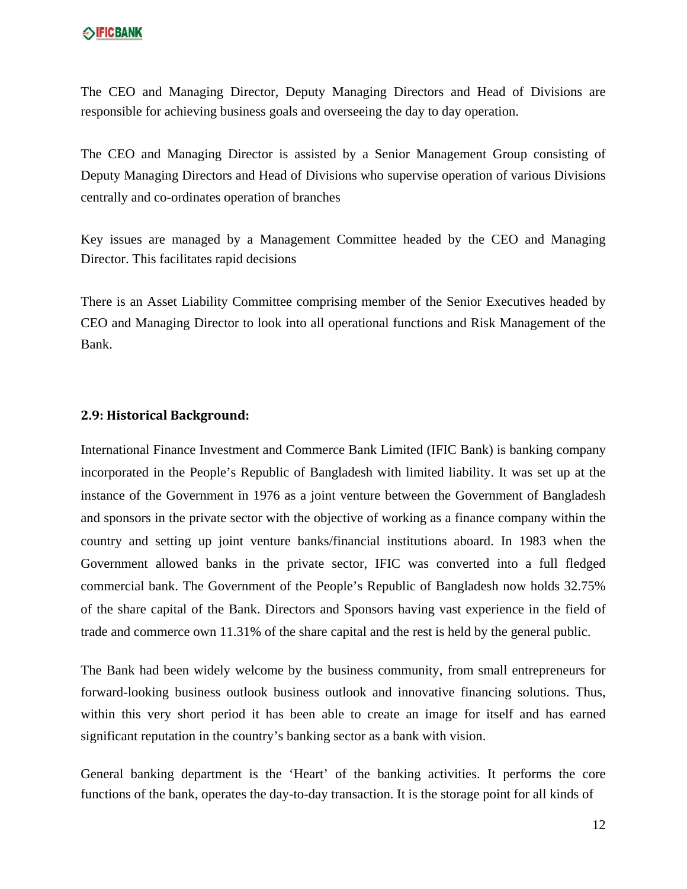The CEO and Managing Director, Deputy Managing Directors and Head of Divisions are responsible for achieving business goals and overseeing the day to day operation.

The CEO and Managing Director is assisted by a Senior Management Group consisting of Deputy Managing Directors and Head of Divisions who supervise operation of various Divisions centrally and co-ordinates operation of branches

Key issues are managed by a Management Committee headed by the CEO and Managing Director. This facilitates rapid decisions

There is an Asset Liability Committee comprising member of the Senior Executives headed by CEO and Managing Director to look into all operational functions and Risk Management of the Bank.

## 2.9: Historical Background:

International Finance Investment and Commerce Bank Limited (IFIC Bank) is banking company incorporated in the People's Republic of Bangladesh with limited liability. It was set up at the instance of the Government in 1976 as a joint venture between the Government of Bangladesh and sponsors in the private sector with the objective of working as a finance company within the country and setting up joint venture banks/financial institutions aboard. In 1983 when the Government allowed banks in the private sector, IFIC was converted into a full fledged commercial bank. The Government of the People's Republic of Bangladesh now holds 32.75% of the share capital of the Bank. Directors and Sponsors having vast experience in the field of trade and commerce own 11.31% of the share capital and the rest is held by the general public.

The Bank had been widely welcome by the business community, from small entrepreneurs for forward-looking business outlook business outlook and innovative financing solutions. Thus, within this very short period it has been able to create an image for itself and has earned significant reputation in the country's banking sector as a bank with vision.

General banking department is the 'Heart' of the banking activities. It performs the core functions of the bank, operates the day-to-day transaction. It is the storage point for all kinds of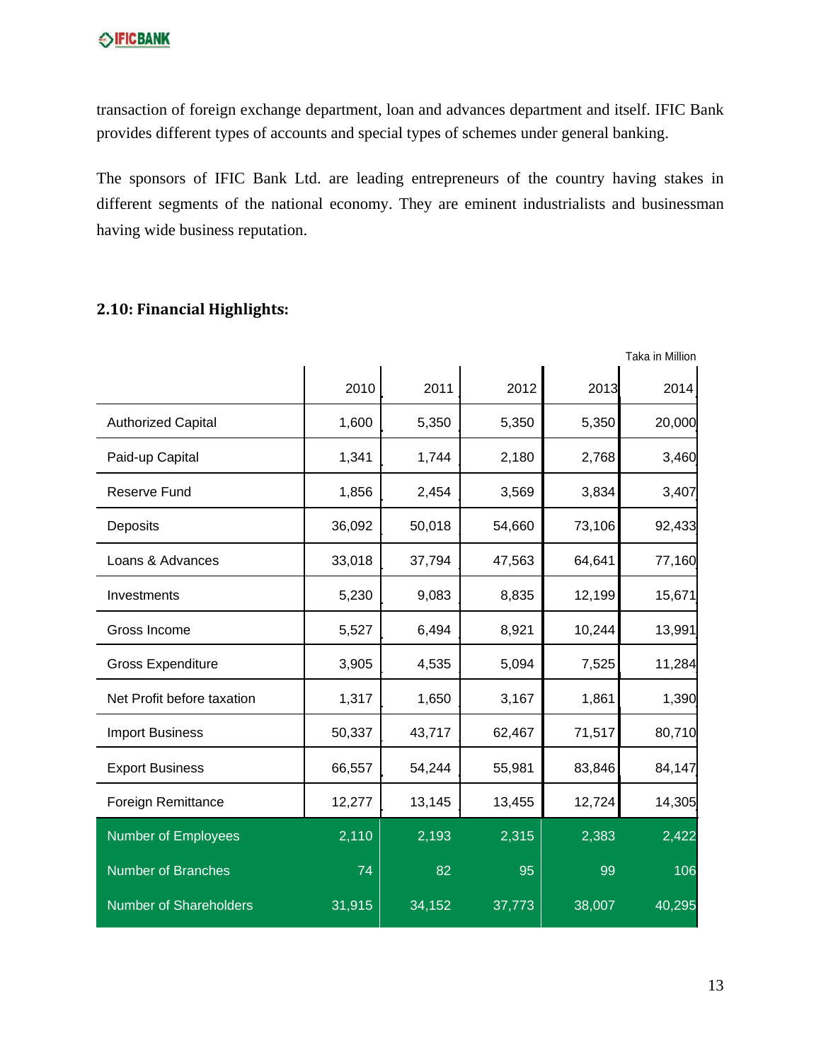transaction of foreign exchange department, loan and advances department and itself. IFIC Bank provides different types of accounts and special types of schemes under general banking.

The sponsors of IFIC Bank Ltd. are leading entrepreneurs of the country having stakes in different segments of the national economy. They are eminent industrialists and businessman having wide business reputation.

## 2.10: Financial Highlights:

Taka in Million

| | 2010 | 2011 | 2012 | 2013 | 2014 |
|---|---|---|---|---|---|
| Authorized Capital | 1,600 | 5,350 | 5,350 | 5,350 | 20,000 |
| Paid-up Capital | 1,341 | 1,744 | 2,180 | 2,768 | 3,460 |
| Reserve Fund | 1,856 | 2,454 | 3,569 | 3,834 | 3,407 |
| Deposits | 36,092 | 50,018 | 54,660 | 73,106 | 92,433 |
| Loans & Advances | 33,018 | 37,794 | 47,563 | 64,641 | 77,160 |
| Investments | 5,230 | 9,083 | 8,835 | 12,199 | 15,671 |
| Gross Income | 5,527 | 6,494 | 8,921 | 10,244 | 13,991 |
| Gross Expenditure | 3,905 | 4,535 | 5,094 | 7,525 | 11,284 |
| Net Profit before taxation | 1,317 | 1,650 | 3,167 | 1,861 | 1,390 |
| Import Business | 50,337 | 43,717 | 62,467 | 71,517 | 80,710 |
| Export Business | 66,557 | 54,244 | 55,981 | 83,846 | 84,147 |
| Foreign Remittance | 12,277 | 13,145 | 13,455 | 12,724 | 14,305 |
| Number of Employees | 2,110 | 2,193 | 2,315 | 2,383 | 2,422 |
| Number of Branches | 74 | 82 | 95 | 99 | 106 |
| Number of Shareholders | 31,915 | 34,152 | 37,773 | 38,007 | 40,295 |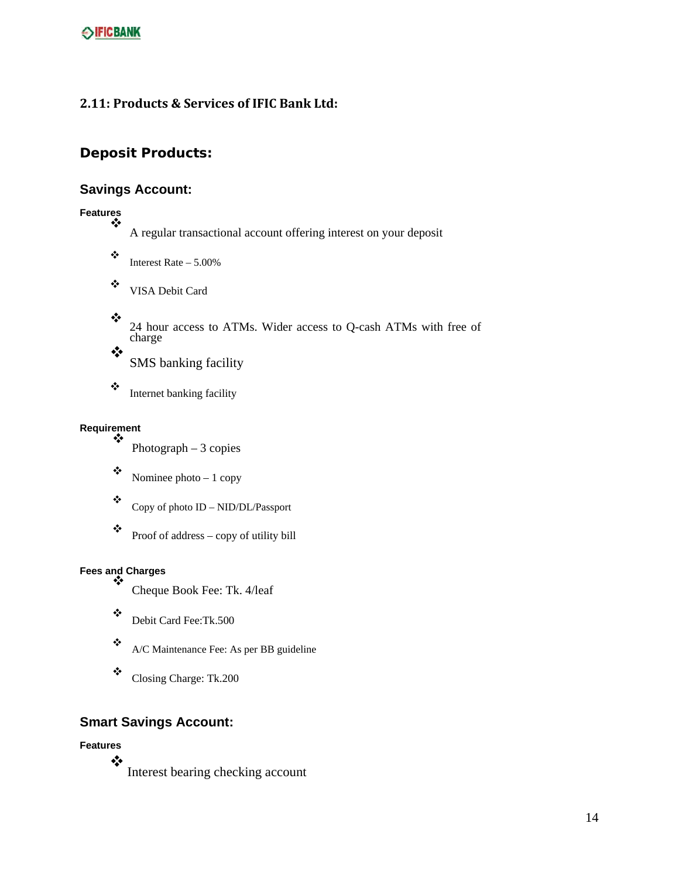## 2.11: Products & Services of IFIC Bank Ltd:

## Deposit Products:

### Savings Account:

**Features**

- A regular transactional account offering interest on your deposit
- Interest Rate – 5.00%
- VISA Debit Card
- 24 hour access to ATMs. Wider access to Q-cash ATMs with free of charge
- SMS banking facility
- Internet banking facility

**Requirement**

- Photograph – 3 copies
- Nominee photo – 1 copy
- Copy of photo ID – NID/DL/Passport
- Proof of address – copy of utility bill

**Fees and Charges**

- Cheque Book Fee: Tk. 4/leaf
- Debit Card Fee:Tk.500
- A/C Maintenance Fee: As per BB guideline
- Closing Charge: Tk.200

### Smart Savings Account:

**Features**

- Interest bearing checking account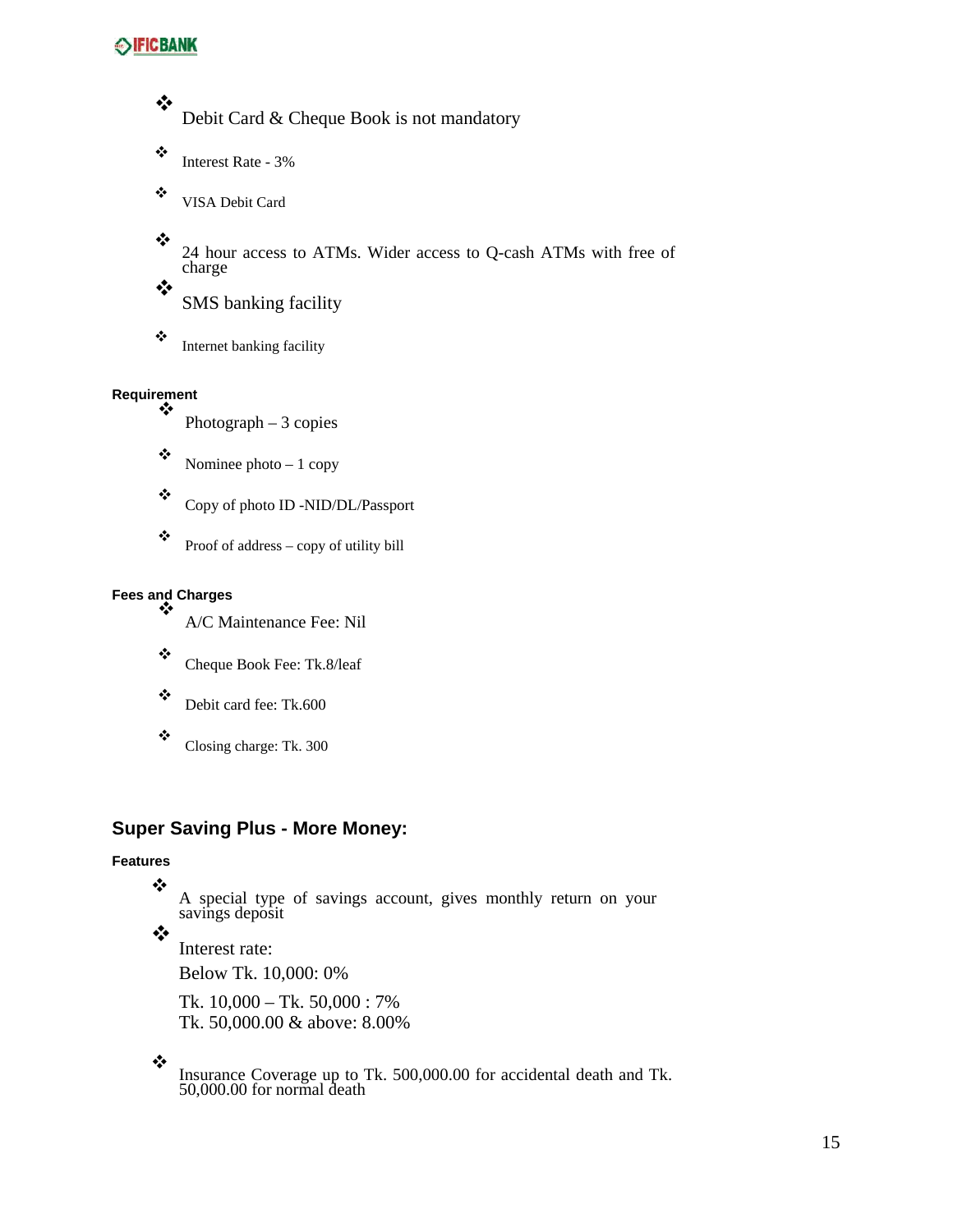- Debit Card & Cheque Book is not mandatory
- Interest Rate - 3%
- VISA Debit Card
- 24 hour access to ATMs. Wider access to Q-cash ATMs with free of charge
- SMS banking facility
- Internet banking facility

#### Requirement

- Photograph – 3 copies
- Nominee photo – 1 copy
- Copy of photo ID -NID/DL/Passport
- Proof of address – copy of utility bill

#### Fees and Charges

- A/C Maintenance Fee: Nil
- Cheque Book Fee: Tk.8/leaf
- Debit card fee: Tk.600
- Closing charge: Tk. 300

### Super Saving Plus - More Money:

#### Features

- A special type of savings account, gives monthly return on your savings deposit
- Interest rate:

  Below Tk. 10,000: 0%

  Tk. 10,000 – Tk. 50,000 : 7%
  Tk. 50,000.00 & above: 8.00%
- Insurance Coverage up to Tk. 500,000.00 for accidental death and Tk. 50,000.00 for normal death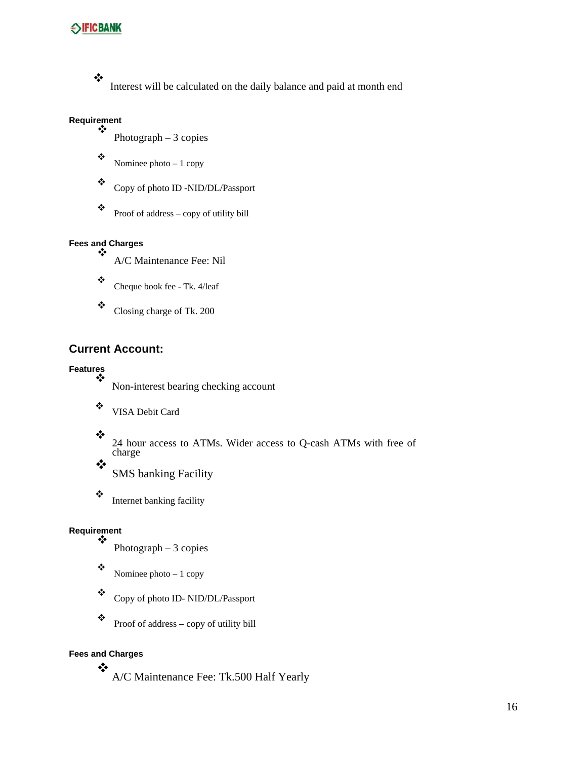- Interest will be calculated on the daily balance and paid at month end

**Requirement**

- Photograph – 3 copies
- Nominee photo – 1 copy
- Copy of photo ID -NID/DL/Passport
- Proof of address – copy of utility bill

**Fees and Charges**

- A/C Maintenance Fee: Nil
- Cheque book fee - Tk. 4/leaf
- Closing charge of Tk. 200

## Current Account:

**Features**

- Non-interest bearing checking account
- VISA Debit Card
- 24 hour access to ATMs. Wider access to Q-cash ATMs with free of charge
- SMS banking Facility
- Internet banking facility

**Requirement**

- Photograph – 3 copies
- Nominee photo – 1 copy
- Copy of photo ID- NID/DL/Passport
- Proof of address – copy of utility bill

**Fees and Charges**

- A/C Maintenance Fee: Tk.500 Half Yearly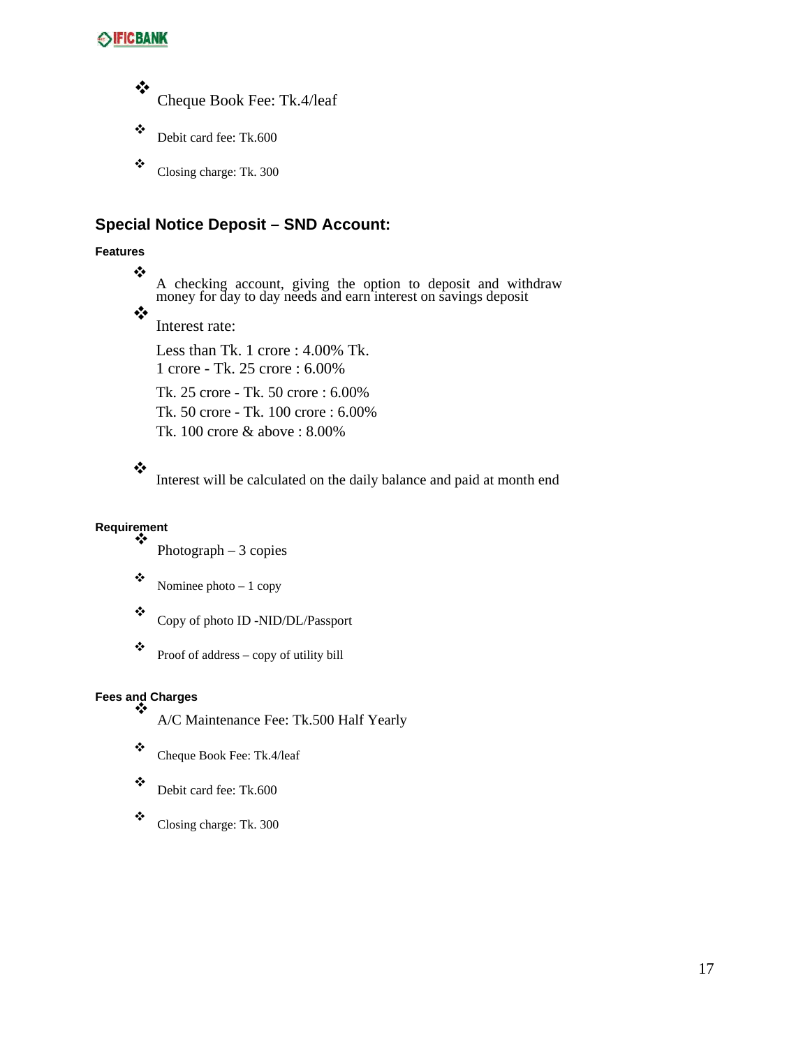- Cheque Book Fee: Tk.4/leaf
- Debit card fee: Tk.600
- Closing charge: Tk. 300

## Special Notice Deposit – SND Account:

#### Features

- A checking account, giving the option to deposit and withdraw money for day to day needs and earn interest on savings deposit
- Interest rate:

  Less than Tk. 1 crore : 4.00% Tk.
  1 crore - Tk. 25 crore : 6.00%

  Tk. 25 crore - Tk. 50 crore : 6.00%
  Tk. 50 crore - Tk. 100 crore : 6.00%
  Tk. 100 crore & above : 8.00%

- Interest will be calculated on the daily balance and paid at month end

#### Requirement

- Photograph – 3 copies
- Nominee photo – 1 copy
- Copy of photo ID -NID/DL/Passport
- Proof of address – copy of utility bill

#### Fees and Charges

- A/C Maintenance Fee: Tk.500 Half Yearly
- Cheque Book Fee: Tk.4/leaf
- Debit card fee: Tk.600
- Closing charge: Tk. 300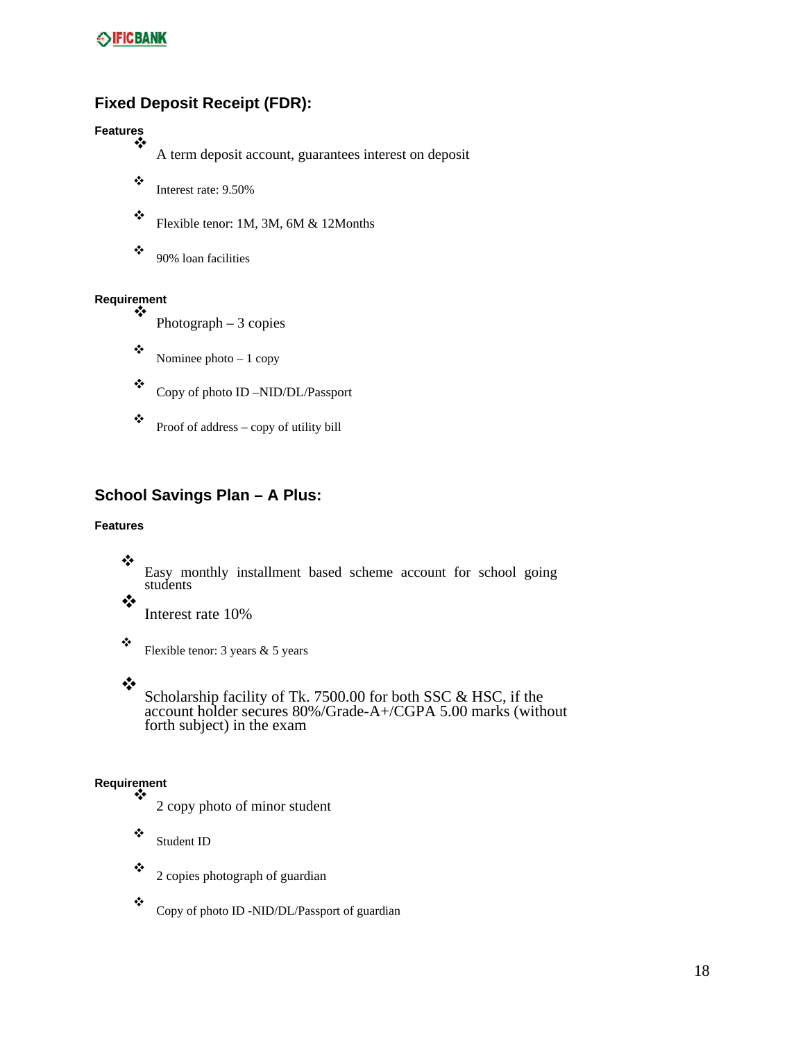## Fixed Deposit Receipt (FDR):

**Features**

- A term deposit account, guarantees interest on deposit
- Interest rate: 9.50%
- Flexible tenor: 1M, 3M, 6M & 12Months
- 90% loan facilities

**Requirement**

- Photograph – 3 copies
- Nominee photo – 1 copy
- Copy of photo ID –NID/DL/Passport
- Proof of address – copy of utility bill

## School Savings Plan – A Plus:

**Features**

- Easy monthly installment based scheme account for school going students
- Interest rate 10%
- Flexible tenor: 3 years & 5 years
- Scholarship facility of Tk. 7500.00 for both SSC & HSC, if the account holder secures 80%/Grade-A+/CGPA 5.00 marks (without forth subject) in the exam

**Requirement**

- 2 copy photo of minor student
- Student ID
- 2 copies photograph of guardian
- Copy of photo ID -NID/DL/Passport of guardian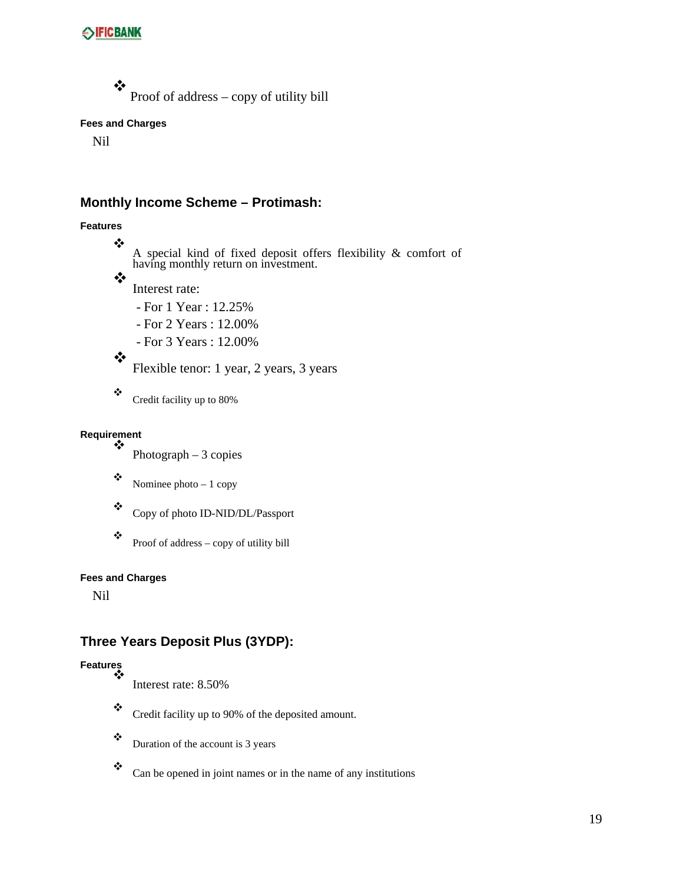- Proof of address – copy of utility bill

#### Fees and Charges

Nil

### Monthly Income Scheme – Protimash:

#### Features

- A special kind of fixed deposit offers flexibility & comfort of having monthly return on investment.
- Interest rate:
  - For 1 Year : 12.25%
  - For 2 Years : 12.00%
  - For 3 Years : 12.00%
- Flexible tenor: 1 year, 2 years, 3 years
- Credit facility up to 80%

#### Requirement

- Photograph – 3 copies
- Nominee photo – 1 copy
- Copy of photo ID-NID/DL/Passport
- Proof of address – copy of utility bill

#### Fees and Charges

Nil

### Three Years Deposit Plus (3YDP):

#### Features

- Interest rate: 8.50%
- Credit facility up to 90% of the deposited amount.
- Duration of the account is 3 years
- Can be opened in joint names or in the name of any institutions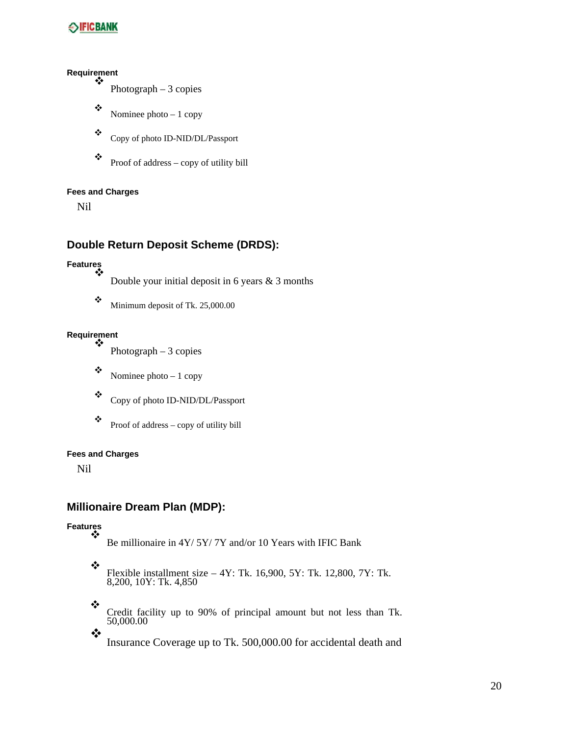**Requirement**

- Photograph – 3 copies
- Nominee photo – 1 copy
- Copy of photo ID-NID/DL/Passport
- Proof of address – copy of utility bill

**Fees and Charges**

Nil

## Double Return Deposit Scheme (DRDS):

**Features**

- Double your initial deposit in 6 years & 3 months
- Minimum deposit of Tk. 25,000.00

**Requirement**

- Photograph – 3 copies
- Nominee photo – 1 copy
- Copy of photo ID-NID/DL/Passport
- Proof of address – copy of utility bill

**Fees and Charges**

Nil

## Millionaire Dream Plan (MDP):

**Features**

- Be millionaire in 4Y/ 5Y/ 7Y and/or 10 Years with IFIC Bank
- Flexible installment size – 4Y: Tk. 16,900, 5Y: Tk. 12,800, 7Y: Tk. 8,200, 10Y: Tk. 4,850
- Credit facility up to 90% of principal amount but not less than Tk. 50,000.00
- Insurance Coverage up to Tk. 500,000.00 for accidental death and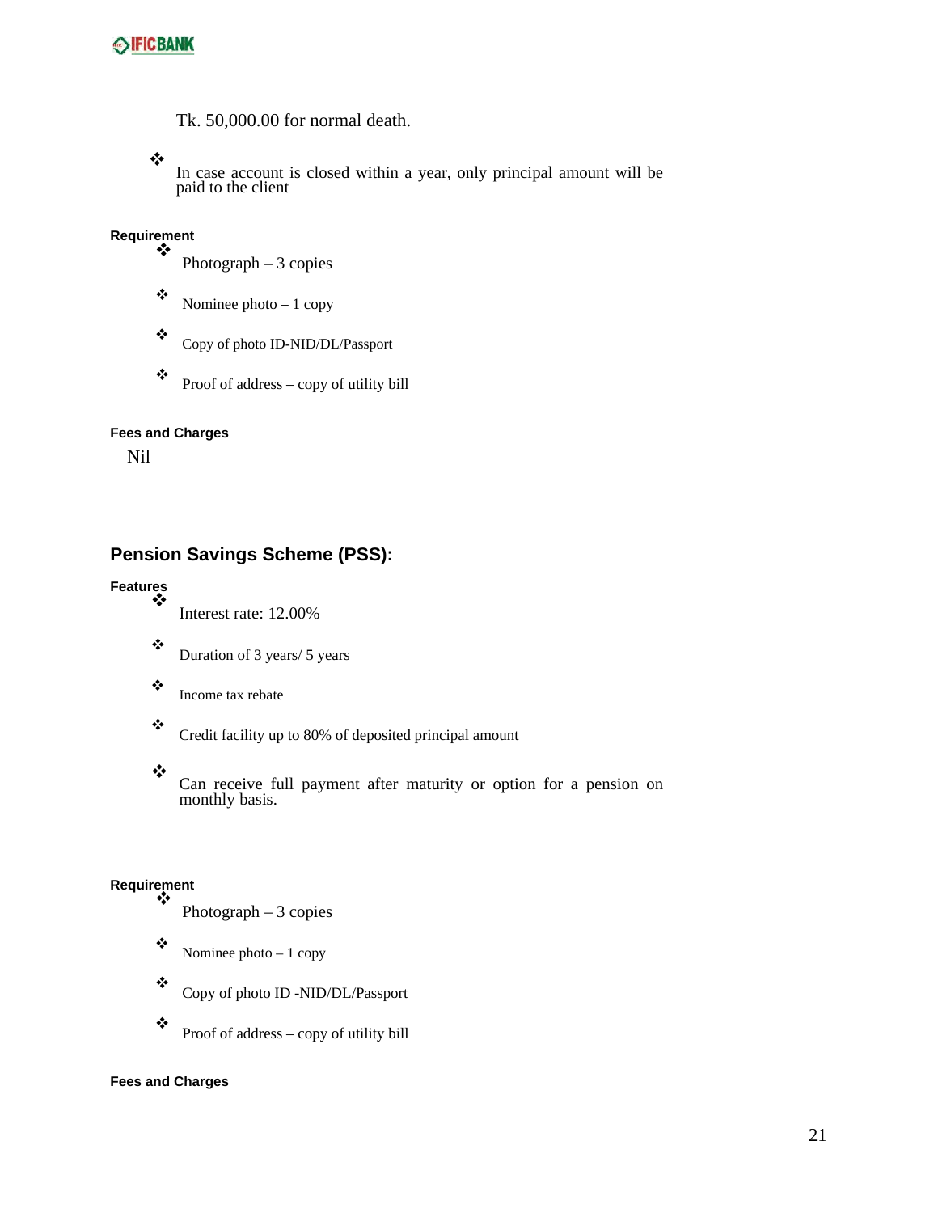Tk. 50,000.00 for normal death.

- In case account is closed within a year, only principal amount will be paid to the client

**Requirement**

- Photograph – 3 copies
- Nominee photo – 1 copy
- Copy of photo ID-NID/DL/Passport
- Proof of address – copy of utility bill

**Fees and Charges**

Nil

## Pension Savings Scheme (PSS):

**Features**

- Interest rate: 12.00%
- Duration of 3 years/ 5 years
- Income tax rebate
- Credit facility up to 80% of deposited principal amount
- Can receive full payment after maturity or option for a pension on monthly basis.

**Requirement**

- Photograph – 3 copies
- Nominee photo – 1 copy
- Copy of photo ID -NID/DL/Passport
- Proof of address – copy of utility bill

**Fees and Charges**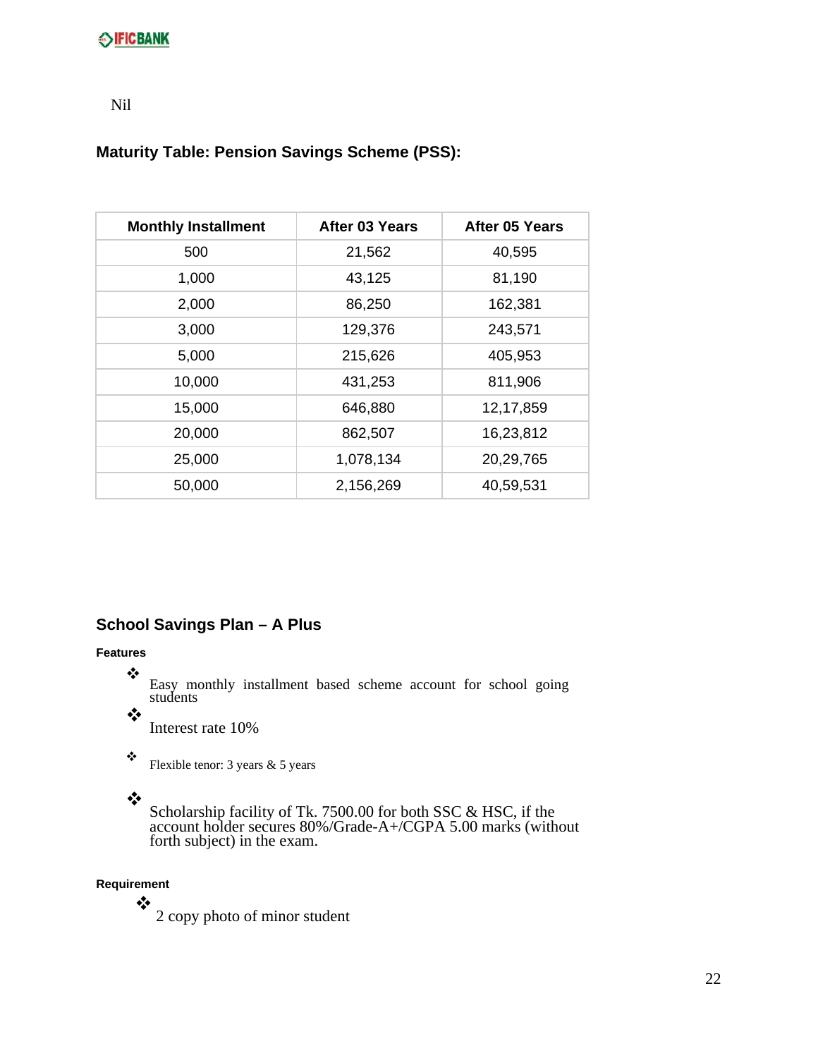Nil

## Maturity Table: Pension Savings Scheme (PSS):

| Monthly Installment | After 03 Years | After 05 Years |
|---|---|---|
| 500 | 21,562 | 40,595 |
| 1,000 | 43,125 | 81,190 |
| 2,000 | 86,250 | 162,381 |
| 3,000 | 129,376 | 243,571 |
| 5,000 | 215,626 | 405,953 |
| 10,000 | 431,253 | 811,906 |
| 15,000 | 646,880 | 12,17,859 |
| 20,000 | 862,507 | 16,23,812 |
| 25,000 | 1,078,134 | 20,29,765 |
| 50,000 | 2,156,269 | 40,59,531 |

## School Savings Plan – A Plus

**Features**

- Easy monthly installment based scheme account for school going students
- Interest rate 10%
- Flexible tenor: 3 years & 5 years
- Scholarship facility of Tk. 7500.00 for both SSC & HSC, if the account holder secures 80%/Grade-A+/CGPA 5.00 marks (without forth subject) in the exam.

**Requirement**

- 2 copy photo of minor student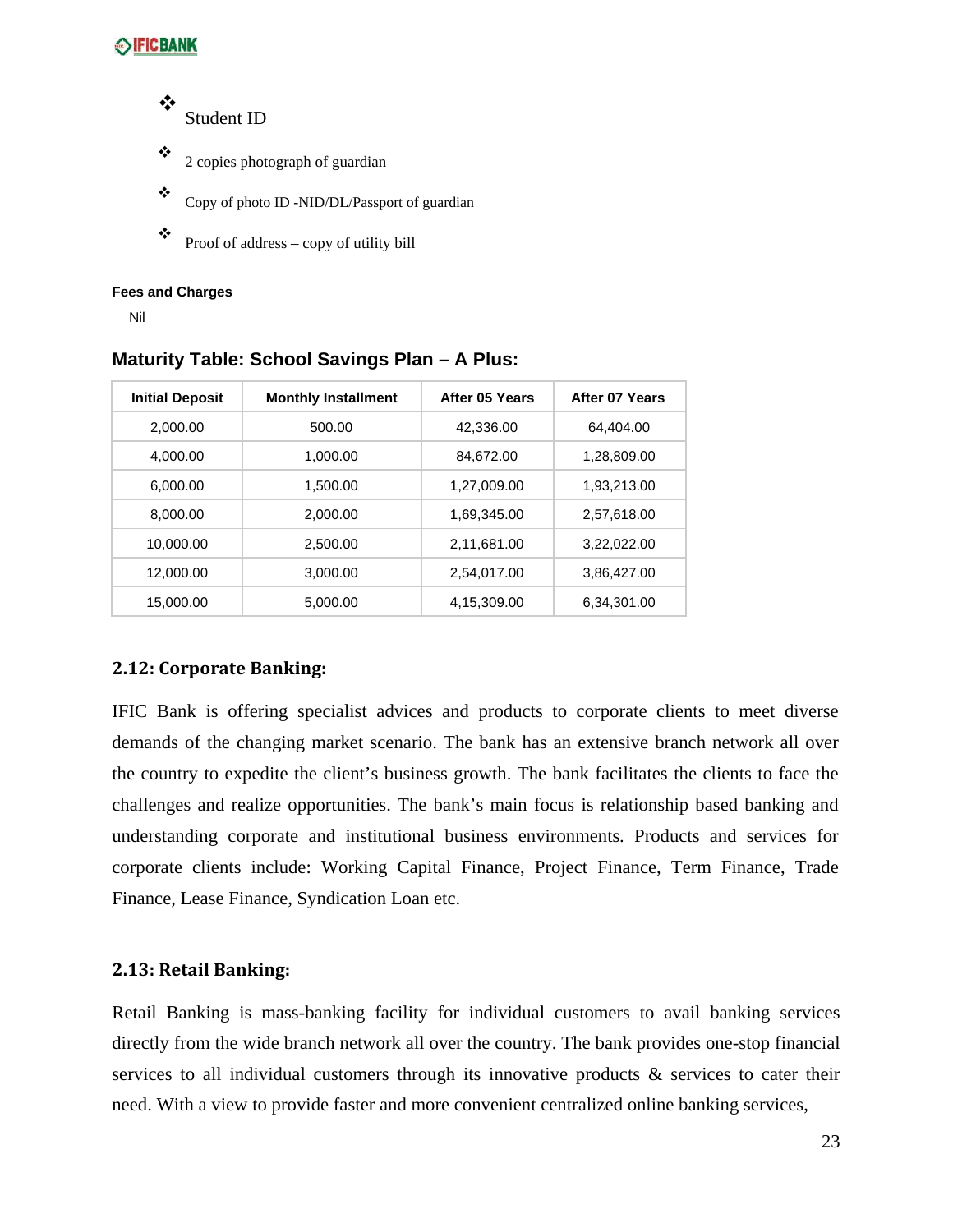- Student ID
- 2 copies photograph of guardian
- Copy of photo ID -NID/DL/Passport of guardian
- Proof of address – copy of utility bill

**Fees and Charges**

Nil

### Maturity Table: School Savings Plan – A Plus:

| Initial Deposit | Monthly Installment | After 05 Years | After 07 Years |
|---|---|---|---|
| 2,000.00 | 500.00 | 42,336.00 | 64,404.00 |
| 4,000.00 | 1,000.00 | 84,672.00 | 1,28,809.00 |
| 6,000.00 | 1,500.00 | 1,27,009.00 | 1,93,213.00 |
| 8,000.00 | 2,000.00 | 1,69,345.00 | 2,57,618.00 |
| 10,000.00 | 2,500.00 | 2,11,681.00 | 3,22,022.00 |
| 12,000.00 | 3,000.00 | 2,54,017.00 | 3,86,427.00 |
| 15,000.00 | 5,000.00 | 4,15,309.00 | 6,34,301.00 |

## 2.12: Corporate Banking:

IFIC Bank is offering specialist advices and products to corporate clients to meet diverse demands of the changing market scenario. The bank has an extensive branch network all over the country to expedite the client's business growth. The bank facilitates the clients to face the challenges and realize opportunities. The bank's main focus is relationship based banking and understanding corporate and institutional business environments. Products and services for corporate clients include: Working Capital Finance, Project Finance, Term Finance, Trade Finance, Lease Finance, Syndication Loan etc.

## 2.13: Retail Banking:

Retail Banking is mass-banking facility for individual customers to avail banking services directly from the wide branch network all over the country. The bank provides one-stop financial services to all individual customers through its innovative products & services to cater their need. With a view to provide faster and more convenient centralized online banking services,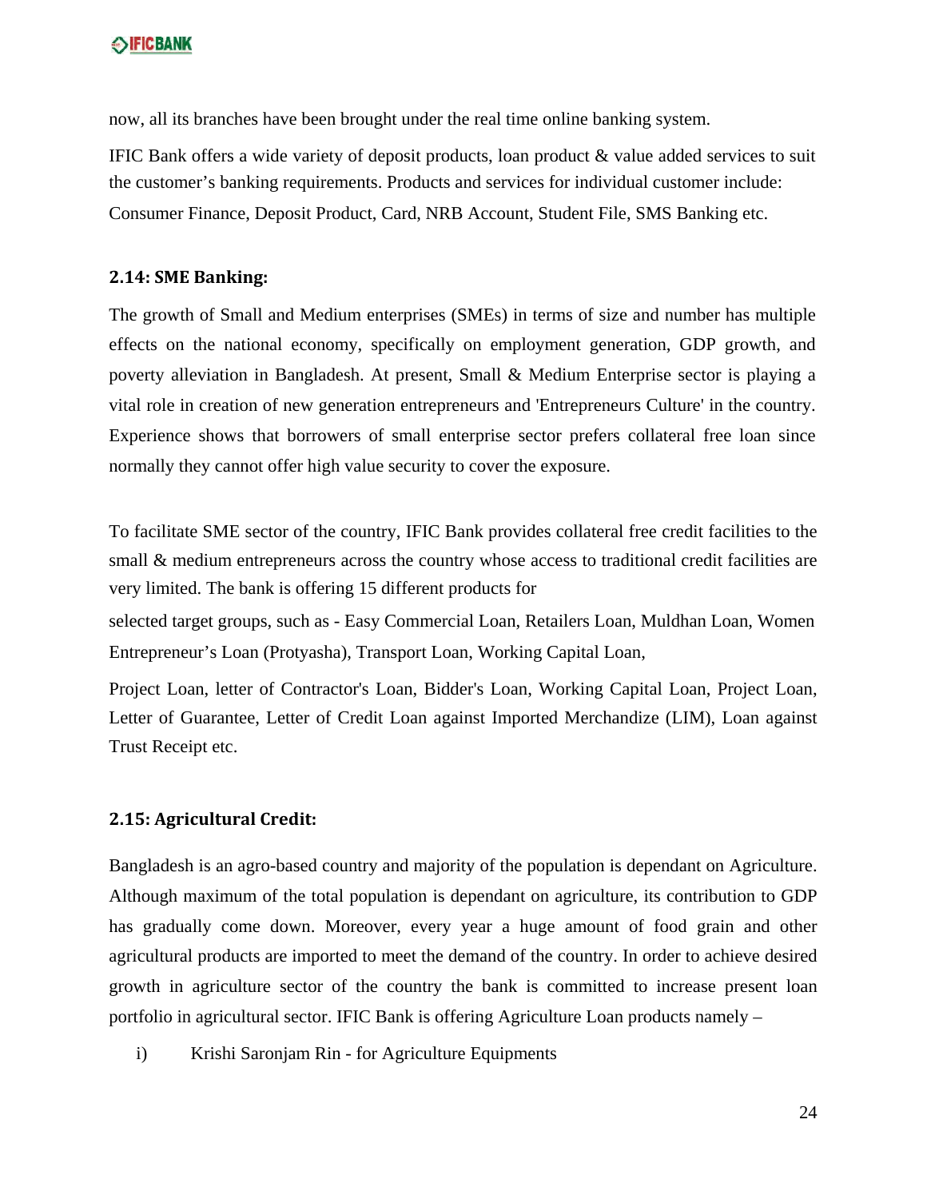now, all its branches have been brought under the real time online banking system.

IFIC Bank offers a wide variety of deposit products, loan product & value added services to suit the customer's banking requirements. Products and services for individual customer include: Consumer Finance, Deposit Product, Card, NRB Account, Student File, SMS Banking etc.

### 2.14: SME Banking:

The growth of Small and Medium enterprises (SMEs) in terms of size and number has multiple effects on the national economy, specifically on employment generation, GDP growth, and poverty alleviation in Bangladesh. At present, Small & Medium Enterprise sector is playing a vital role in creation of new generation entrepreneurs and 'Entrepreneurs Culture' in the country. Experience shows that borrowers of small enterprise sector prefers collateral free loan since normally they cannot offer high value security to cover the exposure.

To facilitate SME sector of the country, IFIC Bank provides collateral free credit facilities to the small & medium entrepreneurs across the country whose access to traditional credit facilities are very limited. The bank is offering 15 different products for

selected target groups, such as - Easy Commercial Loan, Retailers Loan, Muldhan Loan, Women Entrepreneur's Loan (Protyasha), Transport Loan, Working Capital Loan,

Project Loan, letter of Contractor's Loan, Bidder's Loan, Working Capital Loan, Project Loan, Letter of Guarantee, Letter of Credit Loan against Imported Merchandize (LIM), Loan against Trust Receipt etc.

### 2.15: Agricultural Credit:

Bangladesh is an agro-based country and majority of the population is dependant on Agriculture. Although maximum of the total population is dependant on agriculture, its contribution to GDP has gradually come down. Moreover, every year a huge amount of food grain and other agricultural products are imported to meet the demand of the country. In order to achieve desired growth in agriculture sector of the country the bank is committed to increase present loan portfolio in agricultural sector. IFIC Bank is offering Agriculture Loan products namely –

i) Krishi Saronjam Rin - for Agriculture Equipments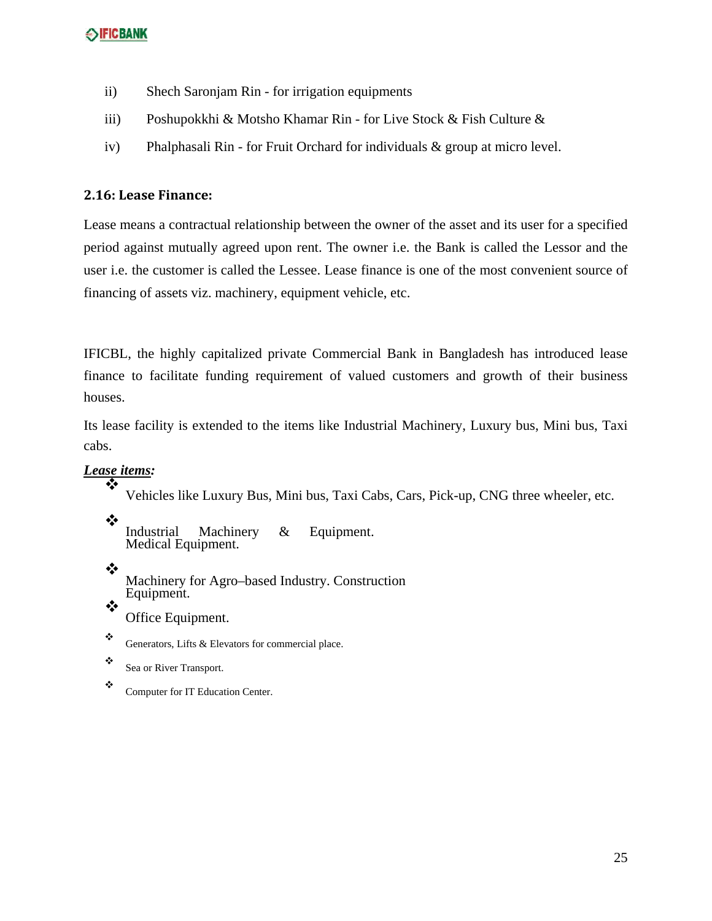ii) Shech Saronjam Rin - for irrigation equipments

iii) Poshupokkhi & Motsho Khamar Rin - for Live Stock & Fish Culture &

iv) Phalphasali Rin - for Fruit Orchard for individuals & group at micro level.

### 2.16: Lease Finance:

Lease means a contractual relationship between the owner of the asset and its user for a specified period against mutually agreed upon rent. The owner i.e. the Bank is called the Lessor and the user i.e. the customer is called the Lessee. Lease finance is one of the most convenient source of financing of assets viz. machinery, equipment vehicle, etc.

IFICBL, the highly capitalized private Commercial Bank in Bangladesh has introduced lease finance to facilitate funding requirement of valued customers and growth of their business houses.

Its lease facility is extended to the items like Industrial Machinery, Luxury bus, Mini bus, Taxi cabs.

***Lease items:***

- Vehicles like Luxury Bus, Mini bus, Taxi Cabs, Cars, Pick-up, CNG three wheeler, etc.
- Industrial Machinery & Equipment. Medical Equipment.
- Machinery for Agro–based Industry. Construction Equipment.
- Office Equipment.
- Generators, Lifts & Elevators for commercial place.
- Sea or River Transport.
- Computer for IT Education Center.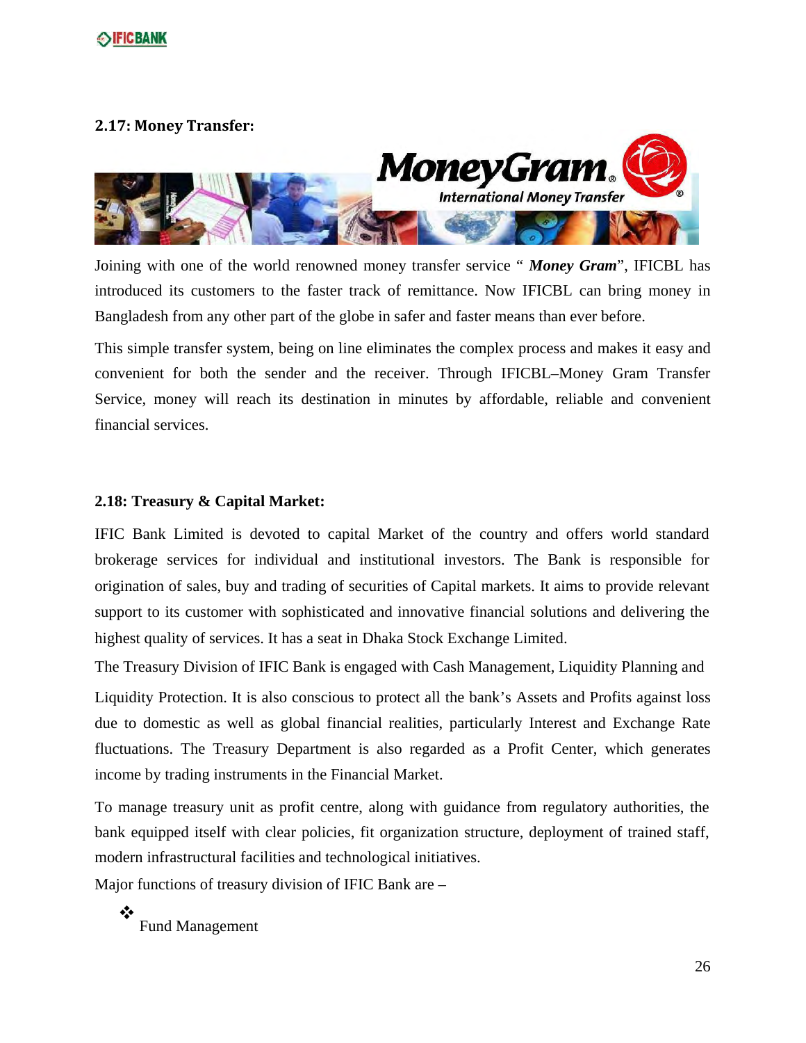### 2.17: Money Transfer:

Joining with one of the world renowned money transfer service " ***Money Gram***", IFICBL has introduced its customers to the faster track of remittance. Now IFICBL can bring money in Bangladesh from any other part of the globe in safer and faster means than ever before.

This simple transfer system, being on line eliminates the complex process and makes it easy and convenient for both the sender and the receiver. Through IFICBL–Money Gram Transfer Service, money will reach its destination in minutes by affordable, reliable and convenient financial services.

### 2.18: Treasury & Capital Market:

IFIC Bank Limited is devoted to capital Market of the country and offers world standard brokerage services for individual and institutional investors. The Bank is responsible for origination of sales, buy and trading of securities of Capital markets. It aims to provide relevant support to its customer with sophisticated and innovative financial solutions and delivering the highest quality of services. It has a seat in Dhaka Stock Exchange Limited.

The Treasury Division of IFIC Bank is engaged with Cash Management, Liquidity Planning and Liquidity Protection. It is also conscious to protect all the bank's Assets and Profits against loss due to domestic as well as global financial realities, particularly Interest and Exchange Rate fluctuations. The Treasury Department is also regarded as a Profit Center, which generates income by trading instruments in the Financial Market.

To manage treasury unit as profit centre, along with guidance from regulatory authorities, the bank equipped itself with clear policies, fit organization structure, deployment of trained staff, modern infrastructural facilities and technological initiatives.

Major functions of treasury division of IFIC Bank are –

- Fund Management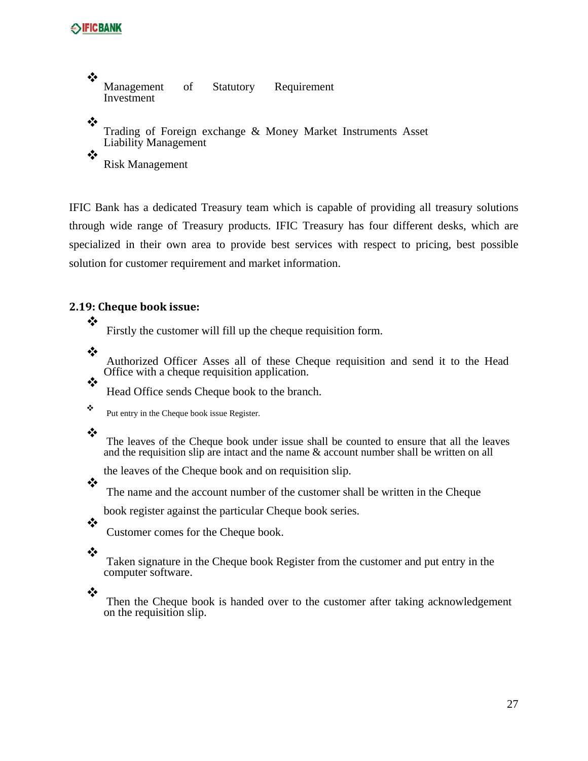- Management of Statutory Requirement Investment
- Trading of Foreign exchange & Money Market Instruments Asset Liability Management
- Risk Management

IFIC Bank has a dedicated Treasury team which is capable of providing all treasury solutions through wide range of Treasury products. IFIC Treasury has four different desks, which are specialized in their own area to provide best services with respect to pricing, best possible solution for customer requirement and market information.

## 2.19: Cheque book issue:

- Firstly the customer will fill up the cheque requisition form.
- Authorized Officer Asses all of these Cheque requisition and send it to the Head Office with a cheque requisition application.
- Head Office sends Cheque book to the branch.
- Put entry in the Cheque book issue Register.
- The leaves of the Cheque book under issue shall be counted to ensure that all the leaves and the requisition slip are intact and the name & account number shall be written on all the leaves of the Cheque book and on requisition slip.
- The name and the account number of the customer shall be written in the Cheque book register against the particular Cheque book series.
- Customer comes for the Cheque book.
- Taken signature in the Cheque book Register from the customer and put entry in the computer software.
- Then the Cheque book is handed over to the customer after taking acknowledgement on the requisition slip.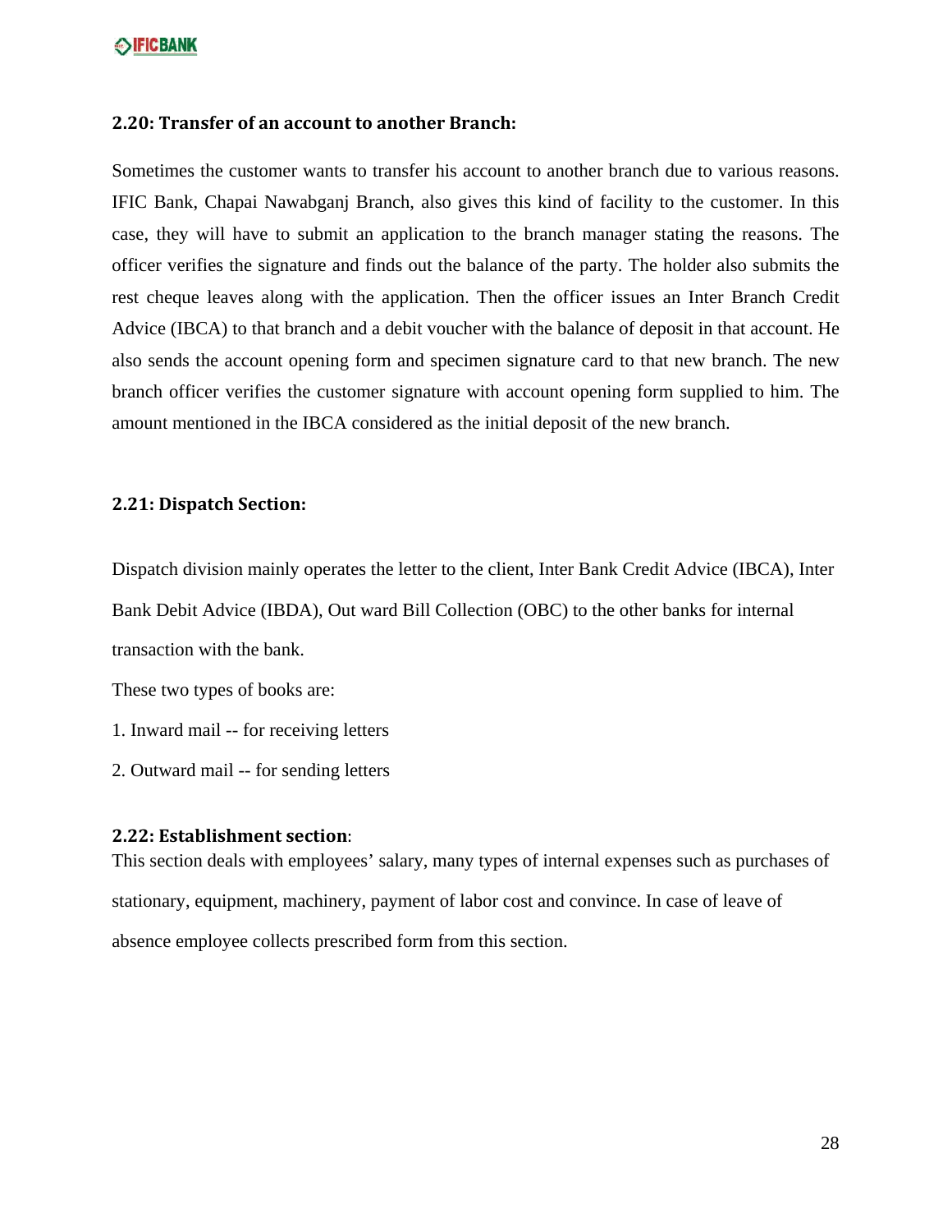### 2.20: Transfer of an account to another Branch:

Sometimes the customer wants to transfer his account to another branch due to various reasons. IFIC Bank, Chapai Nawabganj Branch, also gives this kind of facility to the customer. In this case, they will have to submit an application to the branch manager stating the reasons. The officer verifies the signature and finds out the balance of the party. The holder also submits the rest cheque leaves along with the application. Then the officer issues an Inter Branch Credit Advice (IBCA) to that branch and a debit voucher with the balance of deposit in that account. He also sends the account opening form and specimen signature card to that new branch. The new branch officer verifies the customer signature with account opening form supplied to him. The amount mentioned in the IBCA considered as the initial deposit of the new branch.

### 2.21: Dispatch Section:

Dispatch division mainly operates the letter to the client, Inter Bank Credit Advice (IBCA), Inter Bank Debit Advice (IBDA), Out ward Bill Collection (OBC) to the other banks for internal transaction with the bank.

These two types of books are:

1. Inward mail -- for receiving letters
2. Outward mail -- for sending letters

### 2.22: Establishment section:

This section deals with employees' salary, many types of internal expenses such as purchases of stationary, equipment, machinery, payment of labor cost and convince. In case of leave of absence employee collects prescribed form from this section.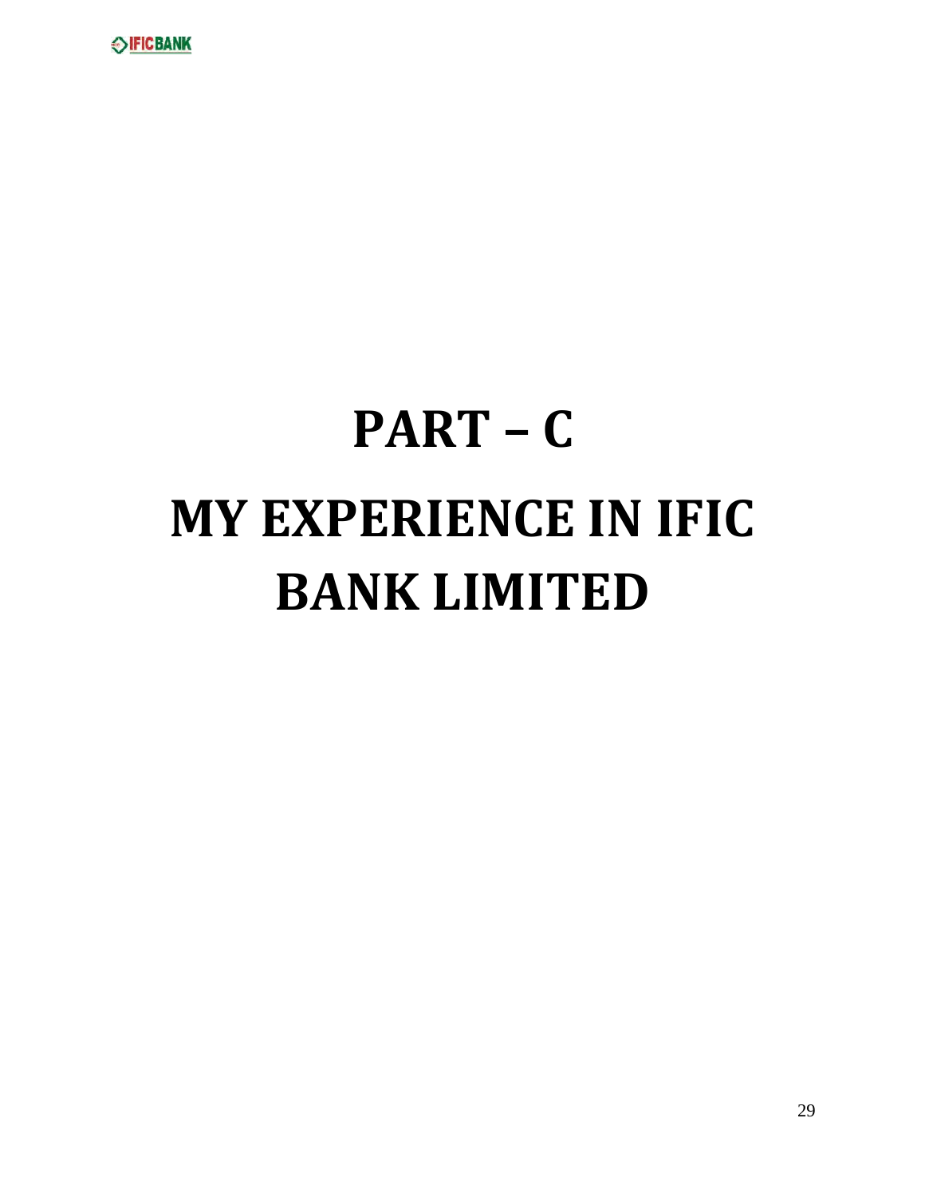# PART – C

# MY EXPERIENCE IN IFIC BANK LIMITED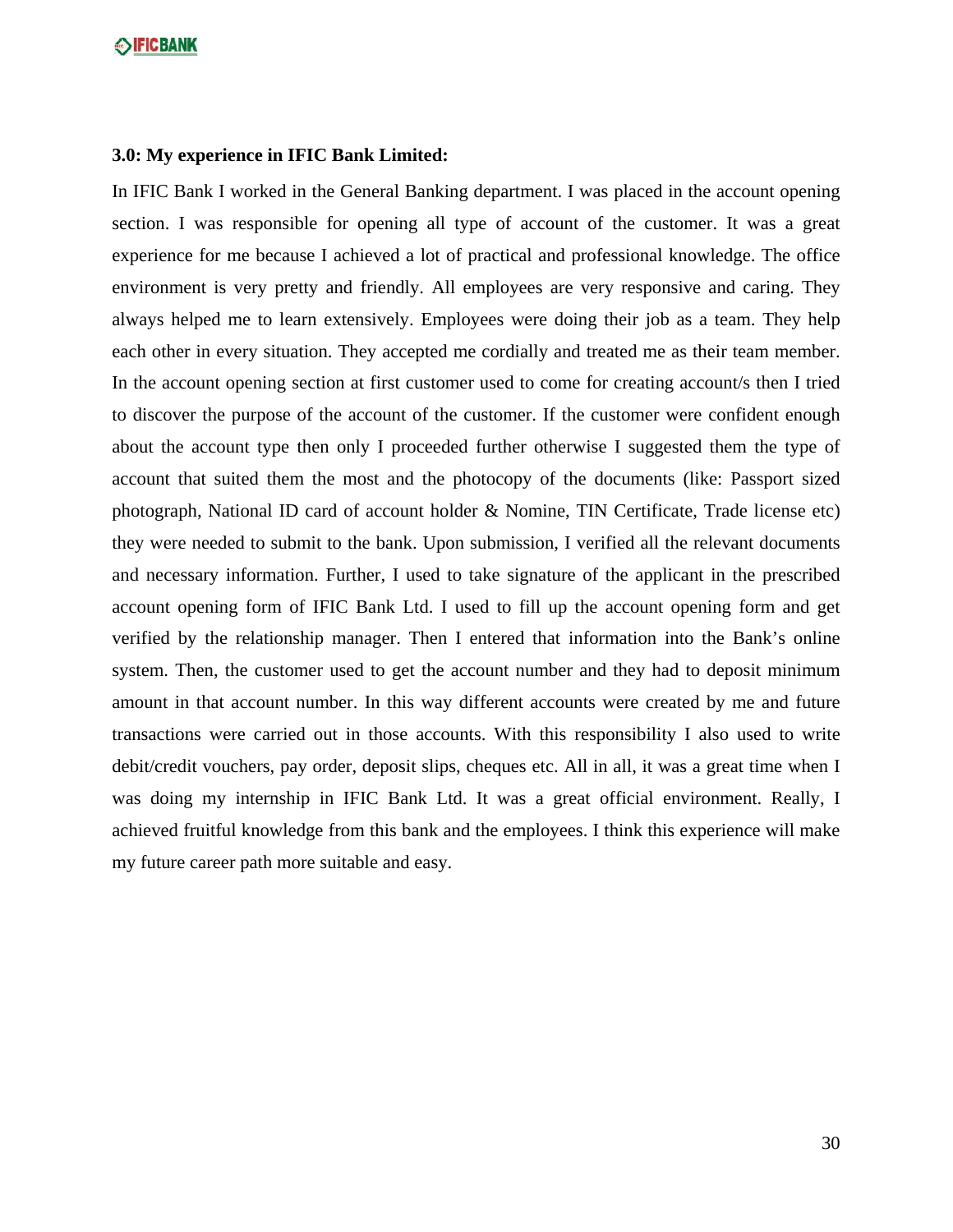### 3.0: My experience in IFIC Bank Limited:

In IFIC Bank I worked in the General Banking department. I was placed in the account opening section. I was responsible for opening all type of account of the customer. It was a great experience for me because I achieved a lot of practical and professional knowledge. The office environment is very pretty and friendly. All employees are very responsive and caring. They always helped me to learn extensively. Employees were doing their job as a team. They help each other in every situation. They accepted me cordially and treated me as their team member. In the account opening section at first customer used to come for creating account/s then I tried to discover the purpose of the account of the customer. If the customer were confident enough about the account type then only I proceeded further otherwise I suggested them the type of account that suited them the most and the photocopy of the documents (like: Passport sized photograph, National ID card of account holder & Nomine, TIN Certificate, Trade license etc) they were needed to submit to the bank. Upon submission, I verified all the relevant documents and necessary information. Further, I used to take signature of the applicant in the prescribed account opening form of IFIC Bank Ltd. I used to fill up the account opening form and get verified by the relationship manager. Then I entered that information into the Bank's online system. Then, the customer used to get the account number and they had to deposit minimum amount in that account number. In this way different accounts were created by me and future transactions were carried out in those accounts. With this responsibility I also used to write debit/credit vouchers, pay order, deposit slips, cheques etc. All in all, it was a great time when I was doing my internship in IFIC Bank Ltd. It was a great official environment. Really, I achieved fruitful knowledge from this bank and the employees. I think this experience will make my future career path more suitable and easy.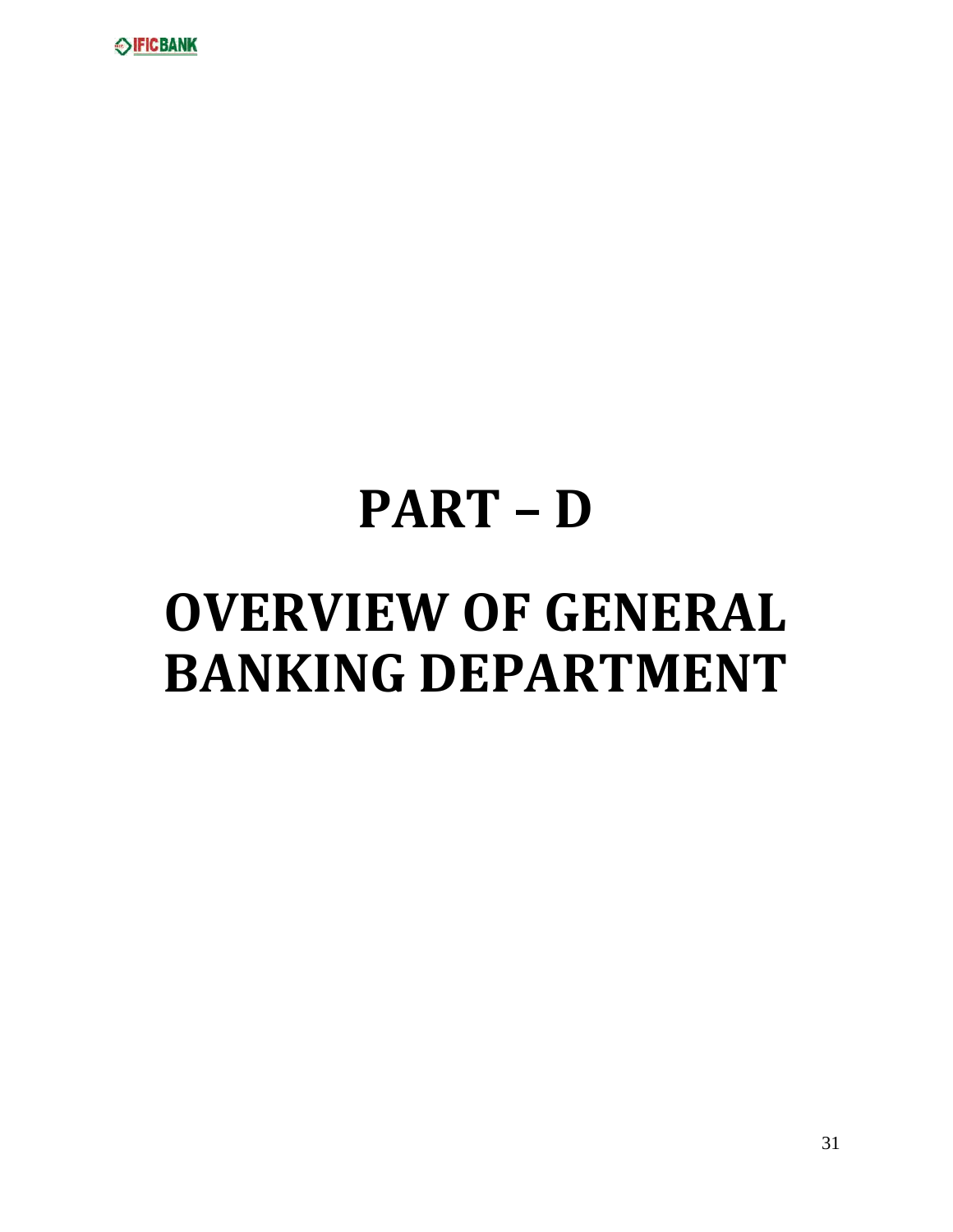# PART – D

# OVERVIEW OF GENERAL BANKING DEPARTMENT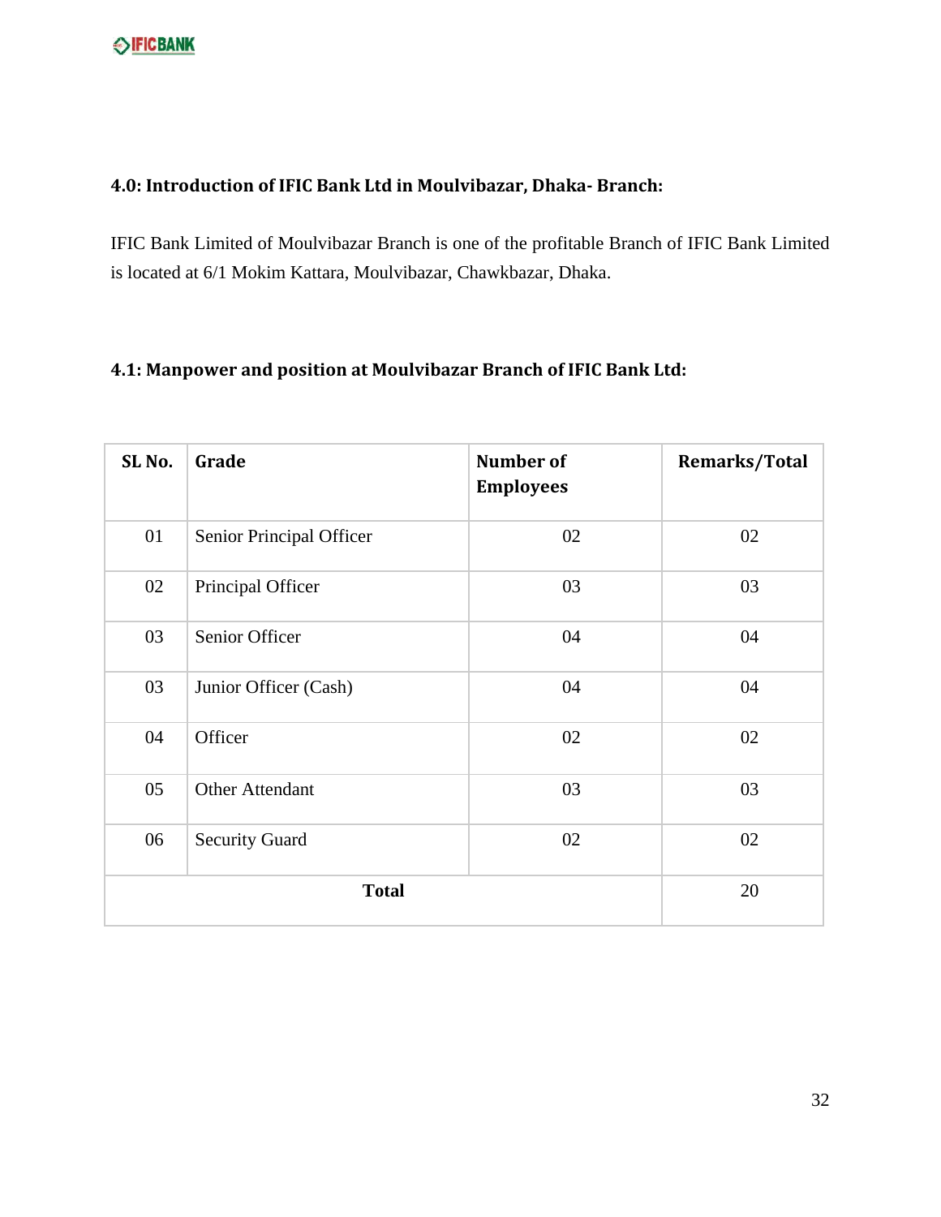### 4.0: Introduction of IFIC Bank Ltd in Moulvibazar, Dhaka- Branch:

IFIC Bank Limited of Moulvibazar Branch is one of the profitable Branch of IFIC Bank Limited is located at 6/1 Mokim Kattara, Moulvibazar, Chawkbazar, Dhaka.

### 4.1: Manpower and position at Moulvibazar Branch of IFIC Bank Ltd:

| SL No. | Grade | Number of Employees | Remarks/Total |
|---|---|---|---|
| 01 | Senior Principal Officer | 02 | 02 |
| 02 | Principal Officer | 03 | 03 |
| 03 | Senior Officer | 04 | 04 |
| 03 | Junior Officer (Cash) | 04 | 04 |
| 04 | Officer | 02 | 02 |
| 05 | Other Attendant | 03 | 03 |
| 06 | Security Guard | 02 | 02 |
| **Total** | | | 20 |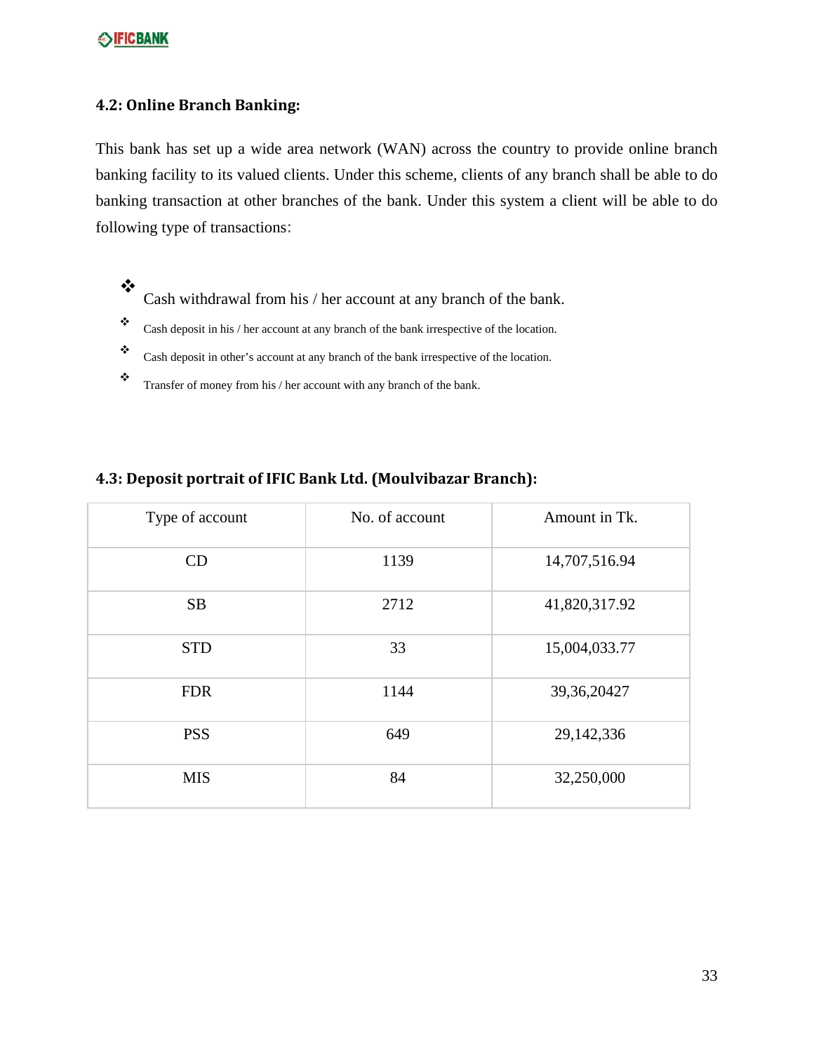### 4.2: Online Branch Banking:

This bank has set up a wide area network (WAN) across the country to provide online branch banking facility to its valued clients. Under this scheme, clients of any branch shall be able to do banking transaction at other branches of the bank. Under this system a client will be able to do following type of transactions:

- Cash withdrawal from his / her account at any branch of the bank.
- Cash deposit in his / her account at any branch of the bank irrespective of the location.
- Cash deposit in other's account at any branch of the bank irrespective of the location.
- Transfer of money from his / her account with any branch of the bank.

### 4.3: Deposit portrait of IFIC Bank Ltd. (Moulvibazar Branch):

| Type of account | No. of account | Amount in Tk. |
|---|---|---|
| CD | 1139 | 14,707,516.94 |
| SB | 2712 | 41,820,317.92 |
| STD | 33 | 15,004,033.77 |
| FDR | 1144 | 39,36,20427 |
| PSS | 649 | 29,142,336 |
| MIS | 84 | 32,250,000 |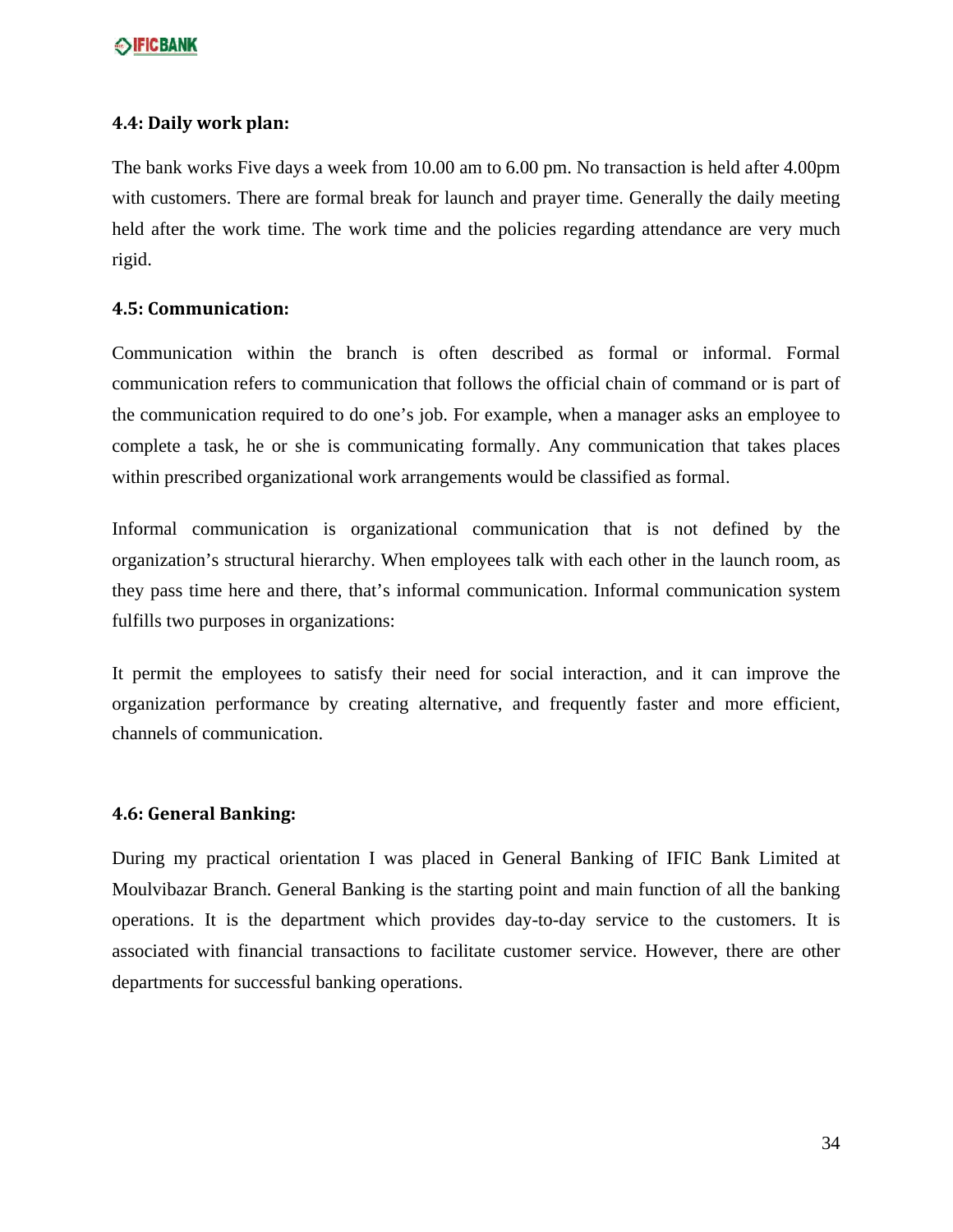### 4.4: Daily work plan:

The bank works Five days a week from 10.00 am to 6.00 pm. No transaction is held after 4.00pm with customers. There are formal break for launch and prayer time. Generally the daily meeting held after the work time. The work time and the policies regarding attendance are very much rigid.

### 4.5: Communication:

Communication within the branch is often described as formal or informal. Formal communication refers to communication that follows the official chain of command or is part of the communication required to do one's job. For example, when a manager asks an employee to complete a task, he or she is communicating formally. Any communication that takes places within prescribed organizational work arrangements would be classified as formal.

Informal communication is organizational communication that is not defined by the organization's structural hierarchy. When employees talk with each other in the launch room, as they pass time here and there, that's informal communication. Informal communication system fulfills two purposes in organizations:

It permit the employees to satisfy their need for social interaction, and it can improve the organization performance by creating alternative, and frequently faster and more efficient, channels of communication.

### 4.6: General Banking:

During my practical orientation I was placed in General Banking of IFIC Bank Limited at Moulvibazar Branch. General Banking is the starting point and main function of all the banking operations. It is the department which provides day-to-day service to the customers. It is associated with financial transactions to facilitate customer service. However, there are other departments for successful banking operations.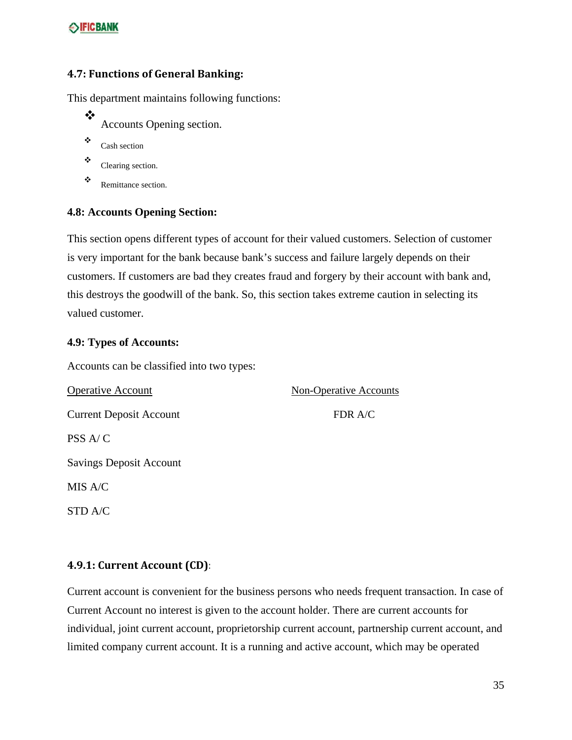### 4.7: Functions of General Banking:

This department maintains following functions:

- Accounts Opening section.
- Cash section
- Clearing section.
- Remittance section.

### 4.8: Accounts Opening Section:

This section opens different types of account for their valued customers. Selection of customer is very important for the bank because bank's success and failure largely depends on their customers. If customers are bad they creates fraud and forgery by their account with bank and, this destroys the goodwill of the bank. So, this section takes extreme caution in selecting its valued customer.

### 4.9: Types of Accounts:

Accounts can be classified into two types:

| Operative Account | Non-Operative Accounts |
|---|---|
| Current Deposit Account | FDR A/C |
| PSS A/ C | |
| Savings Deposit Account | |
| MIS A/C | |
| STD A/C | |

#### 4.9.1: Current Account (CD):

Current account is convenient for the business persons who needs frequent transaction. In case of Current Account no interest is given to the account holder. There are current accounts for individual, joint current account, proprietorship current account, partnership current account, and limited company current account. It is a running and active account, which may be operated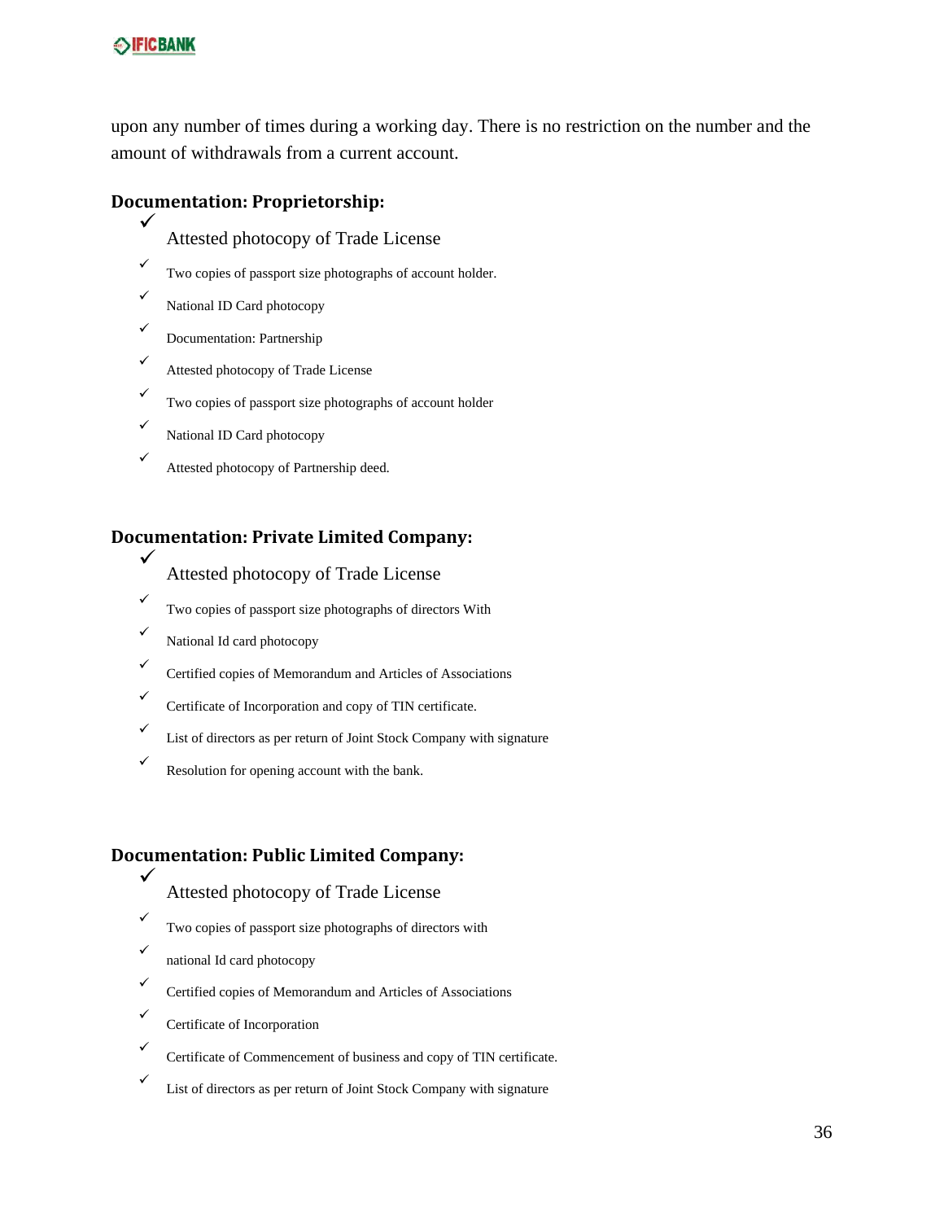upon any number of times during a working day. There is no restriction on the number and the amount of withdrawals from a current account.

### Documentation: Proprietorship:

- ✓ Attested photocopy of Trade License
- ✓ Two copies of passport size photographs of account holder.
- ✓ National ID Card photocopy
- ✓ Documentation: Partnership
- ✓ Attested photocopy of Trade License
- ✓ Two copies of passport size photographs of account holder
- ✓ National ID Card photocopy
- ✓ Attested photocopy of Partnership deed.

### Documentation: Private Limited Company:

- ✓ Attested photocopy of Trade License
- ✓ Two copies of passport size photographs of directors With
- ✓ National Id card photocopy
- ✓ Certified copies of Memorandum and Articles of Associations
- ✓ Certificate of Incorporation and copy of TIN certificate.
- ✓ List of directors as per return of Joint Stock Company with signature
- ✓ Resolution for opening account with the bank.

### Documentation: Public Limited Company:

- ✓ Attested photocopy of Trade License
- ✓ Two copies of passport size photographs of directors with
- ✓ national Id card photocopy
- ✓ Certified copies of Memorandum and Articles of Associations
- ✓ Certificate of Incorporation
- ✓ Certificate of Commencement of business and copy of TIN certificate.
- ✓ List of directors as per return of Joint Stock Company with signature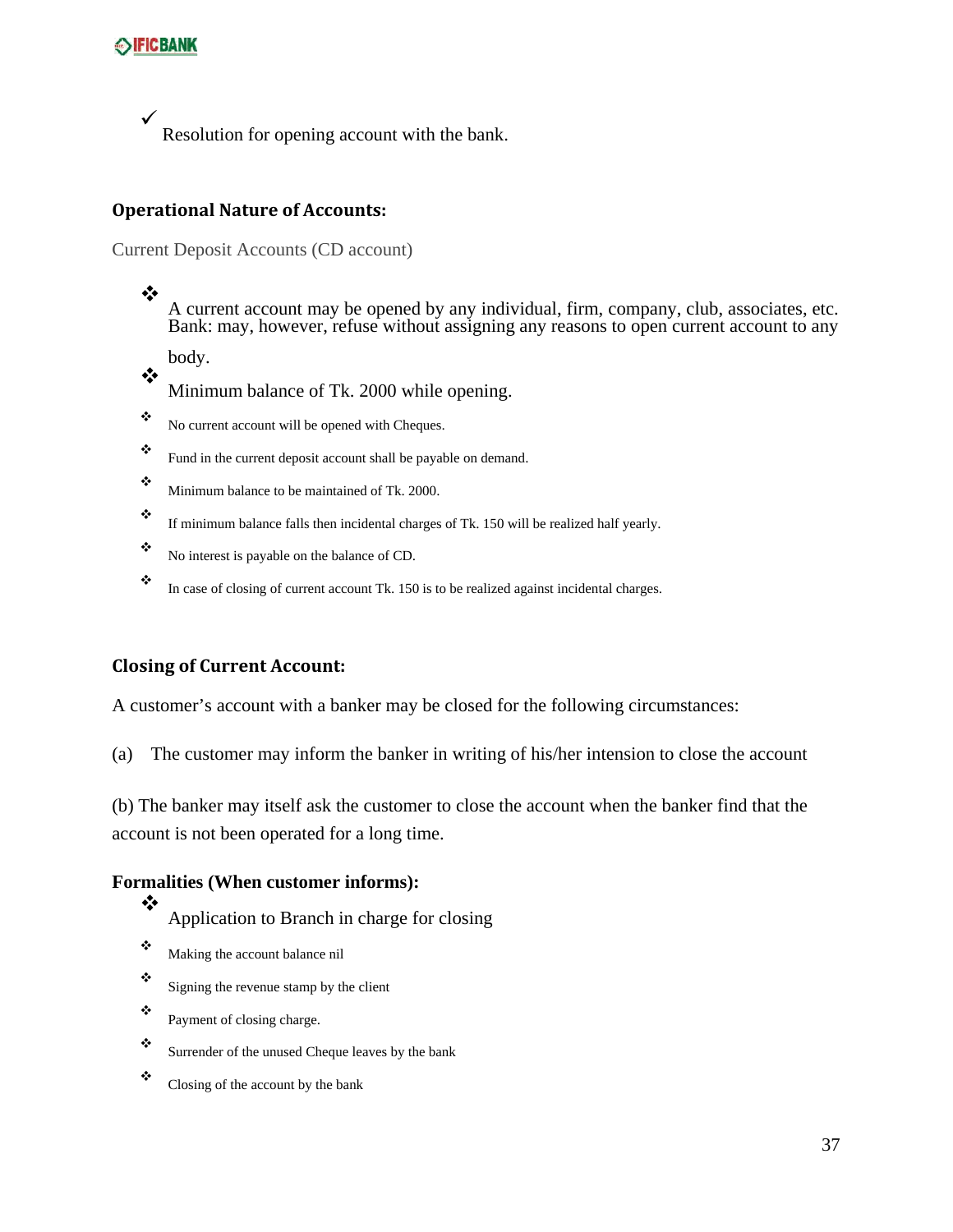- Resolution for opening account with the bank.

### Operational Nature of Accounts:

Current Deposit Accounts (CD account)

- A current account may be opened by any individual, firm, company, club, associates, etc. Bank: may, however, refuse without assigning any reasons to open current account to any body.
- Minimum balance of Tk. 2000 while opening.
- No current account will be opened with Cheques.
- Fund in the current deposit account shall be payable on demand.
- Minimum balance to be maintained of Tk. 2000.
- If minimum balance falls then incidental charges of Tk. 150 will be realized half yearly.
- No interest is payable on the balance of CD.
- In case of closing of current account Tk. 150 is to be realized against incidental charges.

### Closing of Current Account:

A customer's account with a banker may be closed for the following circumstances:

(a) The customer may inform the banker in writing of his/her intension to close the account

(b) The banker may itself ask the customer to close the account when the banker find that the account is not been operated for a long time.

**Formalities (When customer informs):**

- Application to Branch in charge for closing
- Making the account balance nil
- Signing the revenue stamp by the client
- Payment of closing charge.
- Surrender of the unused Cheque leaves by the bank
- Closing of the account by the bank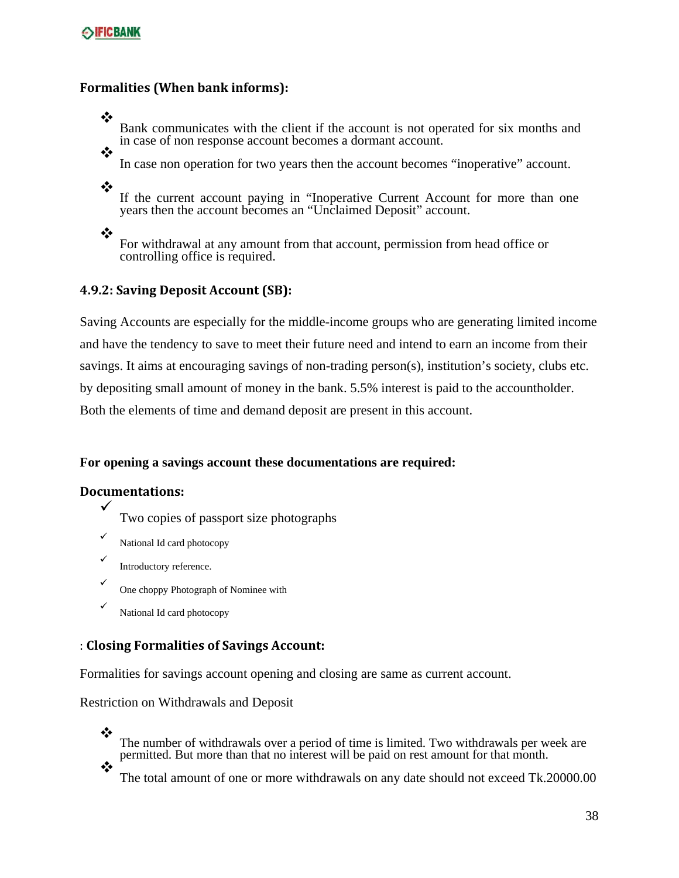**Formalities (When bank informs):**

- Bank communicates with the client if the account is not operated for six months and in case of non response account becomes a dormant account.
- In case non operation for two years then the account becomes "inoperative" account.
- If the current account paying in "Inoperative Current Account for more than one years then the account becomes an "Unclaimed Deposit" account.
- For withdrawal at any amount from that account, permission from head office or controlling office is required.

### 4.9.2: Saving Deposit Account (SB):

Saving Accounts are especially for the middle-income groups who are generating limited income and have the tendency to save to meet their future need and intend to earn an income from their savings. It aims at encouraging savings of non-trading person(s), institution's society, clubs etc. by depositing small amount of money in the bank. 5.5% interest is paid to the accountholder. Both the elements of time and demand deposit are present in this account.

**For opening a savings account these documentations are required:**

**Documentations:**

- ✓ Two copies of passport size photographs
- ✓ National Id card photocopy
- ✓ Introductory reference.
- ✓ One choppy Photograph of Nominee with
- ✓ National Id card photocopy

: **Closing Formalities of Savings Account:**

Formalities for savings account opening and closing are same as current account.

Restriction on Withdrawals and Deposit

- The number of withdrawals over a period of time is limited. Two withdrawals per week are permitted. But more than that no interest will be paid on rest amount for that month.
- The total amount of one or more withdrawals on any date should not exceed Tk.20000.00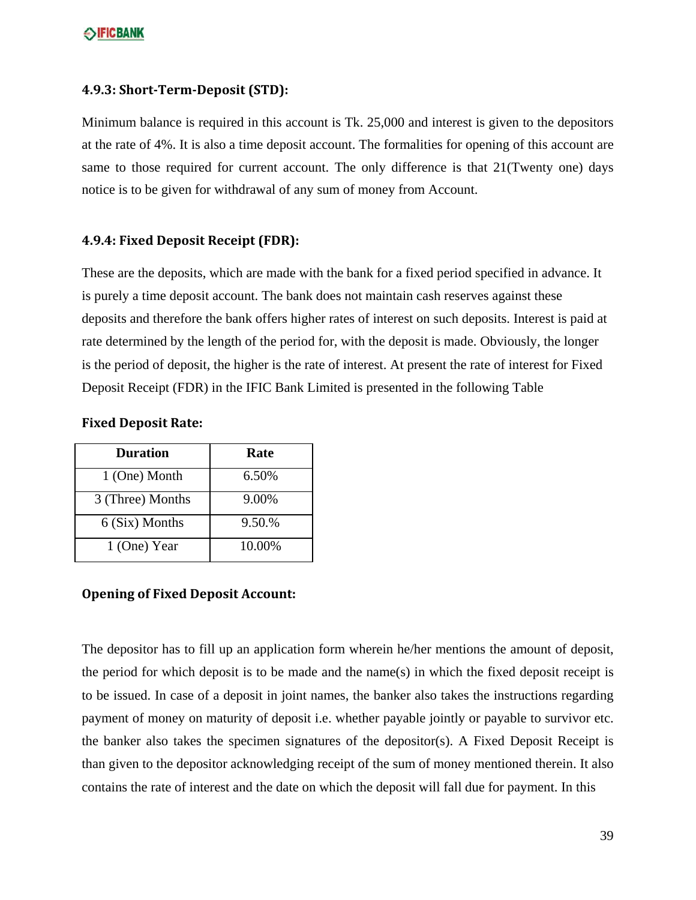### 4.9.3: Short-Term-Deposit (STD):

Minimum balance is required in this account is Tk. 25,000 and interest is given to the depositors at the rate of 4%. It is also a time deposit account. The formalities for opening of this account are same to those required for current account. The only difference is that 21(Twenty one) days notice is to be given for withdrawal of any sum of money from Account.

### 4.9.4: Fixed Deposit Receipt (FDR):

These are the deposits, which are made with the bank for a fixed period specified in advance. It is purely a time deposit account. The bank does not maintain cash reserves against these deposits and therefore the bank offers higher rates of interest on such deposits. Interest is paid at rate determined by the length of the period for, with the deposit is made. Obviously, the longer is the period of deposit, the higher is the rate of interest. At present the rate of interest for Fixed Deposit Receipt (FDR) in the IFIC Bank Limited is presented in the following Table

**Fixed Deposit Rate:**

| Duration | Rate |
|---|---|
| 1 (One) Month | 6.50% |
| 3 (Three) Months | 9.00% |
| 6 (Six) Months | 9.50.% |
| 1 (One) Year | 10.00% |

**Opening of Fixed Deposit Account:**

The depositor has to fill up an application form wherein he/her mentions the amount of deposit, the period for which deposit is to be made and the name(s) in which the fixed deposit receipt is to be issued. In case of a deposit in joint names, the banker also takes the instructions regarding payment of money on maturity of deposit i.e. whether payable jointly or payable to survivor etc. the banker also takes the specimen signatures of the depositor(s). A Fixed Deposit Receipt is than given to the depositor acknowledging receipt of the sum of money mentioned therein. It also contains the rate of interest and the date on which the deposit will fall due for payment. In this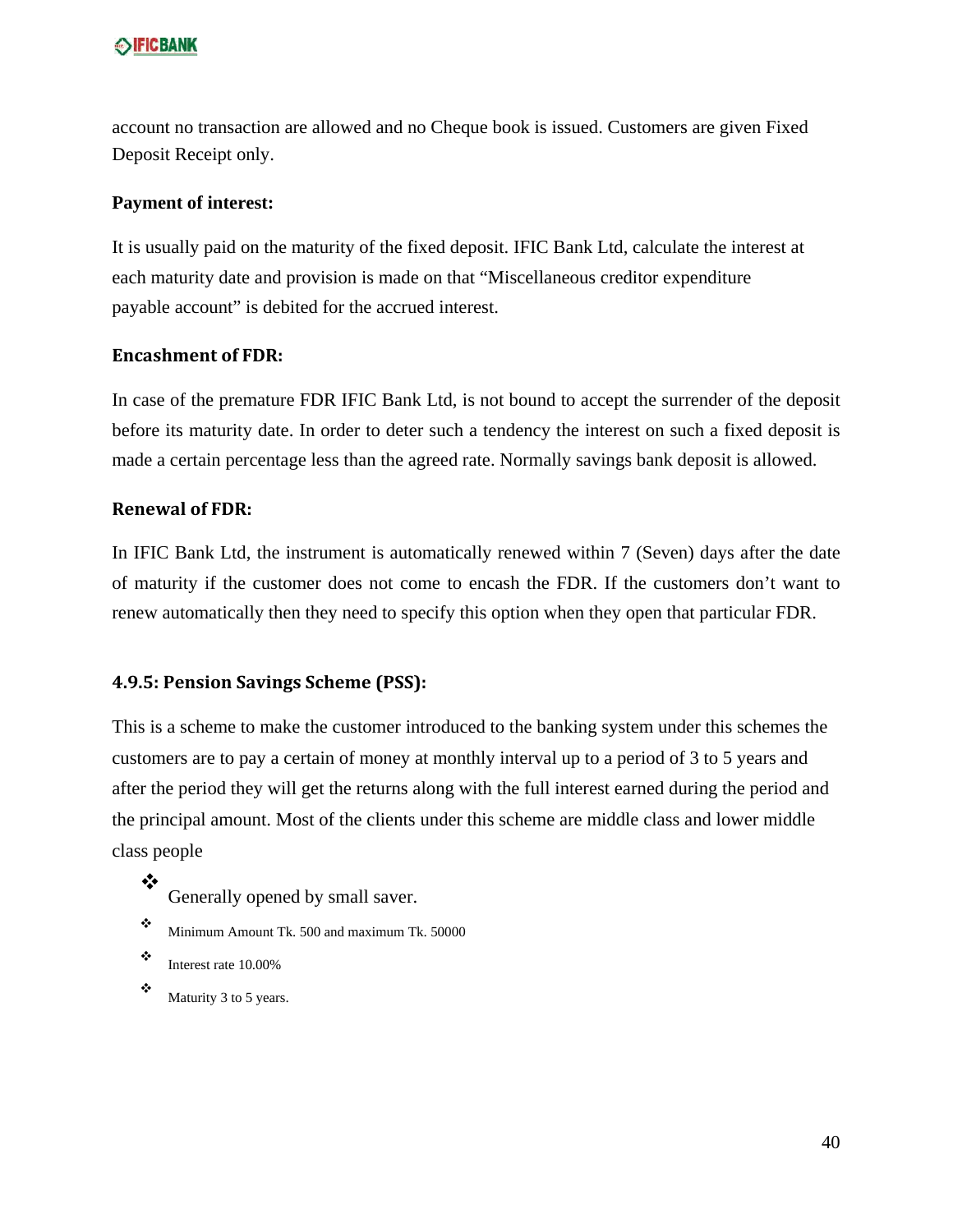account no transaction are allowed and no Cheque book is issued. Customers are given Fixed Deposit Receipt only.

**Payment of interest:**

It is usually paid on the maturity of the fixed deposit. IFIC Bank Ltd, calculate the interest at each maturity date and provision is made on that “Miscellaneous creditor expenditure payable account” is debited for the accrued interest.

**Encashment of FDR:**

In case of the premature FDR IFIC Bank Ltd, is not bound to accept the surrender of the deposit before its maturity date. In order to deter such a tendency the interest on such a fixed deposit is made a certain percentage less than the agreed rate. Normally savings bank deposit is allowed.

**Renewal of FDR:**

In IFIC Bank Ltd, the instrument is automatically renewed within 7 (Seven) days after the date of maturity if the customer does not come to encash the FDR. If the customers don’t want to renew automatically then they need to specify this option when they open that particular FDR.

### 4.9.5: Pension Savings Scheme (PSS):

This is a scheme to make the customer introduced to the banking system under this schemes the customers are to pay a certain of money at monthly interval up to a period of 3 to 5 years and after the period they will get the returns along with the full interest earned during the period and the principal amount. Most of the clients under this scheme are middle class and lower middle class people

- Generally opened by small saver.
- Minimum Amount Tk. 500 and maximum Tk. 50000
- Interest rate 10.00%
- Maturity 3 to 5 years.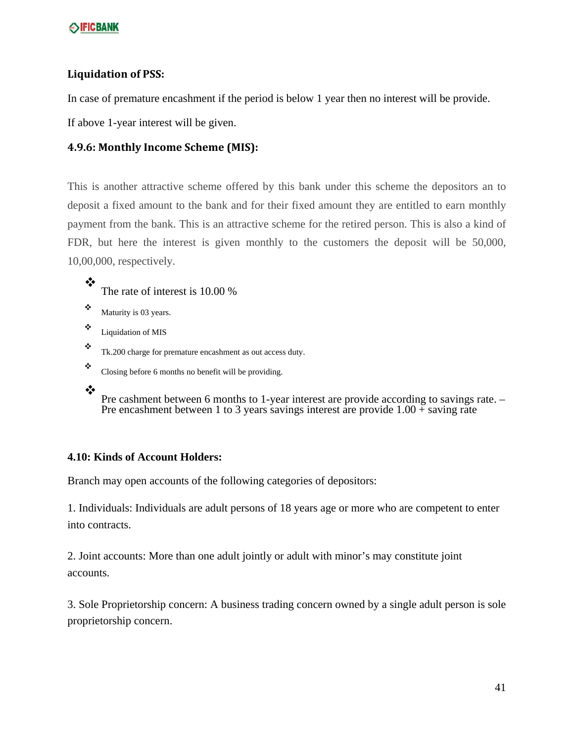**Liquidation of PSS:**

In case of premature encashment if the period is below 1 year then no interest will be provide.

If above 1-year interest will be given.

### 4.9.6: Monthly Income Scheme (MIS):

This is another attractive scheme offered by this bank under this scheme the depositors an to deposit a fixed amount to the bank and for their fixed amount they are entitled to earn monthly payment from the bank. This is an attractive scheme for the retired person. This is also a kind of FDR, but here the interest is given monthly to the customers the deposit will be 50,000, 10,00,000, respectively.

- The rate of interest is 10.00 %
- Maturity is 03 years.
- Liquidation of MIS
- Tk.200 charge for premature encashment as out access duty.
- Closing before 6 months no benefit will be providing.
- Pre cashment between 6 months to 1-year interest are provide according to savings rate. – Pre encashment between 1 to 3 years savings interest are provide 1.00 + saving rate

**4.10: Kinds of Account Holders:**

Branch may open accounts of the following categories of depositors:

1. Individuals: Individuals are adult persons of 18 years age or more who are competent to enter into contracts.

2. Joint accounts: More than one adult jointly or adult with minor's may constitute joint accounts.

3. Sole Proprietorship concern: A business trading concern owned by a single adult person is sole proprietorship concern.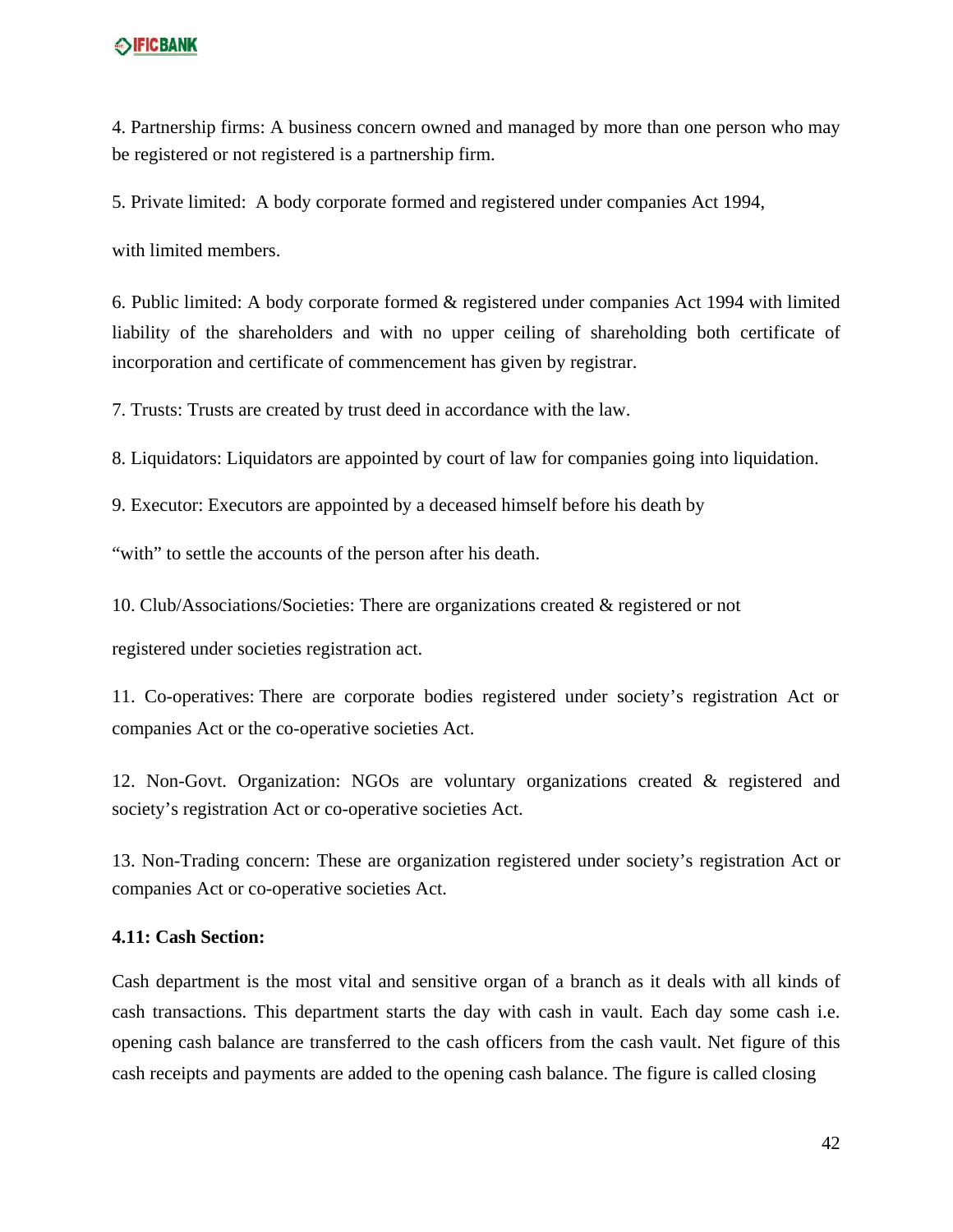4. Partnership firms: A business concern owned and managed by more than one person who may be registered or not registered is a partnership firm.

5. Private limited: A body corporate formed and registered under companies Act 1994,

with limited members.

6. Public limited: A body corporate formed & registered under companies Act 1994 with limited liability of the shareholders and with no upper ceiling of shareholding both certificate of incorporation and certificate of commencement has given by registrar.

7. Trusts: Trusts are created by trust deed in accordance with the law.

8. Liquidators: Liquidators are appointed by court of law for companies going into liquidation.

9. Executor: Executors are appointed by a deceased himself before his death by

“with” to settle the accounts of the person after his death.

10. Club/Associations/Societies: There are organizations created & registered or not

registered under societies registration act.

11. Co-operatives: There are corporate bodies registered under society’s registration Act or companies Act or the co-operative societies Act.

12. Non-Govt. Organization: NGOs are voluntary organizations created & registered and society’s registration Act or co-operative societies Act.

13. Non-Trading concern: These are organization registered under society’s registration Act or companies Act or co-operative societies Act.

**4.11: Cash Section:**

Cash department is the most vital and sensitive organ of a branch as it deals with all kinds of cash transactions. This department starts the day with cash in vault. Each day some cash i.e. opening cash balance are transferred to the cash officers from the cash vault. Net figure of this cash receipts and payments are added to the opening cash balance. The figure is called closing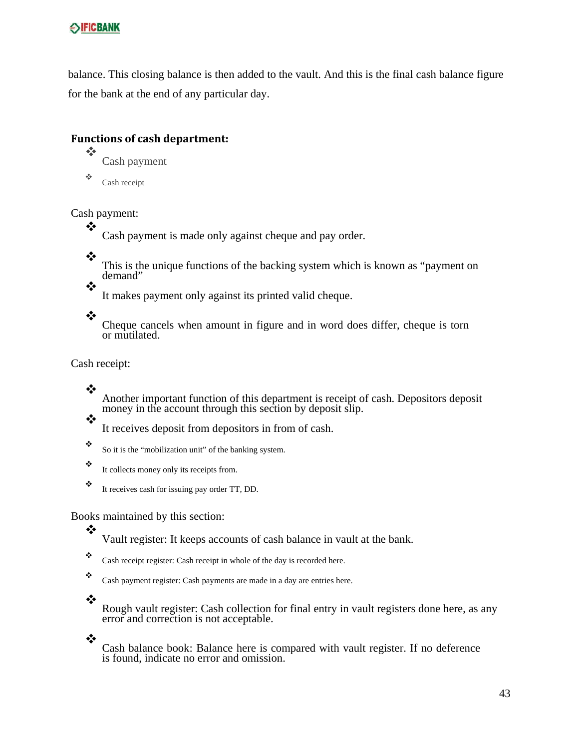balance. This closing balance is then added to the vault. And this is the final cash balance figure for the bank at the end of any particular day.

## Functions of cash department:

- Cash payment
- Cash receipt

Cash payment:

- Cash payment is made only against cheque and pay order.
- This is the unique functions of the backing system which is known as "payment on demand"
- It makes payment only against its printed valid cheque.
- Cheque cancels when amount in figure and in word does differ, cheque is torn or mutilated.

Cash receipt:

- Another important function of this department is receipt of cash. Depositors deposit money in the account through this section by deposit slip.
- It receives deposit from depositors in from of cash.
- So it is the "mobilization unit" of the banking system.
- It collects money only its receipts from.
- It receives cash for issuing pay order TT, DD.

Books maintained by this section:

- Vault register: It keeps accounts of cash balance in vault at the bank.
- Cash receipt register: Cash receipt in whole of the day is recorded here.
- Cash payment register: Cash payments are made in a day are entries here.
- Rough vault register: Cash collection for final entry in vault registers done here, as any error and correction is not acceptable.
- Cash balance book: Balance here is compared with vault register. If no deference is found, indicate no error and omission.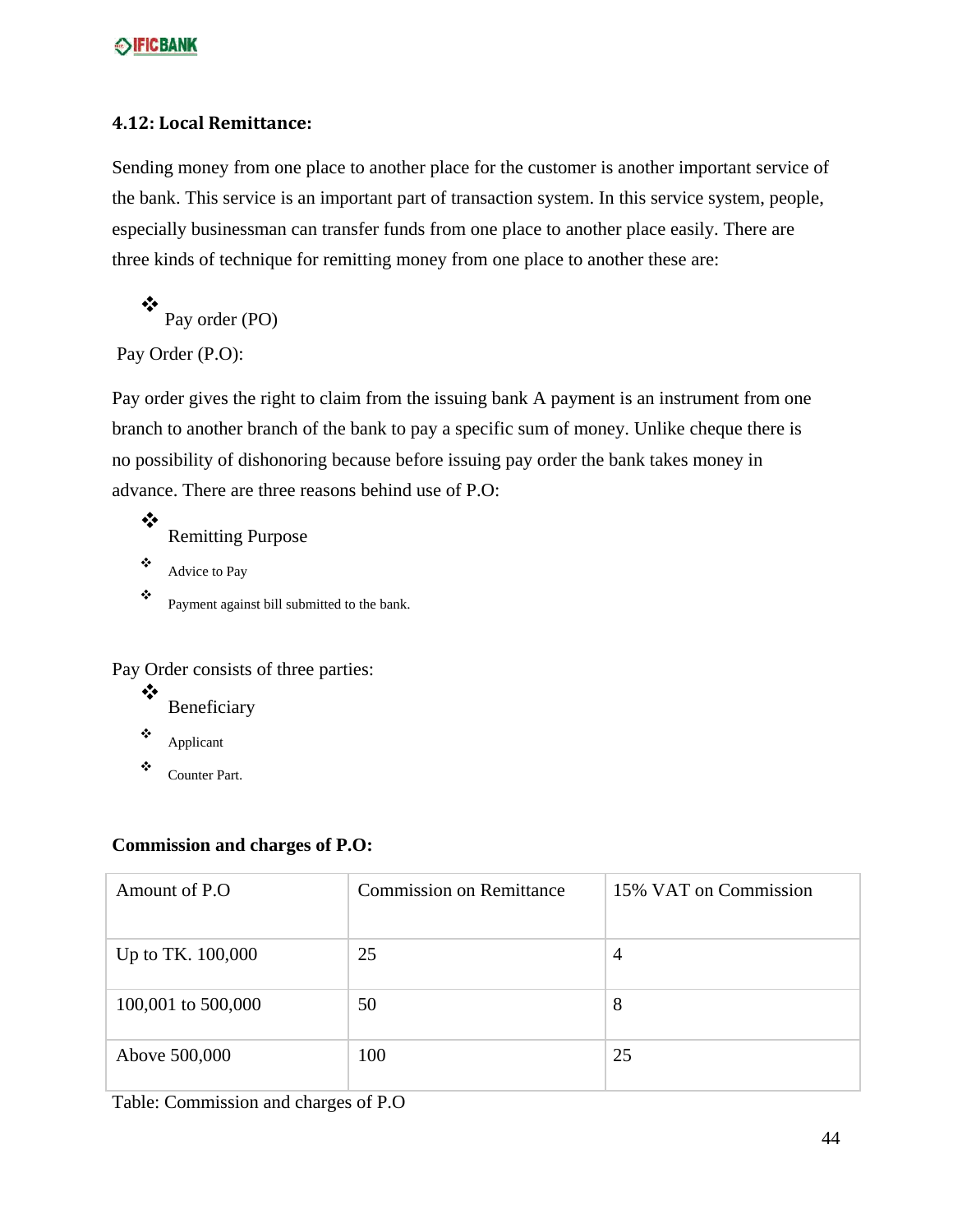### 4.12: Local Remittance:

Sending money from one place to another place for the customer is another important service of the bank. This service is an important part of transaction system. In this service system, people, especially businessman can transfer funds from one place to another place easily. There are three kinds of technique for remitting money from one place to another these are:

- Pay order (PO)

Pay Order (P.O):

Pay order gives the right to claim from the issuing bank A payment is an instrument from one branch to another branch of the bank to pay a specific sum of money. Unlike cheque there is no possibility of dishonoring because before issuing pay order the bank takes money in advance. There are three reasons behind use of P.O:

- Remitting Purpose
- Advice to Pay
- Payment against bill submitted to the bank.

Pay Order consists of three parties:

- Beneficiary
- Applicant
- Counter Part.

**Commission and charges of P.O:**

| Amount of P.O | Commission on Remittance | 15% VAT on Commission |
|---|---|---|
| Up to TK. 100,000 | 25 | 4 |
| 100,001 to 500,000 | 50 | 8 |
| Above 500,000 | 100 | 25 |

Table: Commission and charges of P.O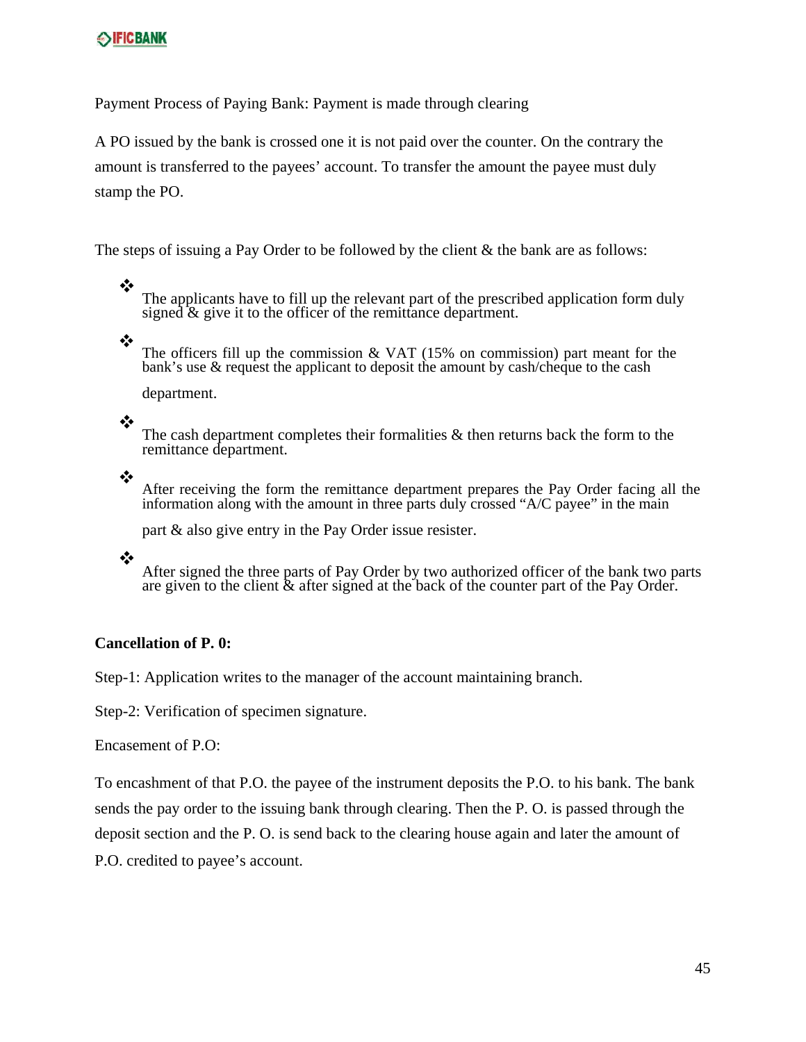Payment Process of Paying Bank: Payment is made through clearing

A PO issued by the bank is crossed one it is not paid over the counter. On the contrary the amount is transferred to the payees' account. To transfer the amount the payee must duly stamp the PO.

The steps of issuing a Pay Order to be followed by the client & the bank are as follows:

- The applicants have to fill up the relevant part of the prescribed application form duly signed & give it to the officer of the remittance department.
- The officers fill up the commission & VAT (15% on commission) part meant for the bank's use & request the applicant to deposit the amount by cash/cheque to the cash department.
- The cash department completes their formalities & then returns back the form to the remittance department.
- After receiving the form the remittance department prepares the Pay Order facing all the information along with the amount in three parts duly crossed "A/C payee" in the main part & also give entry in the Pay Order issue resister.
- After signed the three parts of Pay Order by two authorized officer of the bank two parts are given to the client & after signed at the back of the counter part of the Pay Order.

**Cancellation of P. 0:**

Step-1: Application writes to the manager of the account maintaining branch.

Step-2: Verification of specimen signature.

Encasement of P.O:

To encashment of that P.O. the payee of the instrument deposits the P.O. to his bank. The bank sends the pay order to the issuing bank through clearing. Then the P. O. is passed through the deposit section and the P. O. is send back to the clearing house again and later the amount of P.O. credited to payee's account.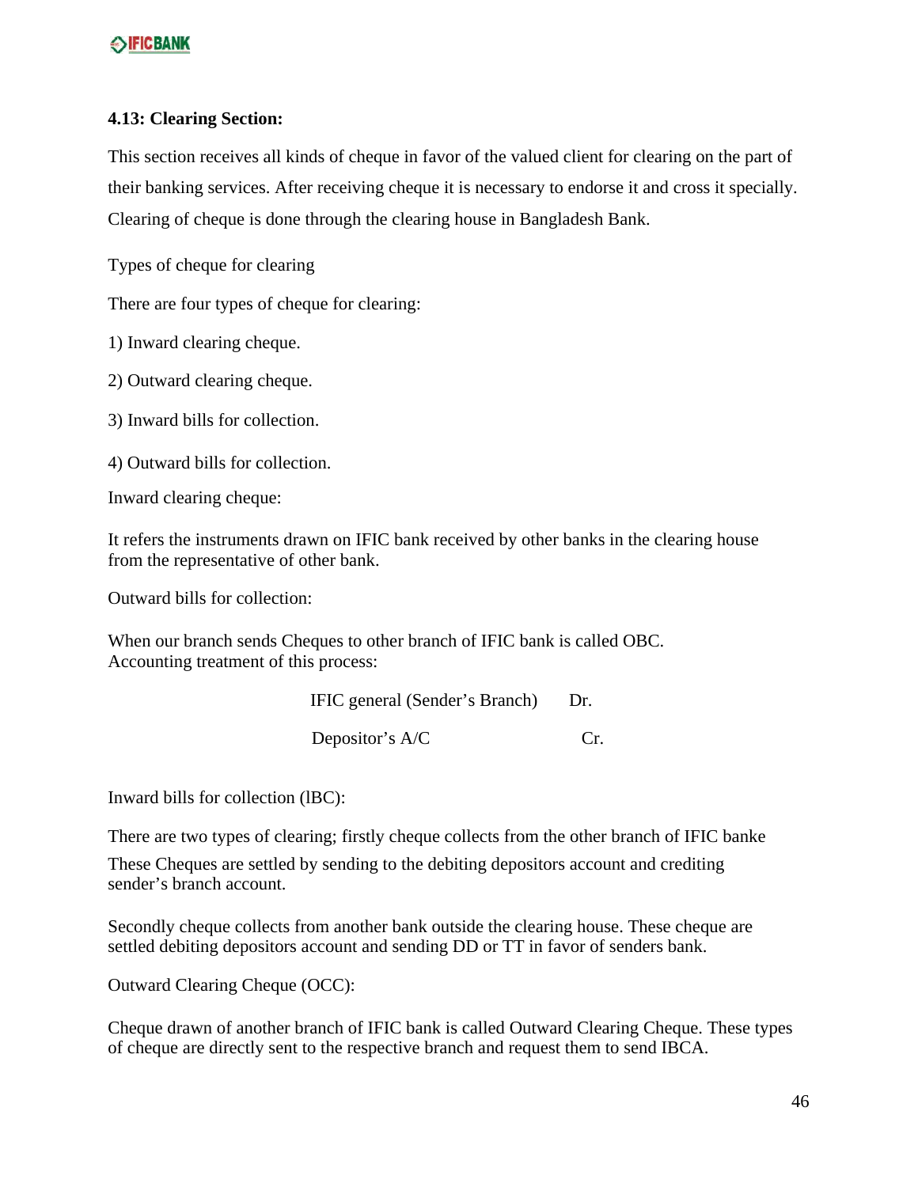### 4.13: Clearing Section:

This section receives all kinds of cheque in favor of the valued client for clearing on the part of their banking services. After receiving cheque it is necessary to endorse it and cross it specially. Clearing of cheque is done through the clearing house in Bangladesh Bank.

Types of cheque for clearing

There are four types of cheque for clearing:

1) Inward clearing cheque.

2) Outward clearing cheque.

3) Inward bills for collection.

4) Outward bills for collection.

Inward clearing cheque:

It refers the instruments drawn on IFIC bank received by other banks in the clearing house from the representative of other bank.

Outward bills for collection:

When our branch sends Cheques to other branch of IFIC bank is called OBC.
Accounting treatment of this process:

| | |
|---|---|
| IFIC general (Sender's Branch) | Dr. |
| Depositor's A/C | Cr. |

Inward bills for collection (lBC):

There are two types of clearing; firstly cheque collects from the other branch of IFIC banke

These Cheques are settled by sending to the debiting depositors account and crediting sender's branch account.

Secondly cheque collects from another bank outside the clearing house. These cheque are settled debiting depositors account and sending DD or TT in favor of senders bank.

Outward Clearing Cheque (OCC):

Cheque drawn of another branch of IFIC bank is called Outward Clearing Cheque. These types of cheque are directly sent to the respective branch and request them to send IBCA.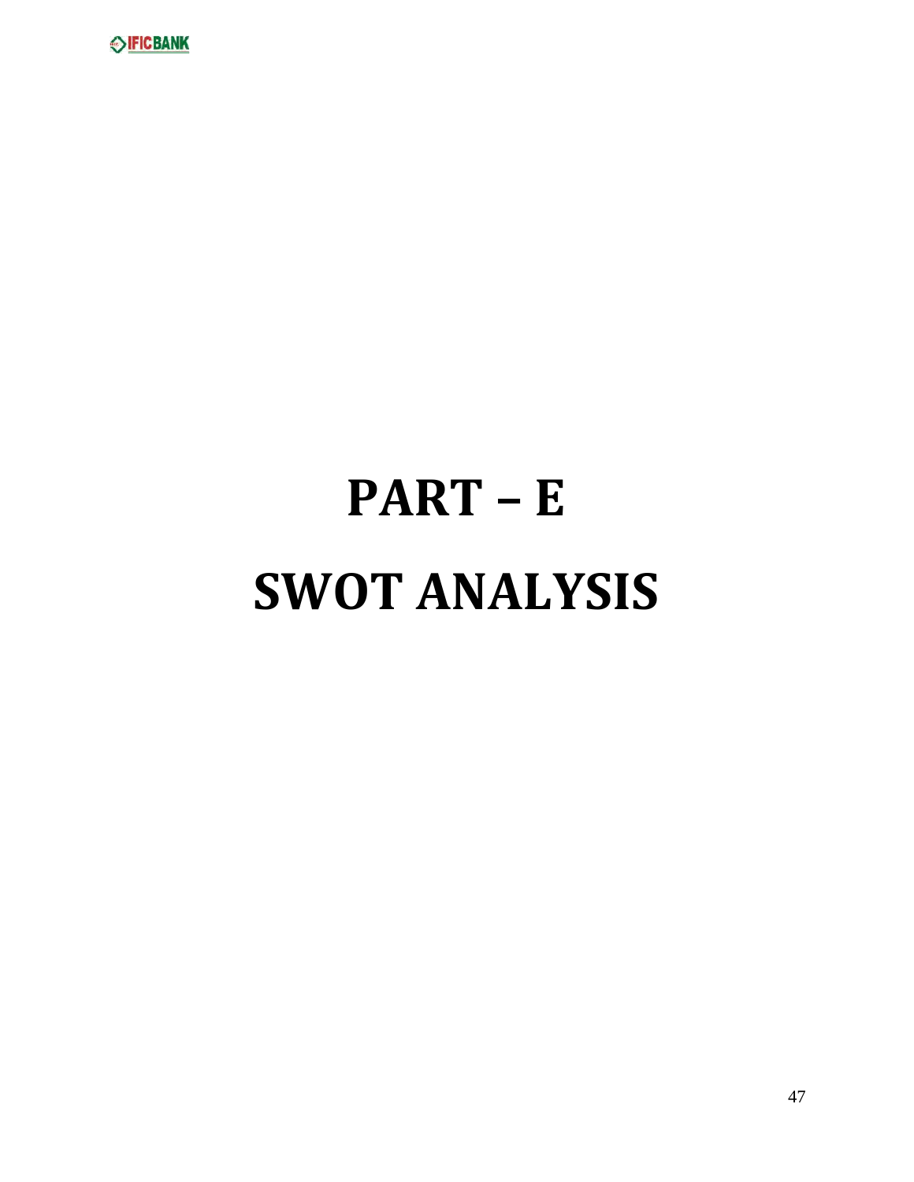# PART – E

# SWOT ANALYSIS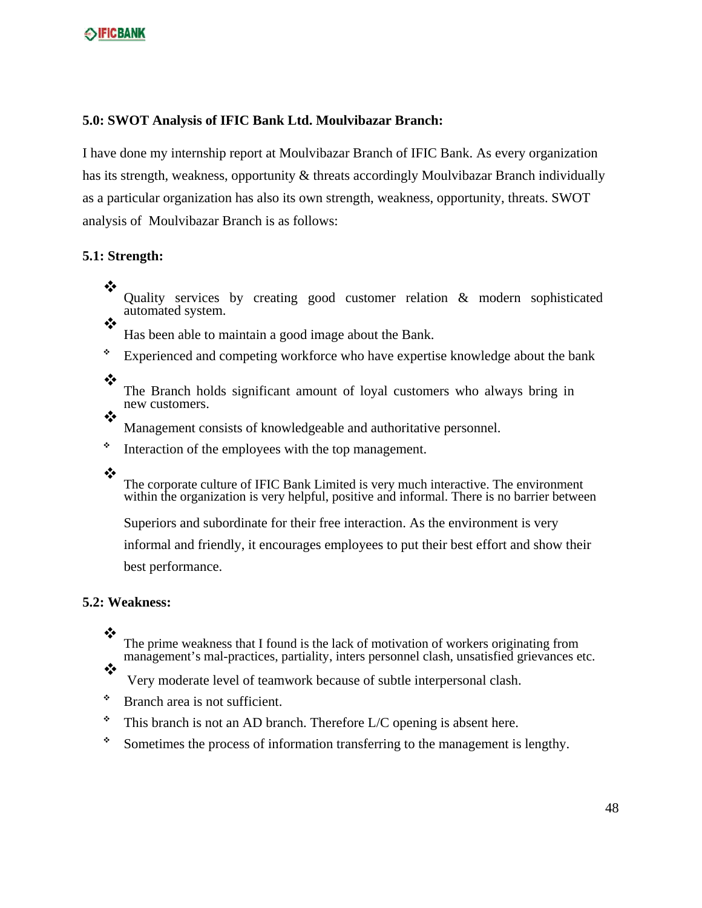**5.0: SWOT Analysis of IFIC Bank Ltd. Moulvibazar Branch:**

I have done my internship report at Moulvibazar Branch of IFIC Bank. As every organization has its strength, weakness, opportunity & threats accordingly Moulvibazar Branch individually as a particular organization has also its own strength, weakness, opportunity, threats. SWOT analysis of Moulvibazar Branch is as follows:

**5.1: Strength:**

- Quality services by creating good customer relation & modern sophisticated automated system.
- Has been able to maintain a good image about the Bank.
- Experienced and competing workforce who have expertise knowledge about the bank
- The Branch holds significant amount of loyal customers who always bring in new customers.
- Management consists of knowledgeable and authoritative personnel.
- Interaction of the employees with the top management.
- The corporate culture of IFIC Bank Limited is very much interactive. The environment within the organization is very helpful, positive and informal. There is no barrier between Superiors and subordinate for their free interaction. As the environment is very informal and friendly, it encourages employees to put their best effort and show their best performance.

**5.2: Weakness:**

- The prime weakness that I found is the lack of motivation of workers originating from management's mal-practices, partiality, inters personnel clash, unsatisfied grievances etc.
- Very moderate level of teamwork because of subtle interpersonal clash.
- Branch area is not sufficient.
- This branch is not an AD branch. Therefore L/C opening is absent here.
- Sometimes the process of information transferring to the management is lengthy.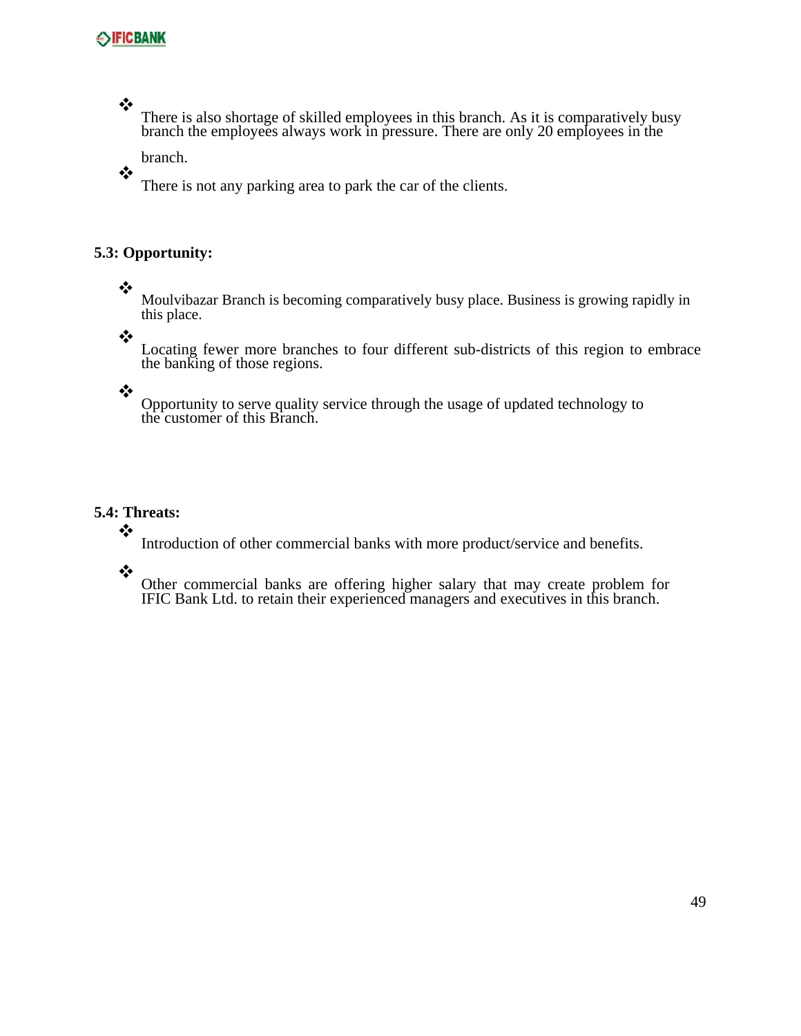- There is also shortage of skilled employees in this branch. As it is comparatively busy branch the employees always work in pressure. There are only 20 employees in the branch.
- There is not any parking area to park the car of the clients.

## 5.3: Opportunity:

- Moulvibazar Branch is becoming comparatively busy place. Business is growing rapidly in this place.
- Locating fewer more branches to four different sub-districts of this region to embrace the banking of those regions.
- Opportunity to serve quality service through the usage of updated technology to the customer of this Branch.

## 5.4: Threats:

- Introduction of other commercial banks with more product/service and benefits.
- Other commercial banks are offering higher salary that may create problem for IFIC Bank Ltd. to retain their experienced managers and executives in this branch.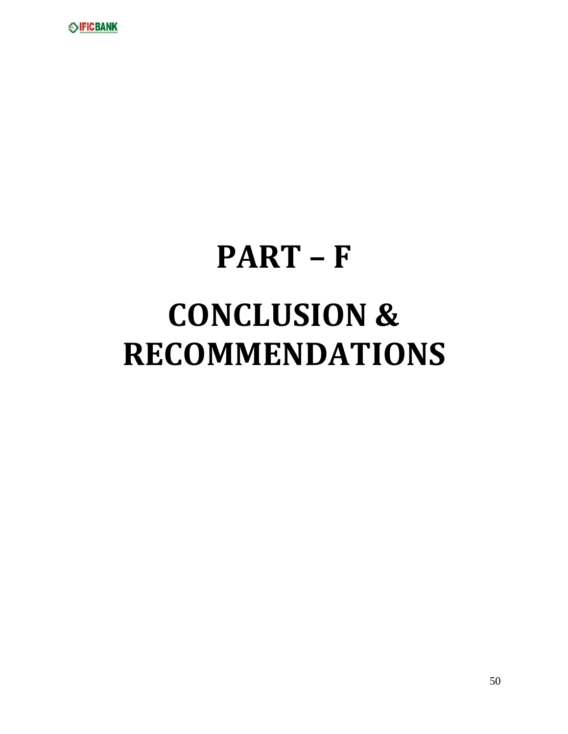# PART – F

# CONCLUSION & RECOMMENDATIONS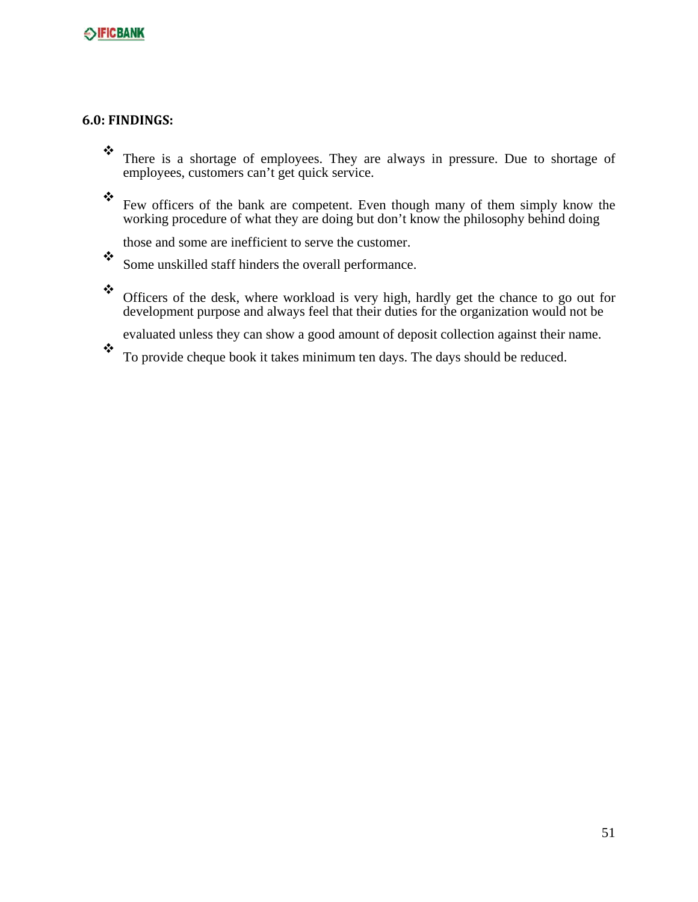## 6.0: FINDINGS:

- There is a shortage of employees. They are always in pressure. Due to shortage of employees, customers can't get quick service.
- Few officers of the bank are competent. Even though many of them simply know the working procedure of what they are doing but don't know the philosophy behind doing those and some are inefficient to serve the customer.
- Some unskilled staff hinders the overall performance.
- Officers of the desk, where workload is very high, hardly get the chance to go out for development purpose and always feel that their duties for the organization would not be evaluated unless they can show a good amount of deposit collection against their name.
- To provide cheque book it takes minimum ten days. The days should be reduced.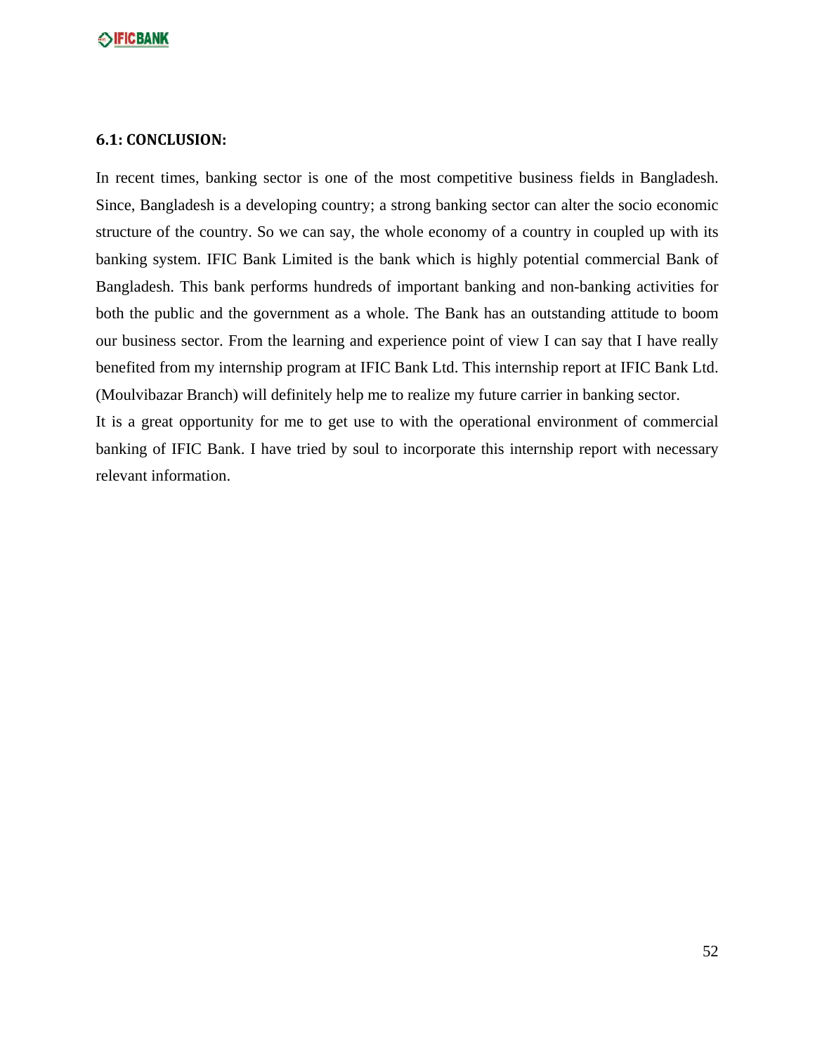### 6.1: CONCLUSION:

In recent times, banking sector is one of the most competitive business fields in Bangladesh. Since, Bangladesh is a developing country; a strong banking sector can alter the socio economic structure of the country. So we can say, the whole economy of a country in coupled up with its banking system. IFIC Bank Limited is the bank which is highly potential commercial Bank of Bangladesh. This bank performs hundreds of important banking and non-banking activities for both the public and the government as a whole. The Bank has an outstanding attitude to boom our business sector. From the learning and experience point of view I can say that I have really benefited from my internship program at IFIC Bank Ltd. This internship report at IFIC Bank Ltd. (Moulvibazar Branch) will definitely help me to realize my future carrier in banking sector.

It is a great opportunity for me to get use to with the operational environment of commercial banking of IFIC Bank. I have tried by soul to incorporate this internship report with necessary relevant information.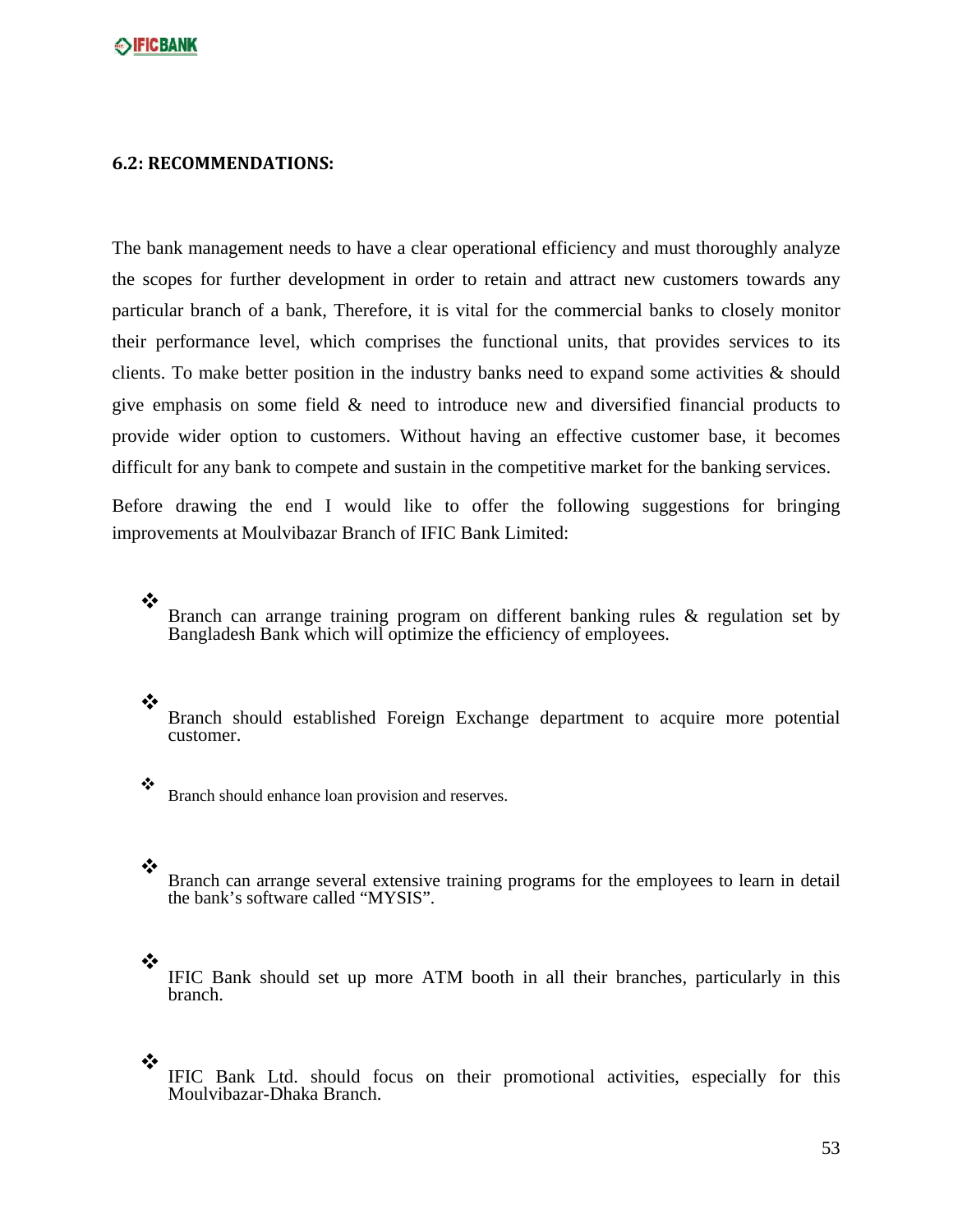### 6.2: RECOMMENDATIONS:

The bank management needs to have a clear operational efficiency and must thoroughly analyze the scopes for further development in order to retain and attract new customers towards any particular branch of a bank, Therefore, it is vital for the commercial banks to closely monitor their performance level, which comprises the functional units, that provides services to its clients. To make better position in the industry banks need to expand some activities & should give emphasis on some field & need to introduce new and diversified financial products to provide wider option to customers. Without having an effective customer base, it becomes difficult for any bank to compete and sustain in the competitive market for the banking services.

Before drawing the end I would like to offer the following suggestions for bringing improvements at Moulvibazar Branch of IFIC Bank Limited:

- Branch can arrange training program on different banking rules & regulation set by Bangladesh Bank which will optimize the efficiency of employees.
- Branch should established Foreign Exchange department to acquire more potential customer.
- Branch should enhance loan provision and reserves.
- Branch can arrange several extensive training programs for the employees to learn in detail the bank's software called "MYSIS".
- IFIC Bank should set up more ATM booth in all their branches, particularly in this branch.
- IFIC Bank Ltd. should focus on their promotional activities, especially for this Moulvibazar-Dhaka Branch.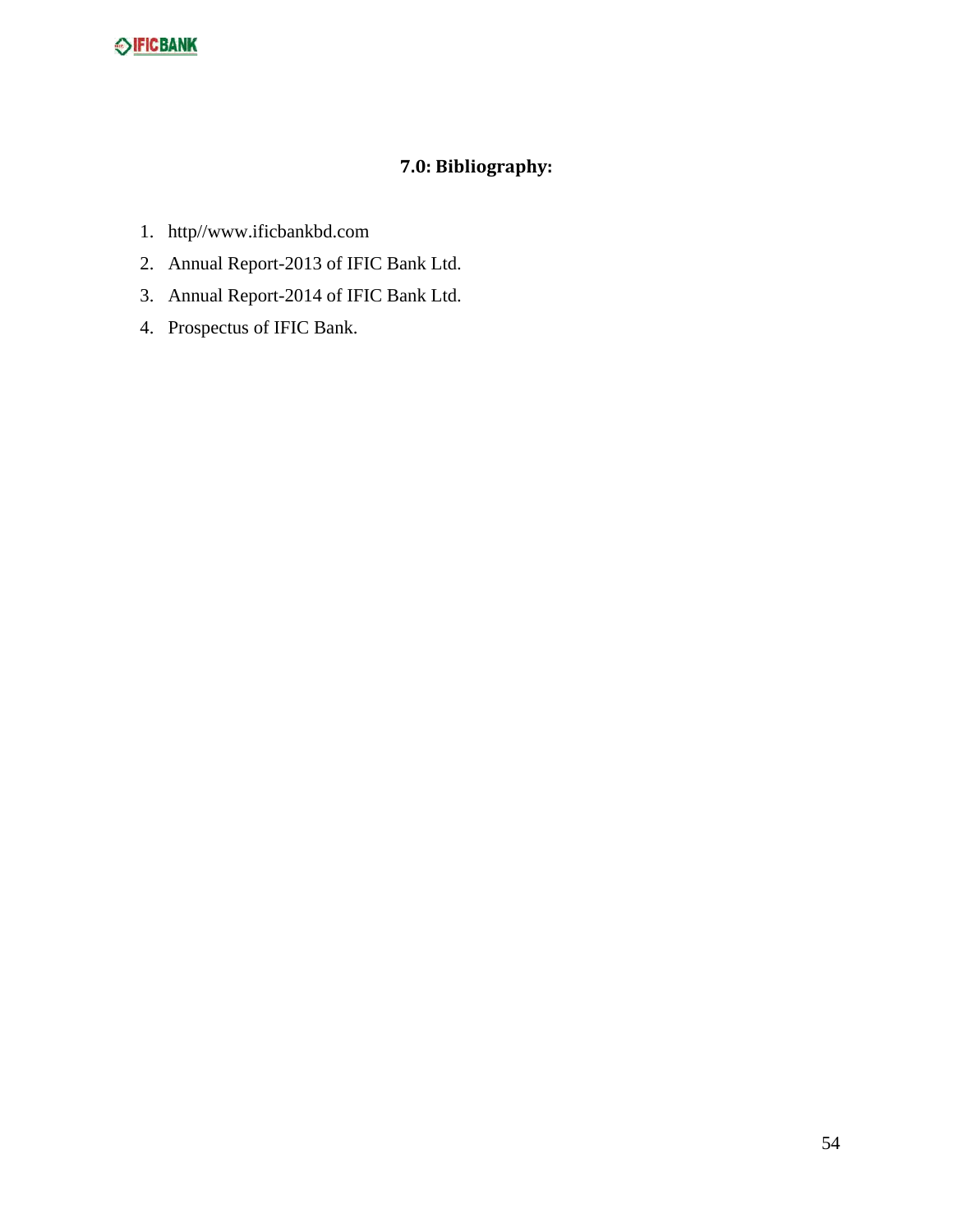## 7.0: Bibliography:

1. http//www.ificbankbd.com
2. Annual Report-2013 of IFIC Bank Ltd.
3. Annual Report-2014 of IFIC Bank Ltd.
4. Prospectus of IFIC Bank.